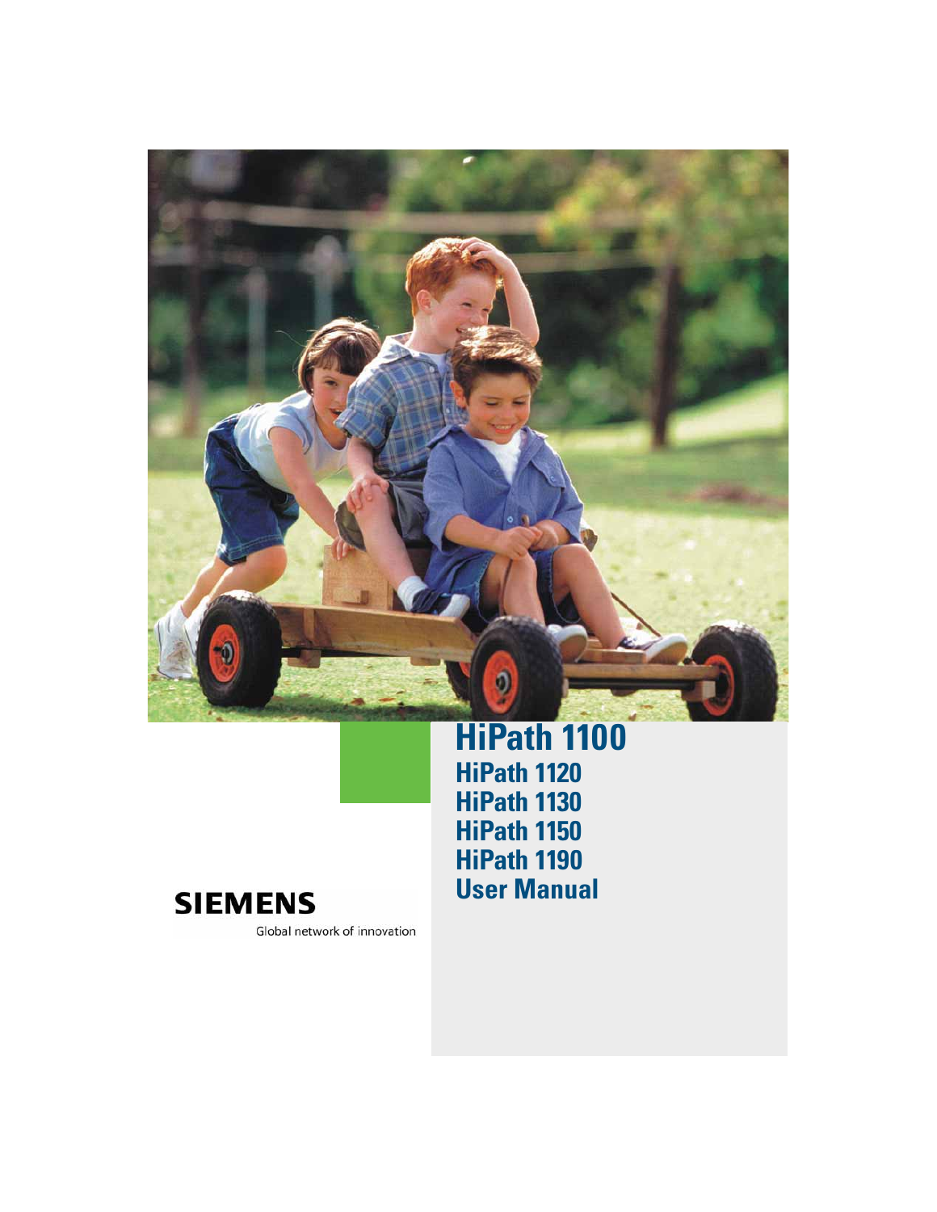# HiPath 1100

## HiPath 1120
## HiPath 1130
## HiPath 1150
## HiPath 1190
## User Manual

**SIEMENS**

Global network of innovation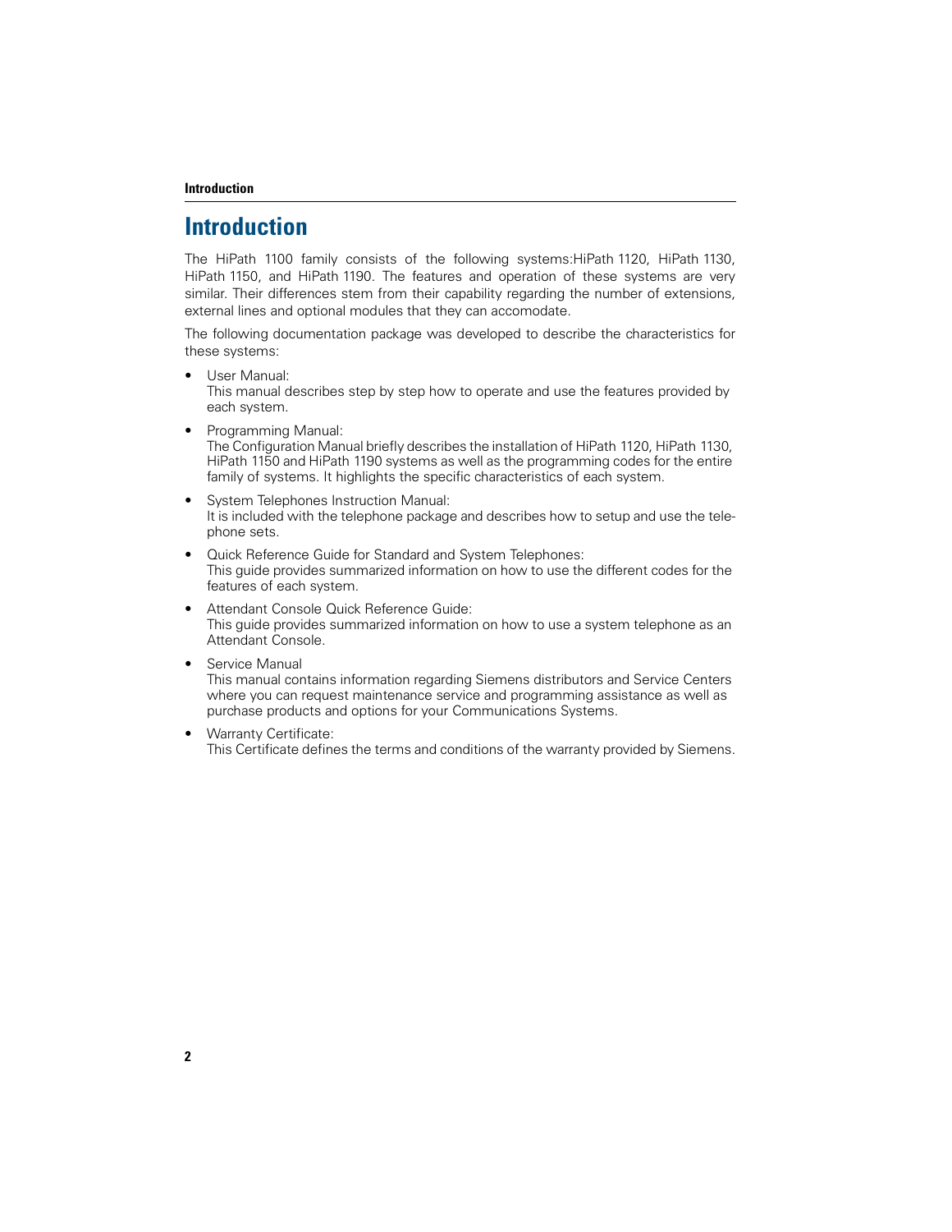# Introduction

The HiPath 1100 family consists of the following systems:HiPath 1120, HiPath 1130, HiPath 1150, and HiPath 1190. The features and operation of these systems are very similar. Their differences stem from their capability regarding the number of extensions, external lines and optional modules that they can accomodate.

The following documentation package was developed to describe the characteristics for these systems:

- User Manual:
  This manual describes step by step how to operate and use the features provided by each system.
- Programming Manual:
  The Configuration Manual briefly describes the installation of HiPath 1120, HiPath 1130, HiPath 1150 and HiPath 1190 systems as well as the programming codes for the entire family of systems. It highlights the specific characteristics of each system.
- System Telephones Instruction Manual:
  It is included with the telephone package and describes how to setup and use the telephone sets.
- Quick Reference Guide for Standard and System Telephones:
  This guide provides summarized information on how to use the different codes for the features of each system.
- Attendant Console Quick Reference Guide:
  This guide provides summarized information on how to use a system telephone as an Attendant Console.
- Service Manual
  This manual contains information regarding Siemens distributors and Service Centers where you can request maintenance service and programming assistance as well as purchase products and options for your Communications Systems.
- Warranty Certificate:
  This Certificate defines the terms and conditions of the warranty provided by Siemens.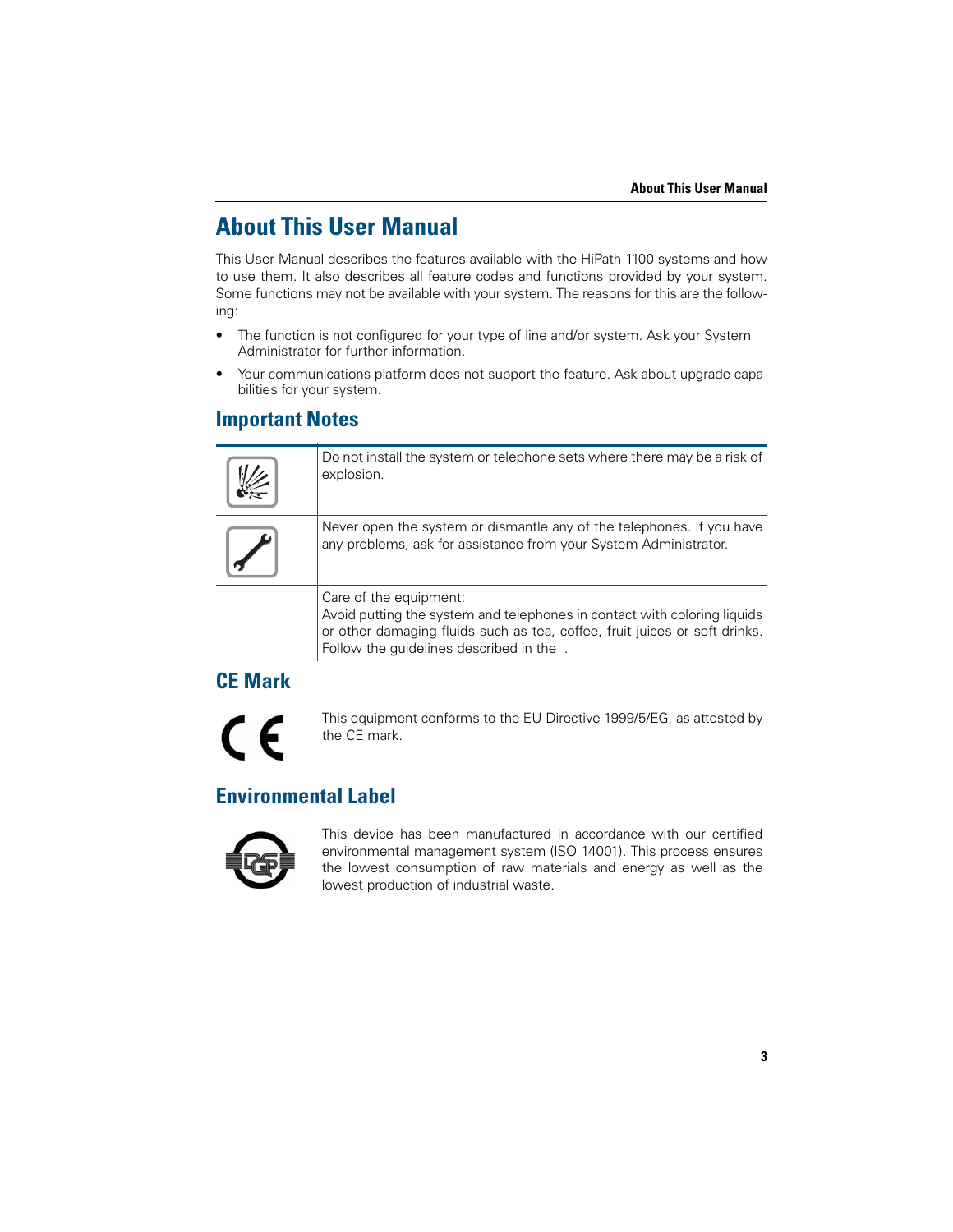# About This User Manual

This User Manual describes the features available with the HiPath 1100 systems and how to use them. It also describes all feature codes and functions provided by your system. Some functions may not be available with your system. The reasons for this are the following:

- The function is not configured for your type of line and/or system. Ask your System Administrator for further information.
- Your communications platform does not support the feature. Ask about upgrade capabilities for your system.

## Important Notes

| | |
|---|---|
| | Do not install the system or telephone sets where there may be a risk of explosion. |
| | Never open the system or dismantle any of the telephones. If you have any problems, ask for assistance from your System Administrator. |
| | Care of the equipment: Avoid putting the system and telephones in contact with coloring liquids or other damaging fluids such as tea, coffee, fruit juices or soft drinks. Follow the guidelines described in the . |

## CE Mark

This equipment conforms to the EU Directive 1999/5/EG, as attested by the CE mark.

## Environmental Label

This device has been manufactured in accordance with our certified environmental management system (ISO 14001). This process ensures the lowest consumption of raw materials and energy as well as the lowest production of industrial waste.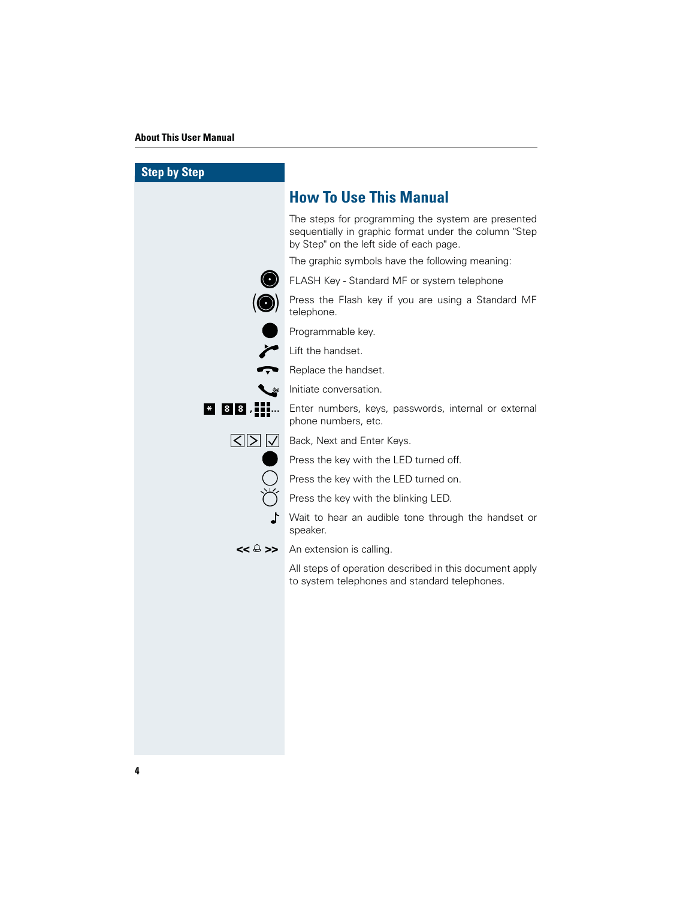Step by Step

## How To Use This Manual

The steps for programming the system are presented sequentially in graphic format under the column "Step by Step" on the left side of each page.

The graphic symbols have the following meaning:

FLASH Key - Standard MF or system telephone

Press the Flash key if you are using a Standard MF telephone.

Programmable key.

Lift the handset.

Replace the handset.

Initiate conversation.

* 8 8 , ... Enter numbers, keys, passwords, internal or external phone numbers, etc.

Back, Next and Enter Keys.

Press the key with the LED turned off.

Press the key with the LED turned on.

Press the key with the blinking LED.

Wait to hear an audible tone through the handset or speaker.

<< >> An extension is calling.

All steps of operation described in this document apply to system telephones and standard telephones.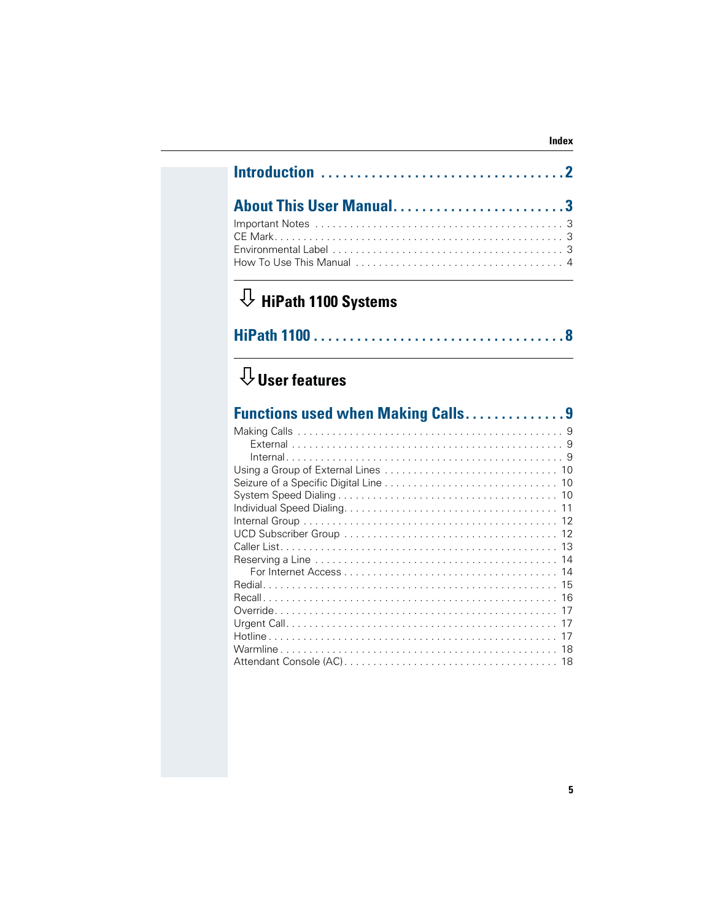## Introduction . . . . . . . . . . . . . . . . . . . . . . . . . . . . . . . . . 2

## About This User Manual. . . . . . . . . . . . . . . . . . . . . . . . 3

Important Notes . . . . . . . . . . . . . . . . . . . . . . . . . . . . . . . . . . . . . . . . . . 3
CE Mark. . . . . . . . . . . . . . . . . . . . . . . . . . . . . . . . . . . . . . . . . . . . . . . . 3
Environmental Label . . . . . . . . . . . . . . . . . . . . . . . . . . . . . . . . . . . . . . 3
How To Use This Manual . . . . . . . . . . . . . . . . . . . . . . . . . . . . . . . . . . 4

# ⇩ HiPath 1100 Systems

## HiPath 1100 . . . . . . . . . . . . . . . . . . . . . . . . . . . . . . . . . . 8

# ⇩ User features

## Functions used when Making Calls. . . . . . . . . . . . . . 9

Making Calls . . . . . . . . . . . . . . . . . . . . . . . . . . . . . . . . . . . . . . . . . . . . . 9
    External . . . . . . . . . . . . . . . . . . . . . . . . . . . . . . . . . . . . . . . . . . . . . 9
    Internal. . . . . . . . . . . . . . . . . . . . . . . . . . . . . . . . . . . . . . . . . . . . . . 9
Using a Group of External Lines . . . . . . . . . . . . . . . . . . . . . . . . . . . . 10
Seizure of a Specific Digital Line . . . . . . . . . . . . . . . . . . . . . . . . . . . 10
System Speed Dialing . . . . . . . . . . . . . . . . . . . . . . . . . . . . . . . . . . . . 10
Individual Speed Dialing. . . . . . . . . . . . . . . . . . . . . . . . . . . . . . . . . . . 11
Internal Group . . . . . . . . . . . . . . . . . . . . . . . . . . . . . . . . . . . . . . . . . . . 12
UCD Subscriber Group . . . . . . . . . . . . . . . . . . . . . . . . . . . . . . . . . . . 12
Caller List. . . . . . . . . . . . . . . . . . . . . . . . . . . . . . . . . . . . . . . . . . . . . . . 13
Reserving a Line . . . . . . . . . . . . . . . . . . . . . . . . . . . . . . . . . . . . . . . . . 14
    For Internet Access . . . . . . . . . . . . . . . . . . . . . . . . . . . . . . . . . . . 14
Redial. . . . . . . . . . . . . . . . . . . . . . . . . . . . . . . . . . . . . . . . . . . . . . . . . . 15
Recall . . . . . . . . . . . . . . . . . . . . . . . . . . . . . . . . . . . . . . . . . . . . . . . . . 16
Override. . . . . . . . . . . . . . . . . . . . . . . . . . . . . . . . . . . . . . . . . . . . . . . . 17
Urgent Call. . . . . . . . . . . . . . . . . . . . . . . . . . . . . . . . . . . . . . . . . . . . . . 17
Hotline . . . . . . . . . . . . . . . . . . . . . . . . . . . . . . . . . . . . . . . . . . . . . . . . . 17
Warmline . . . . . . . . . . . . . . . . . . . . . . . . . . . . . . . . . . . . . . . . . . . . . . . 18
Attendant Console (AC). . . . . . . . . . . . . . . . . . . . . . . . . . . . . . . . . . . 18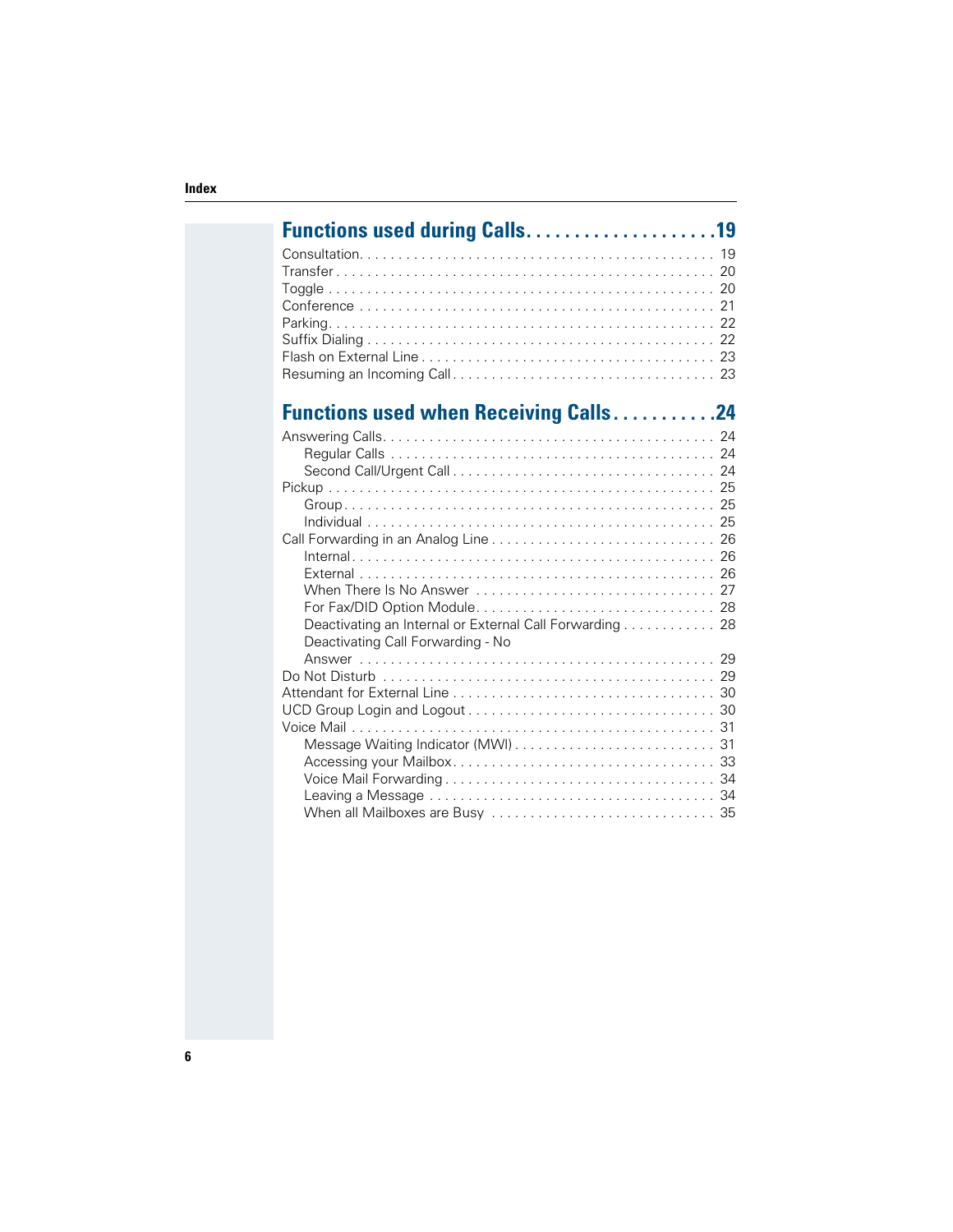## Functions used during Calls . . . . . . . . . . . . . . . . . . . . 19

Consultation. . . . . . . . . . . . . . . . . . . . . . . . . . . . . . . . . . . . . . . . . . . . . . . 19
Transfer . . . . . . . . . . . . . . . . . . . . . . . . . . . . . . . . . . . . . . . . . . . . . . . . . 20
Toggle . . . . . . . . . . . . . . . . . . . . . . . . . . . . . . . . . . . . . . . . . . . . . . . . . . 20
Conference . . . . . . . . . . . . . . . . . . . . . . . . . . . . . . . . . . . . . . . . . . . . . . 21
Parking. . . . . . . . . . . . . . . . . . . . . . . . . . . . . . . . . . . . . . . . . . . . . . . . . . 22
Suffix Dialing . . . . . . . . . . . . . . . . . . . . . . . . . . . . . . . . . . . . . . . . . . . . . 22
Flash on External Line . . . . . . . . . . . . . . . . . . . . . . . . . . . . . . . . . . . . . . 23
Resuming an Incoming Call . . . . . . . . . . . . . . . . . . . . . . . . . . . . . . . . . . 23

## Functions used when Receiving Calls . . . . . . . . . . . 24

Answering Calls. . . . . . . . . . . . . . . . . . . . . . . . . . . . . . . . . . . . . . . . . . . 24
  Regular Calls . . . . . . . . . . . . . . . . . . . . . . . . . . . . . . . . . . . . . . . . . . 24
  Second Call/Urgent Call . . . . . . . . . . . . . . . . . . . . . . . . . . . . . . . . . . 24
Pickup . . . . . . . . . . . . . . . . . . . . . . . . . . . . . . . . . . . . . . . . . . . . . . . . . . 25
  Group. . . . . . . . . . . . . . . . . . . . . . . . . . . . . . . . . . . . . . . . . . . . . . . . 25
  Individual . . . . . . . . . . . . . . . . . . . . . . . . . . . . . . . . . . . . . . . . . . . . . 25
Call Forwarding in an Analog Line . . . . . . . . . . . . . . . . . . . . . . . . . . . . 26
  Internal . . . . . . . . . . . . . . . . . . . . . . . . . . . . . . . . . . . . . . . . . . . . . . . 26
  External . . . . . . . . . . . . . . . . . . . . . . . . . . . . . . . . . . . . . . . . . . . . . . 26
  When There Is No Answer . . . . . . . . . . . . . . . . . . . . . . . . . . . . . . . . 27
  For Fax/DID Option Module. . . . . . . . . . . . . . . . . . . . . . . . . . . . . . . 28
  Deactivating an Internal or External Call Forwarding . . . . . . . . . . . . 28
  Deactivating Call Forwarding - No Answer . . . . . . . . . . . . . . . . . . . . . 29
Do Not Disturb . . . . . . . . . . . . . . . . . . . . . . . . . . . . . . . . . . . . . . . . . . . 29
Attendant for External Line . . . . . . . . . . . . . . . . . . . . . . . . . . . . . . . . . . 30
UCD Group Login and Logout . . . . . . . . . . . . . . . . . . . . . . . . . . . . . . . . 30
Voice Mail . . . . . . . . . . . . . . . . . . . . . . . . . . . . . . . . . . . . . . . . . . . . . . . 31
  Message Waiting Indicator (MWI) . . . . . . . . . . . . . . . . . . . . . . . . . . 31
  Accessing your Mailbox. . . . . . . . . . . . . . . . . . . . . . . . . . . . . . . . . . . 33
  Voice Mail Forwarding . . . . . . . . . . . . . . . . . . . . . . . . . . . . . . . . . . . 34
  Leaving a Message . . . . . . . . . . . . . . . . . . . . . . . . . . . . . . . . . . . . . . 34
  When all Mailboxes are Busy . . . . . . . . . . . . . . . . . . . . . . . . . . . . . . 35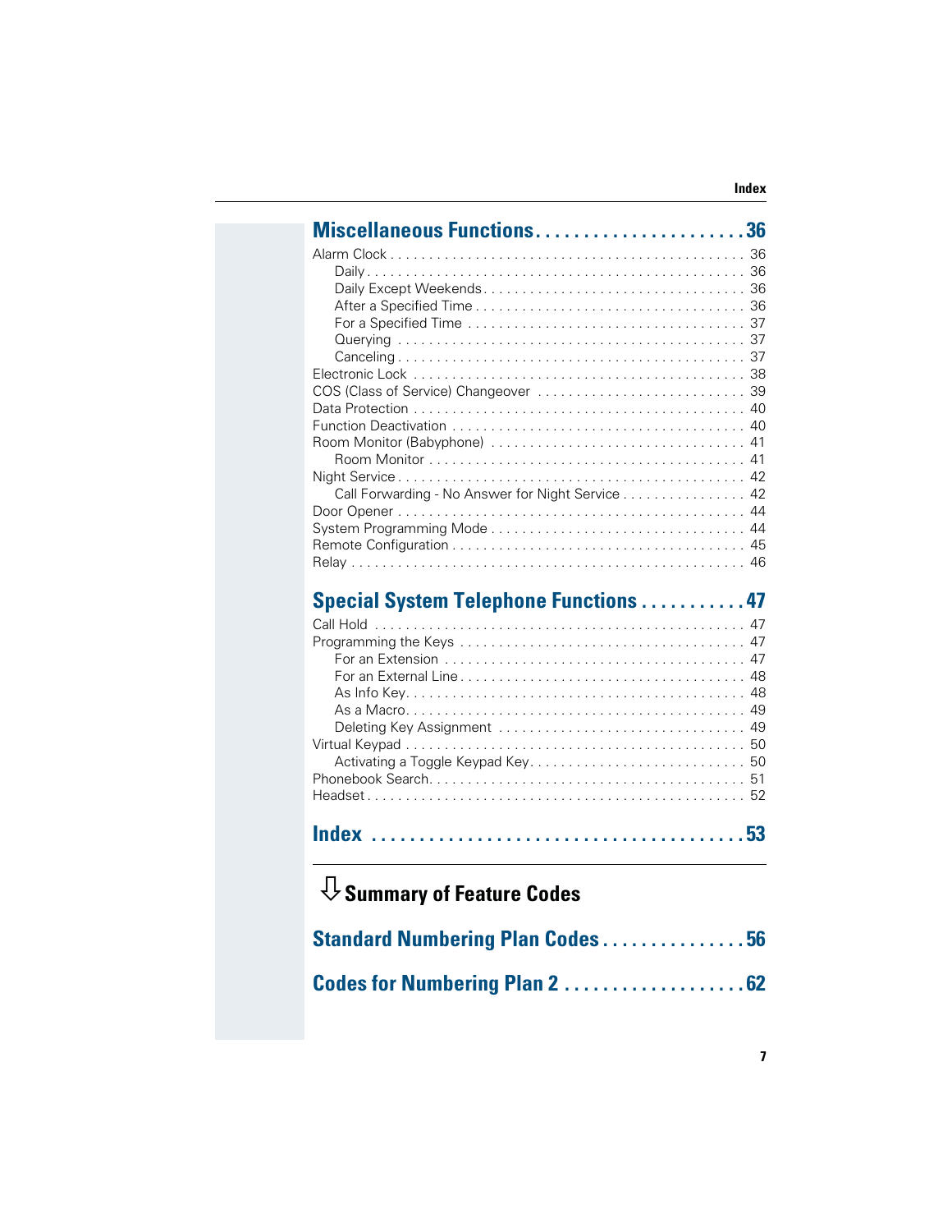## Miscellaneous Functions . . . . . . . . . . . . . . . . . . . . . 36

Alarm Clock . . . . . . . . . . . . . . . . . . . . . . . . . . . . . . . . . . . . . . . . . . . . . 36
- Daily . . . . . . . . . . . . . . . . . . . . . . . . . . . . . . . . . . . . . . . . . . . . . . 36
- Daily Except Weekends . . . . . . . . . . . . . . . . . . . . . . . . . . . . . . . . . 36
- After a Specified Time . . . . . . . . . . . . . . . . . . . . . . . . . . . . . . . . . . 36
- For a Specified Time . . . . . . . . . . . . . . . . . . . . . . . . . . . . . . . . . . . 37
- Querying . . . . . . . . . . . . . . . . . . . . . . . . . . . . . . . . . . . . . . . . . . . 37
- Canceling . . . . . . . . . . . . . . . . . . . . . . . . . . . . . . . . . . . . . . . . . . . 37

Electronic Lock . . . . . . . . . . . . . . . . . . . . . . . . . . . . . . . . . . . . . . . . . . 38
COS (Class of Service) Changeover . . . . . . . . . . . . . . . . . . . . . . . . . . 39
Data Protection . . . . . . . . . . . . . . . . . . . . . . . . . . . . . . . . . . . . . . . . . . 40
Function Deactivation . . . . . . . . . . . . . . . . . . . . . . . . . . . . . . . . . . . . . 40
Room Monitor (Babyphone) . . . . . . . . . . . . . . . . . . . . . . . . . . . . . . . . 41
- Room Monitor . . . . . . . . . . . . . . . . . . . . . . . . . . . . . . . . . . . . . . . . . 41

Night Service . . . . . . . . . . . . . . . . . . . . . . . . . . . . . . . . . . . . . . . . . . . . 42
- Call Forwarding - No Answer for Night Service . . . . . . . . . . . . . . . . 42

Door Opener . . . . . . . . . . . . . . . . . . . . . . . . . . . . . . . . . . . . . . . . . . . . 44
System Programming Mode . . . . . . . . . . . . . . . . . . . . . . . . . . . . . . . . . 44
Remote Configuration . . . . . . . . . . . . . . . . . . . . . . . . . . . . . . . . . . . . . 45
Relay . . . . . . . . . . . . . . . . . . . . . . . . . . . . . . . . . . . . . . . . . . . . . . . . . . 46

## Special System Telephone Functions . . . . . . . . . . . 47

Call Hold . . . . . . . . . . . . . . . . . . . . . . . . . . . . . . . . . . . . . . . . . . . . . . . 47
Programming the Keys . . . . . . . . . . . . . . . . . . . . . . . . . . . . . . . . . . . . 47
- For an Extension . . . . . . . . . . . . . . . . . . . . . . . . . . . . . . . . . . . . . . . 47
- For an External Line . . . . . . . . . . . . . . . . . . . . . . . . . . . . . . . . . . . . 48
- As Info Key. . . . . . . . . . . . . . . . . . . . . . . . . . . . . . . . . . . . . . . . . . . 48
- As a Macro. . . . . . . . . . . . . . . . . . . . . . . . . . . . . . . . . . . . . . . . . . . 49
- Deleting Key Assignment . . . . . . . . . . . . . . . . . . . . . . . . . . . . . . . . 49

Virtual Keypad . . . . . . . . . . . . . . . . . . . . . . . . . . . . . . . . . . . . . . . . . . . 50
- Activating a Toggle Keypad Key. . . . . . . . . . . . . . . . . . . . . . . . . . . . 50

Phonebook Search. . . . . . . . . . . . . . . . . . . . . . . . . . . . . . . . . . . . . . . . 51
Headset . . . . . . . . . . . . . . . . . . . . . . . . . . . . . . . . . . . . . . . . . . . . . . . . 52

## Index . . . . . . . . . . . . . . . . . . . . . . . . . . . . . . . . . . . . . 53

## ⇩ Summary of Feature Codes

## Standard Numbering Plan Codes . . . . . . . . . . . . . . . 56

## Codes for Numbering Plan 2 . . . . . . . . . . . . . . . . . . . 62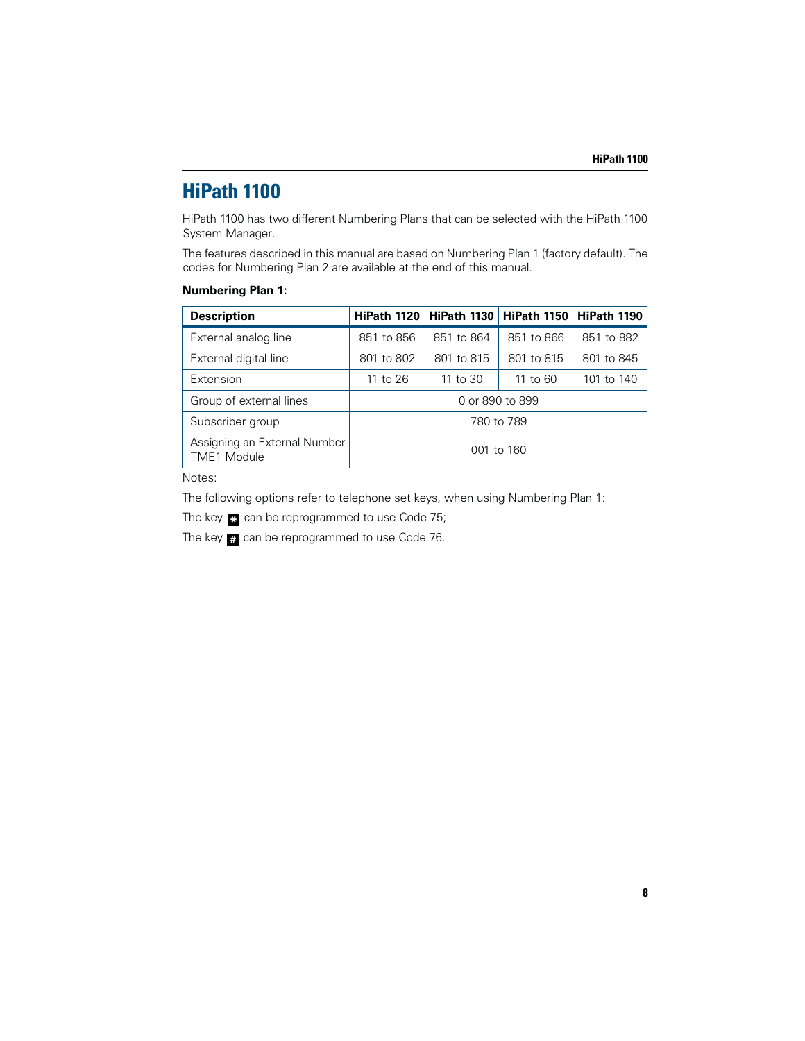# HiPath 1100

HiPath 1100 has two different Numbering Plans that can be selected with the HiPath 1100 System Manager.

The features described in this manual are based on Numbering Plan 1 (factory default). The codes for Numbering Plan 2 are available at the end of this manual.

**Numbering Plan 1:**

| Description | HiPath 1120 | HiPath 1130 | HiPath 1150 | HiPath 1190 |
|---|---|---|---|---|
| External analog line | 851 to 856 | 851 to 864 | 851 to 866 | 851 to 882 |
| External digital line | 801 to 802 | 801 to 815 | 801 to 815 | 801 to 845 |
| Extension | 11 to 26 | 11 to 30 | 11 to 60 | 101 to 140 |
| Group of external lines | 0 or 890 to 899 | | | |
| Subscriber group | 780 to 789 | | | |
| Assigning an External Number TME1 Module | 001 to 160 | | | |

Notes:

The following options refer to telephone set keys, when using Numbering Plan 1:

The key * can be reprogrammed to use Code 75;

The key # can be reprogrammed to use Code 76.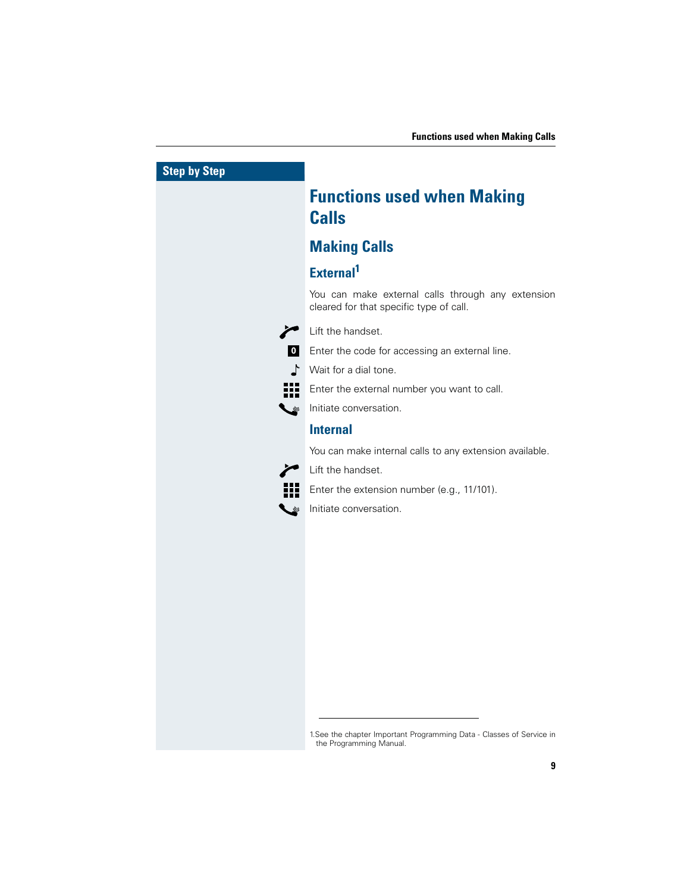Step by Step

# Functions used when Making Calls

## Making Calls

### External[1]

You can make external calls through any extension cleared for that specific type of call.

Lift the handset.

**0** Enter the code for accessing an external line.

Wait for a dial tone.

Enter the external number you want to call.

Initiate conversation.

### Internal

You can make internal calls to any extension available.

Lift the handset.

Enter the extension number (e.g., 11/101).

Initiate conversation.

---

1.See the chapter Important Programming Data - Classes of Service in the Programming Manual.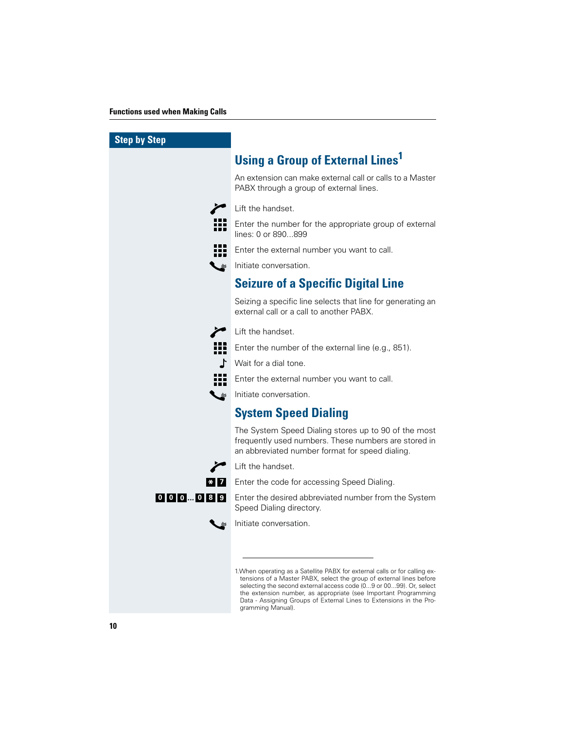Step by Step

## Using a Group of External Lines[1]

An extension can make external call or calls to a Master PABX through a group of external lines.

Lift the handset.

Enter the number for the appropriate group of external lines: 0 or 890...899

Enter the external number you want to call.

Initiate conversation.

## Seizure of a Specific Digital Line

Seizing a specific line selects that line for generating an external call or a call to another PABX.

Lift the handset.

Enter the number of the external line (e.g., 851).

Wait for a dial tone.

Enter the external number you want to call.

Initiate conversation.

## System Speed Dialing

The System Speed Dialing stores up to 90 of the most frequently used numbers. These numbers are stored in an abbreviated number format for speed dialing.

Lift the handset.

* 7 Enter the code for accessing Speed Dialing.

0 0 0 ... 0 8 9 Enter the desired abbreviated number from the System Speed Dialing directory.

Initiate conversation.

---

1.When operating as a Satellite PABX for external calls or for calling extensions of a Master PABX, select the group of external lines before selecting the second external access code (0...9 or 00...99). Or, select the extension number, as appropriate (see Important Programming Data - Assigning Groups of External Lines to Extensions in the Programming Manual).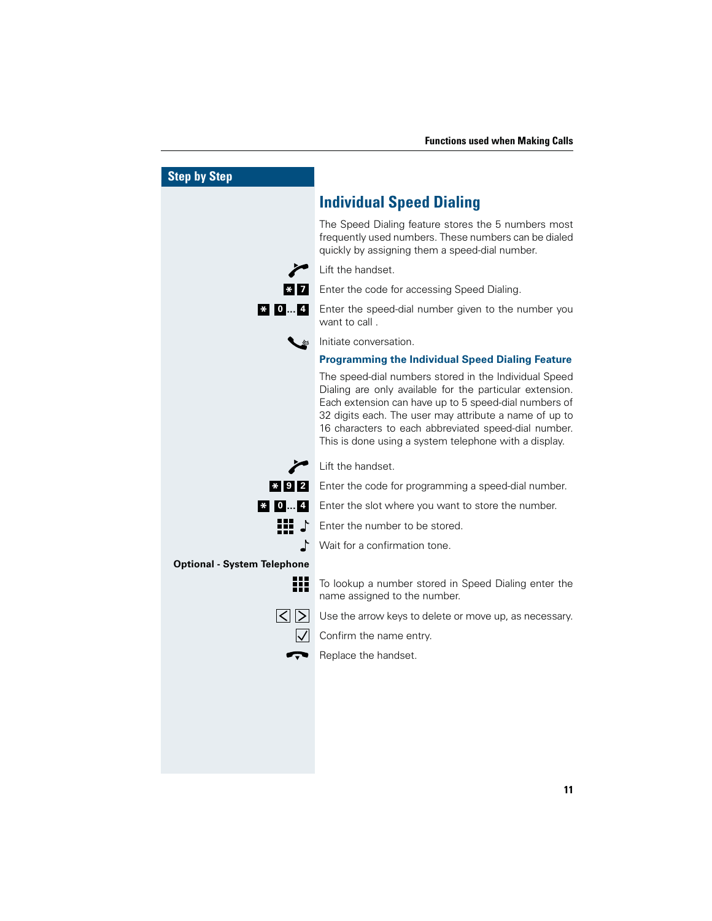## Step by Step

# Individual Speed Dialing

The Speed Dialing feature stores the 5 numbers most frequently used numbers. These numbers can be dialed quickly by assigning them a speed-dial number.

Lift the handset.

* 7 — Enter the code for accessing Speed Dialing.

* 0...4 — Enter the speed-dial number given to the number you want to call .

Initiate conversation.

### Programming the Individual Speed Dialing Feature

The speed-dial numbers stored in the Individual Speed Dialing are only available for the particular extension. Each extension can have up to 5 speed-dial numbers of 32 digits each. The user may attribute a name of up to 16 characters to each abbreviated speed-dial number. This is done using a system telephone with a display.

Lift the handset.

* 9 2 — Enter the code for programming a speed-dial number.

* 0...4 — Enter the slot where you want to store the number.

Enter the number to be stored.

Wait for a confirmation tone.

**Optional - System Telephone**

To lookup a number stored in Speed Dialing enter the name assigned to the number.

< > — Use the arrow keys to delete or move up, as necessary.

✓ — Confirm the name entry.

Replace the handset.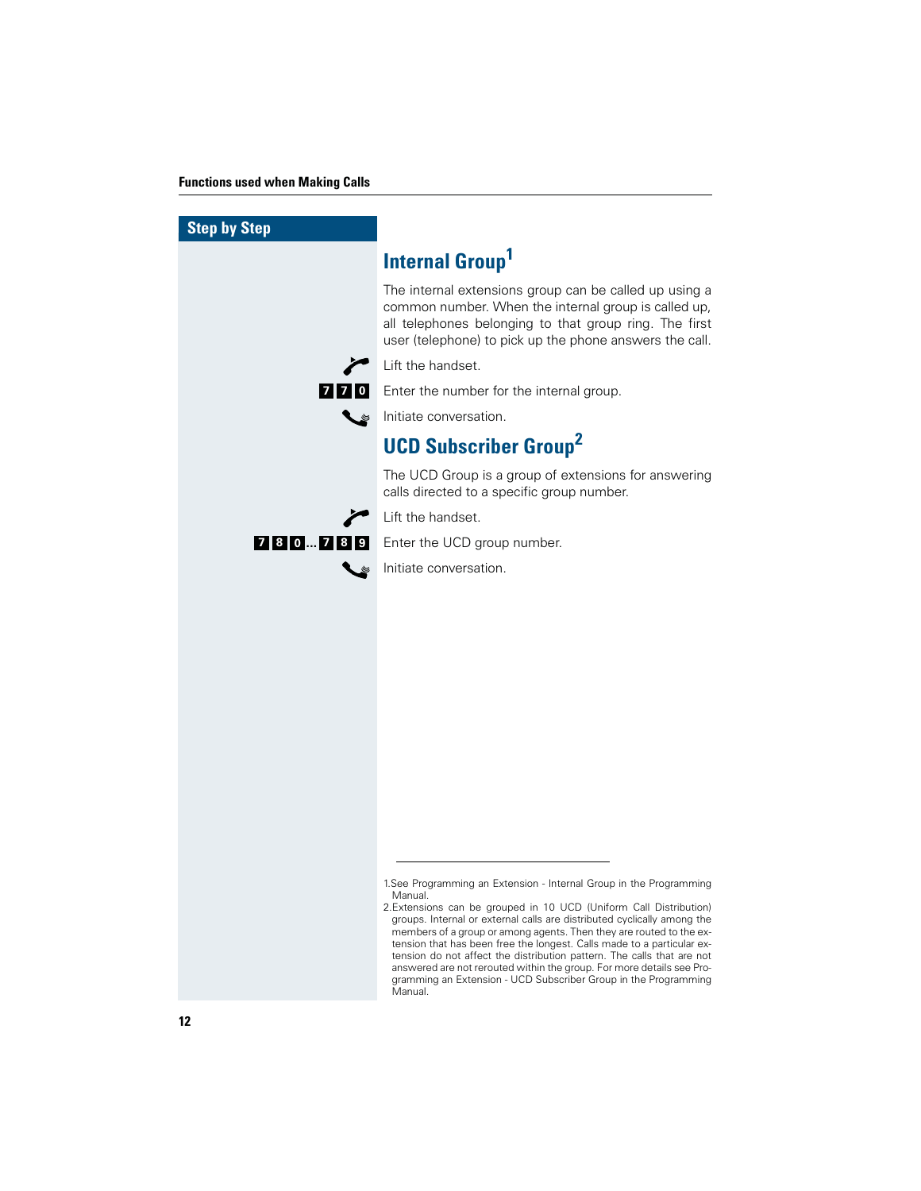Step by Step

## Internal Group[1]

The internal extensions group can be called up using a common number. When the internal group is called up, all telephones belonging to that group ring. The first user (telephone) to pick up the phone answers the call.

Lift the handset.

**7 7 0** Enter the number for the internal group.

Initiate conversation.

## UCD Subscriber Group[2]

The UCD Group is a group of extensions for answering calls directed to a specific group number.

Lift the handset.

**7 8 0 ... 7 8 9** Enter the UCD group number.

Initiate conversation.

---

1. See Programming an Extension - Internal Group in the Programming Manual.
2. Extensions can be grouped in 10 UCD (Uniform Call Distribution) groups. Internal or external calls are distributed cyclically among the members of a group or among agents. Then they are routed to the extension that has been free the longest. Calls made to a particular extension do not affect the distribution pattern. The calls that are not answered are not rerouted within the group. For more details see Programming an Extension - UCD Subscriber Group in the Programming Manual.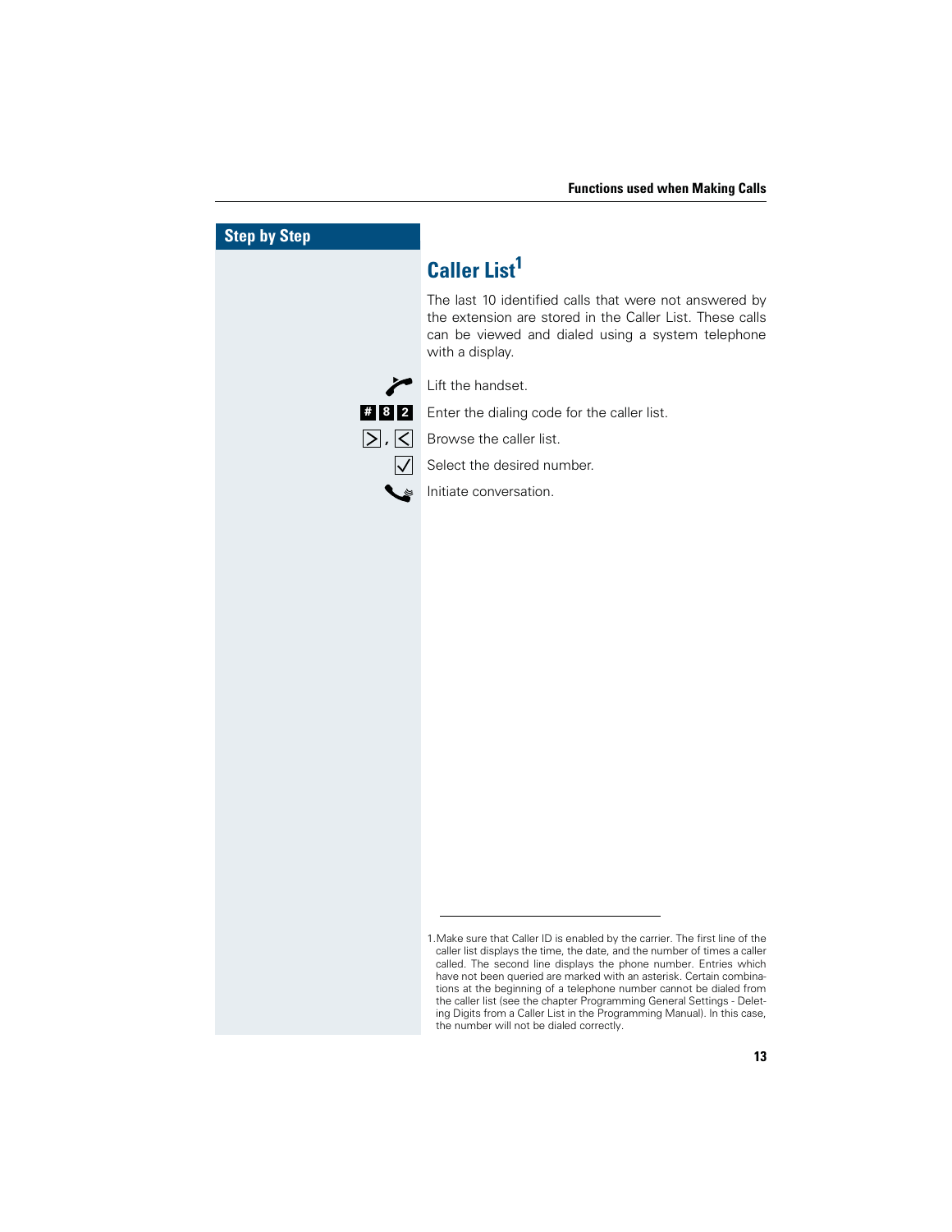## Step by Step

# Caller List[1]

The last 10 identified calls that were not answered by the extension are stored in the Caller List. These calls can be viewed and dialed using a system telephone with a display.

| | |
|---|---|
| | Lift the handset. |
| # 8 2 | Enter the dialing code for the caller list. |
| >, < | Browse the caller list. |
| ✓ | Select the desired number. |
| | Initiate conversation. |

---

1. Make sure that Caller ID is enabled by the carrier. The first line of the caller list displays the time, the date, and the number of times a caller called. The second line displays the phone number. Entries which have not been queried are marked with an asterisk. Certain combinations at the beginning of a telephone number cannot be dialed from the caller list (see the chapter Programming General Settings - Deleting Digits from a Caller List in the Programming Manual). In this case, the number will not be dialed correctly.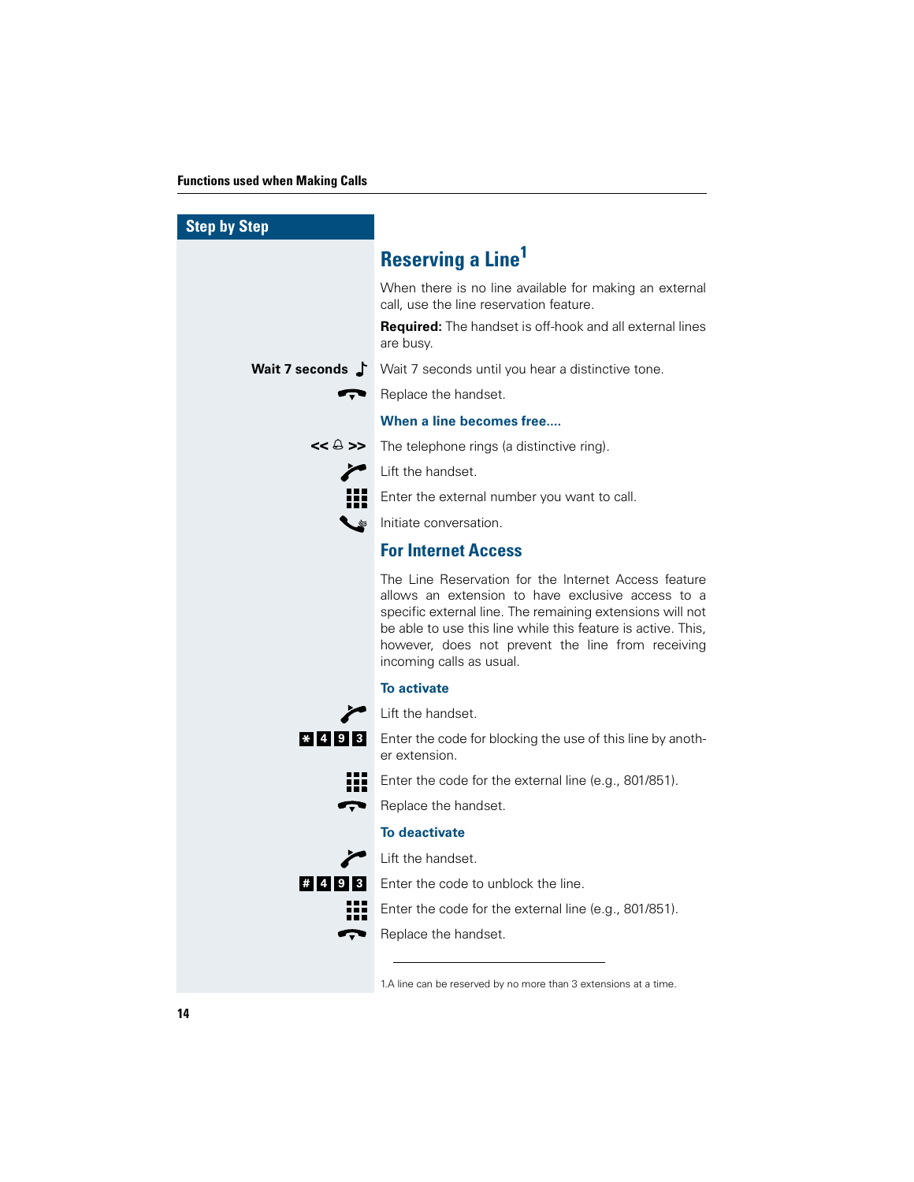## Reserving a Line[1]

When there is no line available for making an external call, use the line reservation feature.

**Required:** The handset is off-hook and all external lines are busy.

| Step by Step | |
|---|---|
| Wait 7 seconds | Wait 7 seconds until you hear a distinctive tone. |
| | Replace the handset. |

**When a line becomes free....**

| Step by Step | |
|---|---|
| << >> | The telephone rings (a distinctive ring). |
| | Lift the handset. |
| | Enter the external number you want to call. |
| | Initiate conversation. |

## For Internet Access

The Line Reservation for the Internet Access feature allows an extension to have exclusive access to a specific external line. The remaining extensions will not be able to use this line while this feature is active. This, however, does not prevent the line from receiving incoming calls as usual.

**To activate**

| Step by Step | |
|---|---|
| | Lift the handset. |
| * 4 9 3 | Enter the code for blocking the use of this line by another extension. |
| | Enter the code for the external line (e.g., 801/851). |
| | Replace the handset. |

**To deactivate**

| Step by Step | |
|---|---|
| | Lift the handset. |
| # 4 9 3 | Enter the code to unblock the line. |
| | Enter the code for the external line (e.g., 801/851). |
| | Replace the handset. |

---

1. A line can be reserved by no more than 3 extensions at a time.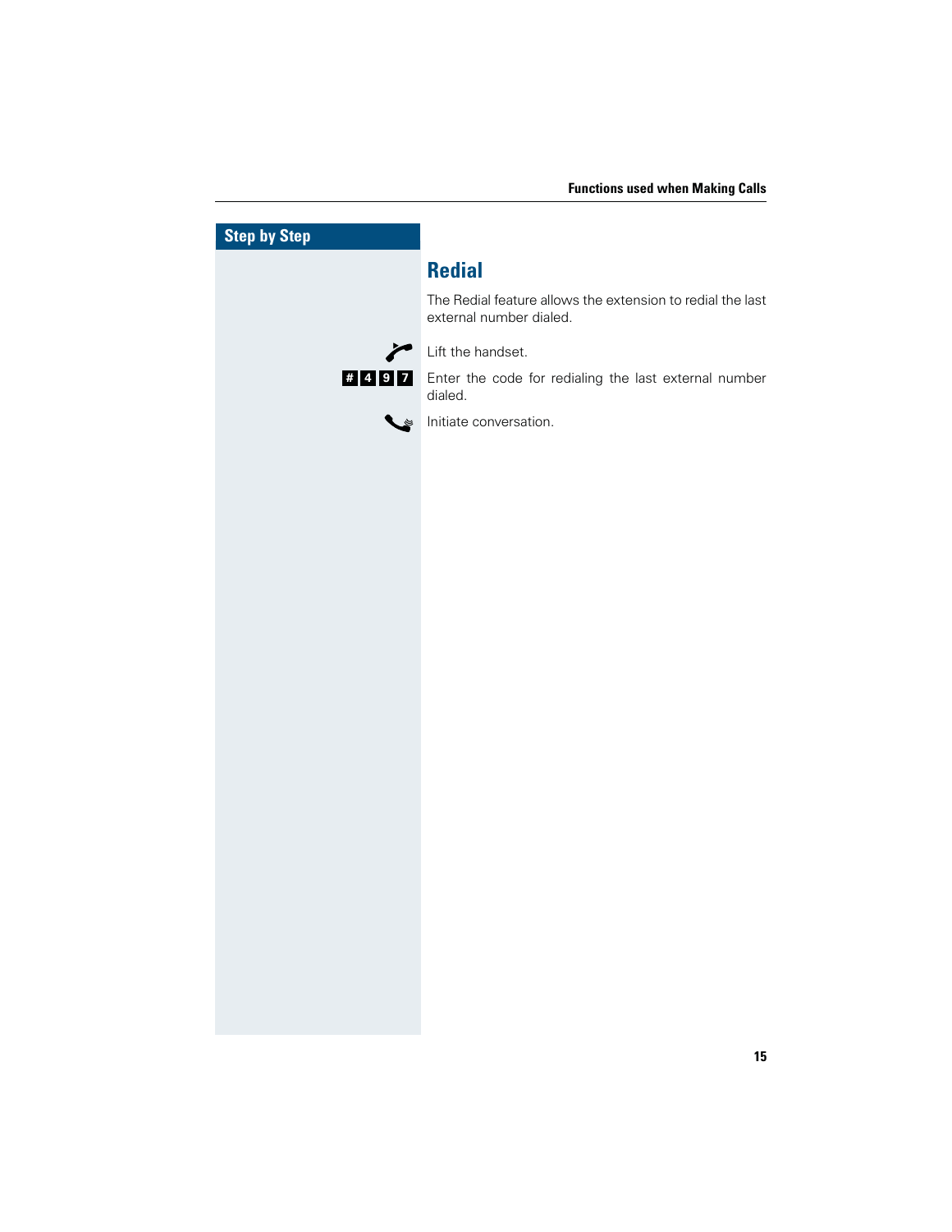Step by Step

## Redial

The Redial feature allows the extension to redial the last external number dialed.

Lift the handset.

# 4 9 7 Enter the code for redialing the last external number dialed.

Initiate conversation.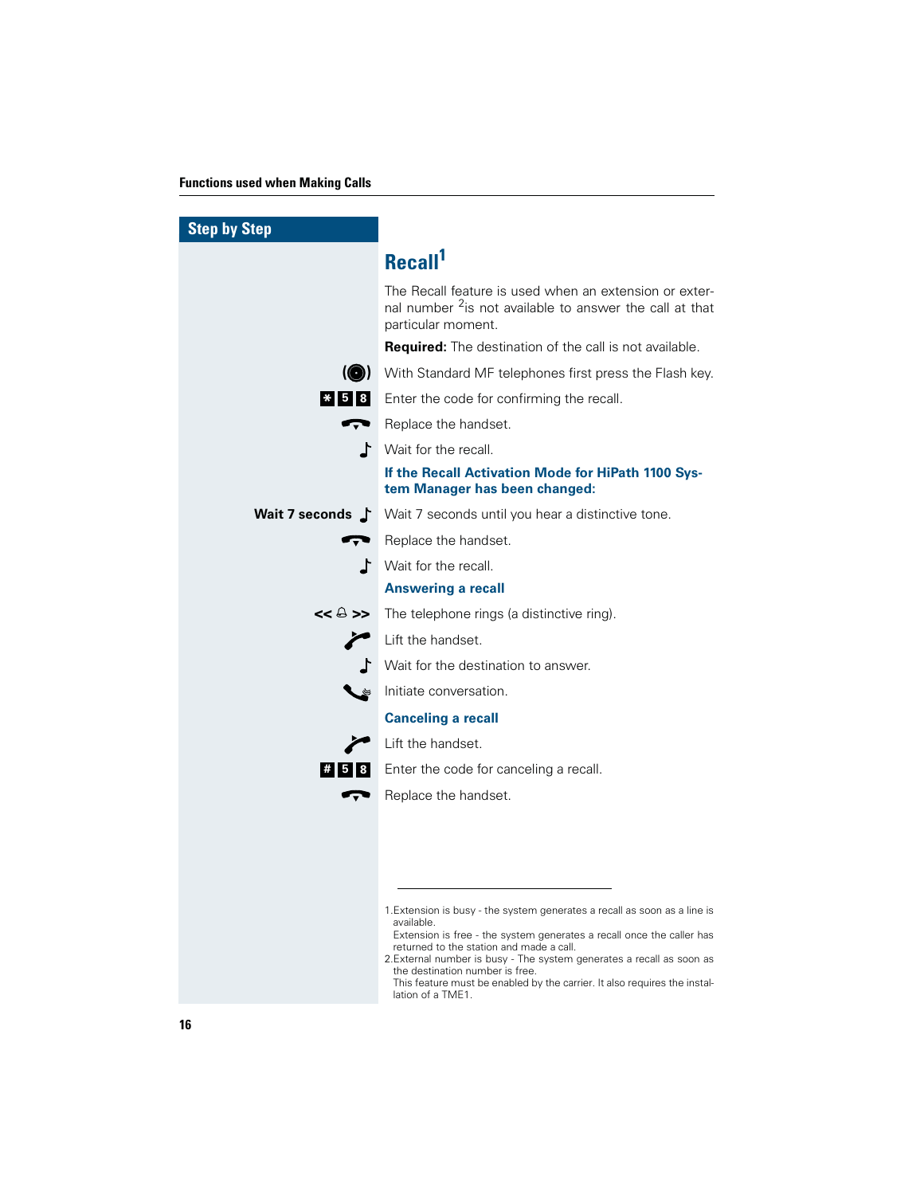## Step by Step

# Recall[1]

The Recall feature is used when an extension or external number [2]is not available to answer the call at that particular moment.

**Required:** The destination of the call is not available.

With Standard MF telephones first press the Flash key.

**\* 5 8** Enter the code for confirming the recall.

Replace the handset.

Wait for the recall.

### If the Recall Activation Mode for HiPath 1100 System Manager has been changed:

**Wait 7 seconds** Wait 7 seconds until you hear a distinctive tone.

Replace the handset.

Wait for the recall.

### Answering a recall

The telephone rings (a distinctive ring).

Lift the handset.

Wait for the destination to answer.

Initiate conversation.

### Canceling a recall

Lift the handset.

**# 5 8** Enter the code for canceling a recall.

Replace the handset.

---

1. Extension is busy - the system generates a recall as soon as a line is available.
   Extension is free - the system generates a recall once the caller has returned to the station and made a call.
2. External number is busy - The system generates a recall as soon as the destination number is free.
   This feature must be enabled by the carrier. It also requires the installation of a TME1.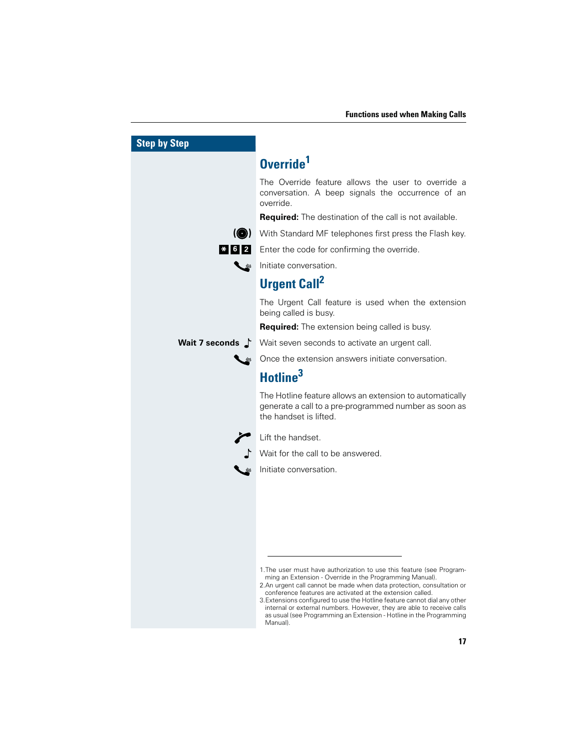**Step by Step**

## Override[1]

The Override feature allows the user to override a conversation. A beep signals the occurrence of an override.

**Required:** The destination of the call is not available.

With Standard MF telephones first press the Flash key.

**\* 6 2** Enter the code for confirming the override.

Initiate conversation.

## Urgent Call[2]

The Urgent Call feature is used when the extension being called is busy.

**Required:** The extension being called is busy.

**Wait 7 seconds** Wait seven seconds to activate an urgent call.

Once the extension answers initiate conversation.

## Hotline[3]

The Hotline feature allows an extension to automatically generate a call to a pre-programmed number as soon as the handset is lifted.

Lift the handset.

Wait for the call to be answered.

Initiate conversation.

---

1. The user must have authorization to use this feature (see Programming an Extension - Override in the Programming Manual).
2. An urgent call cannot be made when data protection, consultation or conference features are activated at the extension called.
3. Extensions configured to use the Hotline feature cannot dial any other internal or external numbers. However, they are able to receive calls as usual (see Programming an Extension - Hotline in the Programming Manual).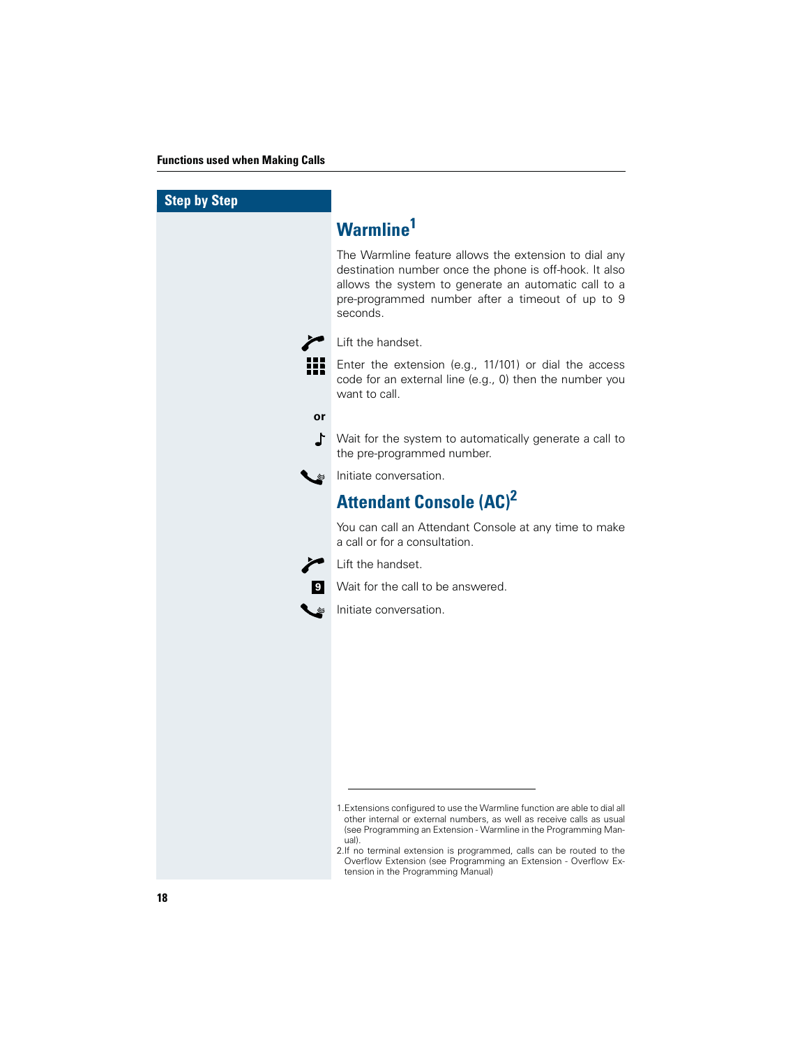Step by Step

## Warmline[1]

The Warmline feature allows the extension to dial any destination number once the phone is off-hook. It also allows the system to generate an automatic call to a pre-programmed number after a timeout of up to 9 seconds.

Lift the handset.

Enter the extension (e.g., 11/101) or dial the access code for an external line (e.g., 0) then the number you want to call.

**or**

Wait for the system to automatically generate a call to the pre-programmed number.

Initiate conversation.

## Attendant Console (AC)[2]

You can call an Attendant Console at any time to make a call or for a consultation.

Lift the handset.

**9** Wait for the call to be answered.

Initiate conversation.

---

1. Extensions configured to use the Warmline function are able to dial all other internal or external numbers, as well as receive calls as usual (see Programming an Extension - Warmline in the Programming Manual).
2. If no terminal extension is programmed, calls can be routed to the Overflow Extension (see Programming an Extension - Overflow Extension in the Programming Manual)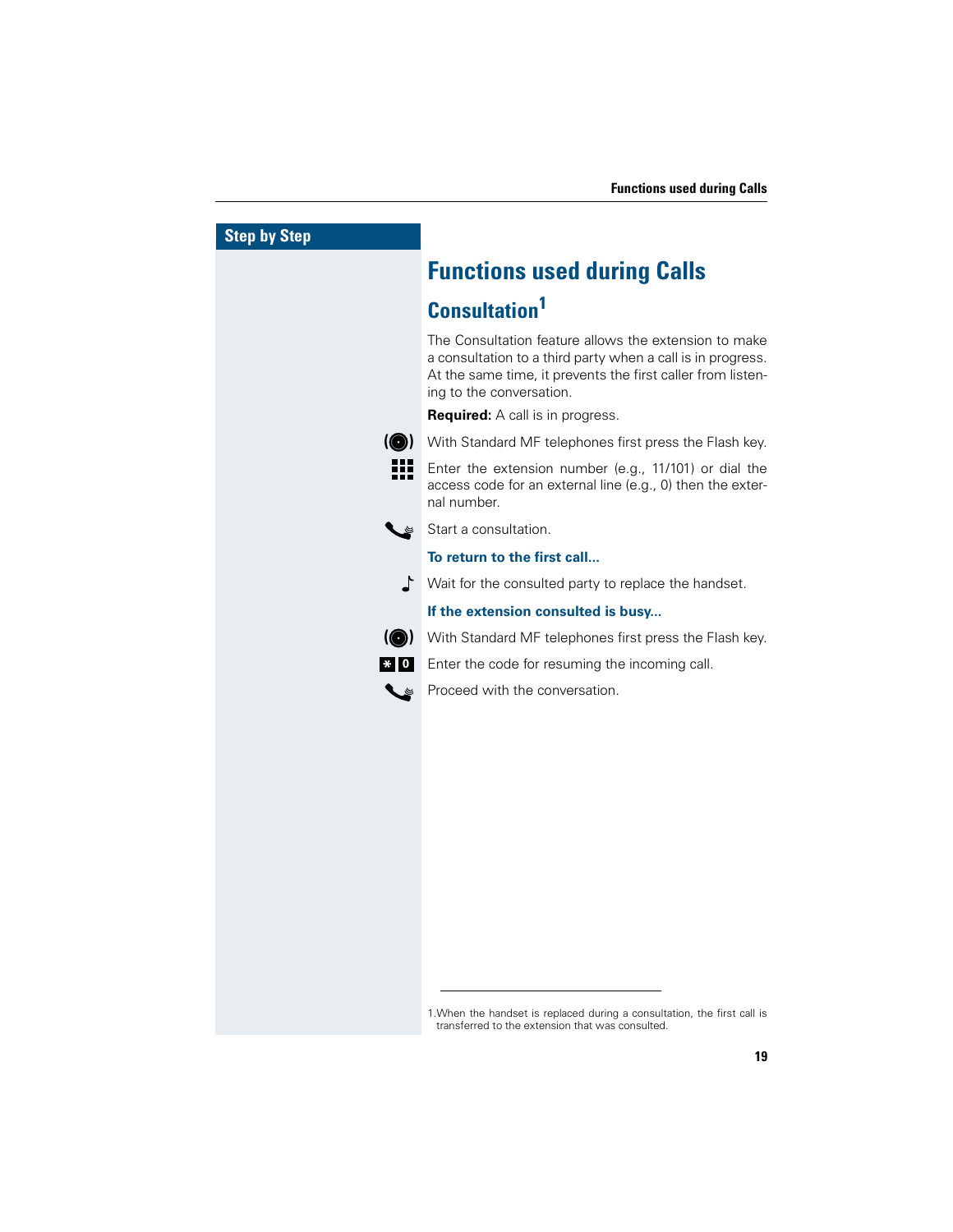Step by Step

# Functions used during Calls

## Consultation[1]

The Consultation feature allows the extension to make a consultation to a third party when a call is in progress. At the same time, it prevents the first caller from listening to the conversation.

**Required:** A call is in progress.

With Standard MF telephones first press the Flash key.

Enter the extension number (e.g., 11/101) or dial the access code for an external line (e.g., 0) then the external number.

Start a consultation.

### To return to the first call...

Wait for the consulted party to replace the handset.

### If the extension consulted is busy...

With Standard MF telephones first press the Flash key.

* 0 Enter the code for resuming the incoming call.

Proceed with the conversation.

---

1. When the handset is replaced during a consultation, the first call is transferred to the extension that was consulted.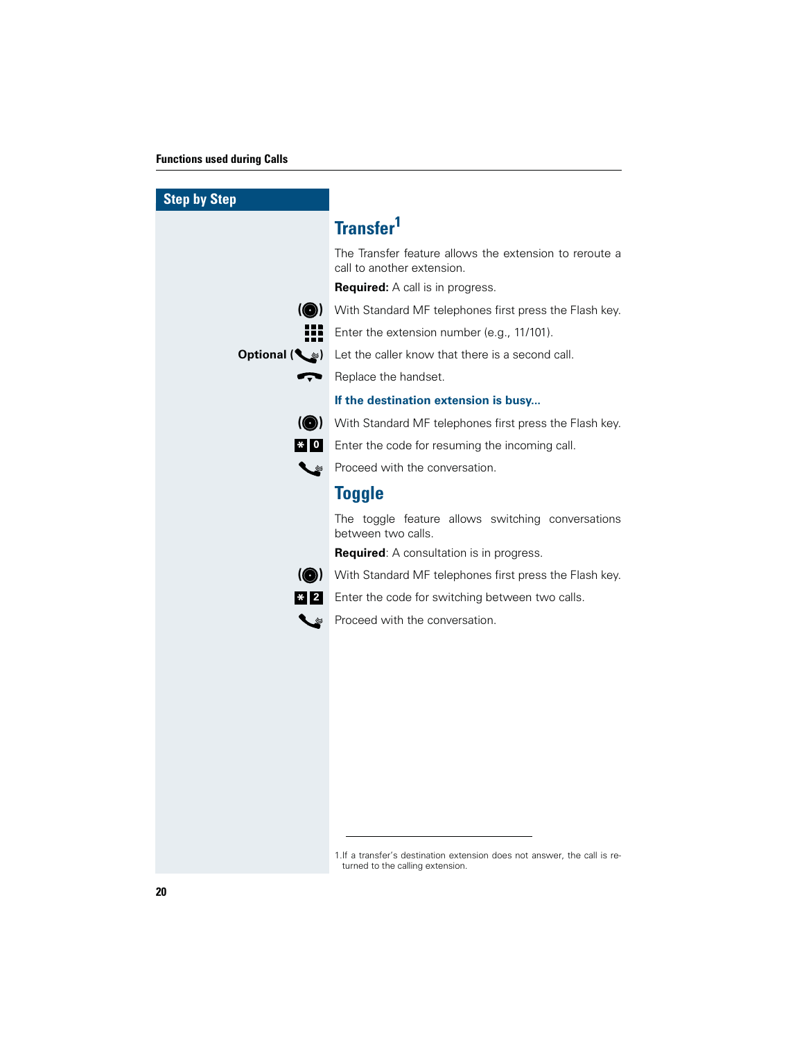## Step by Step

# Transfer[1]

The Transfer feature allows the extension to reroute a call to another extension.

**Required:** A call is in progress.

With Standard MF telephones first press the Flash key.

Enter the extension number (e.g., 11/101).

**Optional** Let the caller know that there is a second call.

Replace the handset.

### If the destination extension is busy...

With Standard MF telephones first press the Flash key.

* 0 Enter the code for resuming the incoming call.

Proceed with the conversation.

# Toggle

The toggle feature allows switching conversations between two calls.

**Required**: A consultation is in progress.

With Standard MF telephones first press the Flash key.

* 2 Enter the code for switching between two calls.

Proceed with the conversation.

---

1.If a transfer's destination extension does not answer, the call is returned to the calling extension.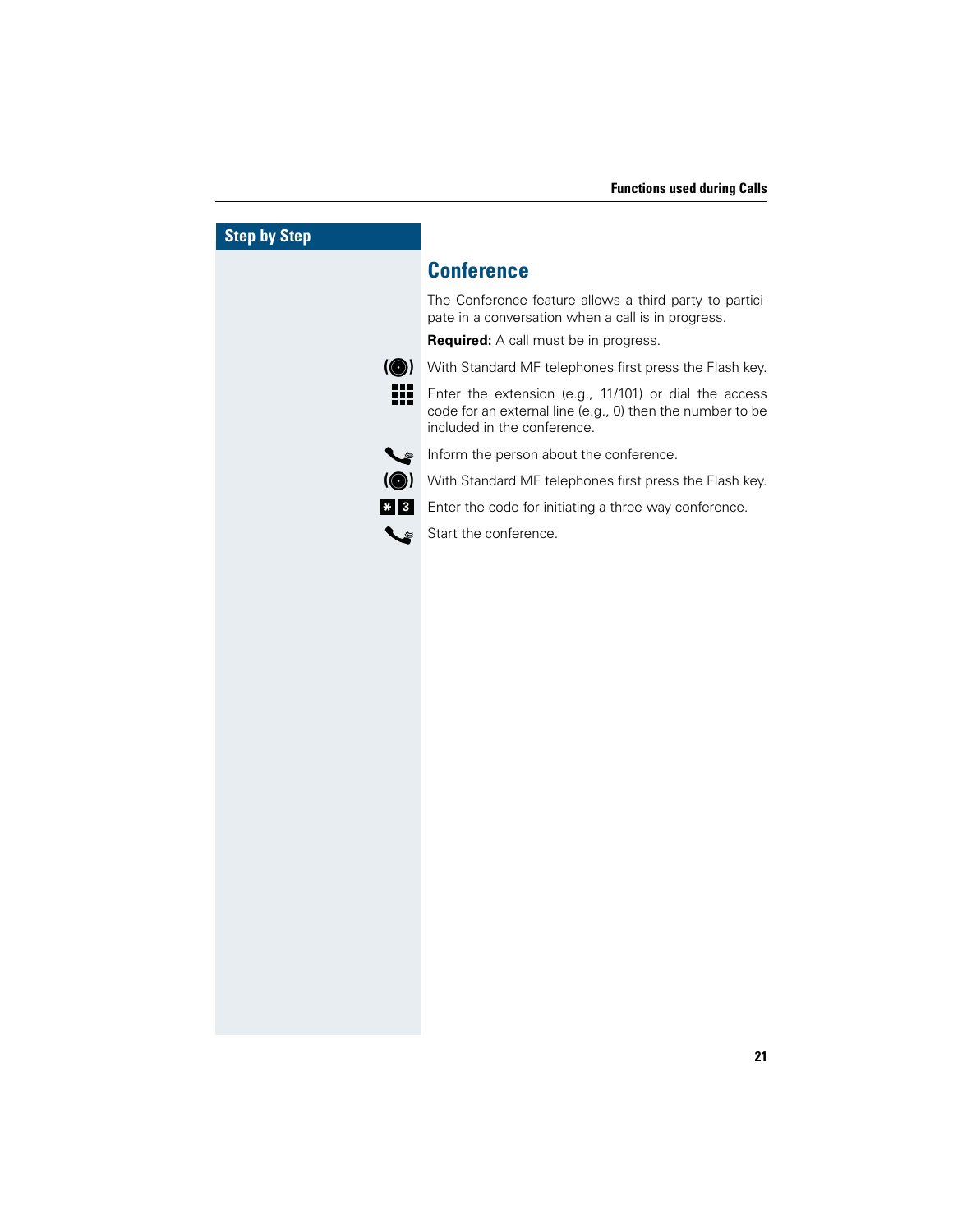## Step by Step

# Conference

The Conference feature allows a third party to participate in a conversation when a call is in progress.

**Required:** A call must be in progress.

With Standard MF telephones first press the Flash key.

Enter the extension (e.g., 11/101) or dial the access code for an external line (e.g., 0) then the number to be included in the conference.

Inform the person about the conference.

With Standard MF telephones first press the Flash key.

* 3 Enter the code for initiating a three-way conference.

Start the conference.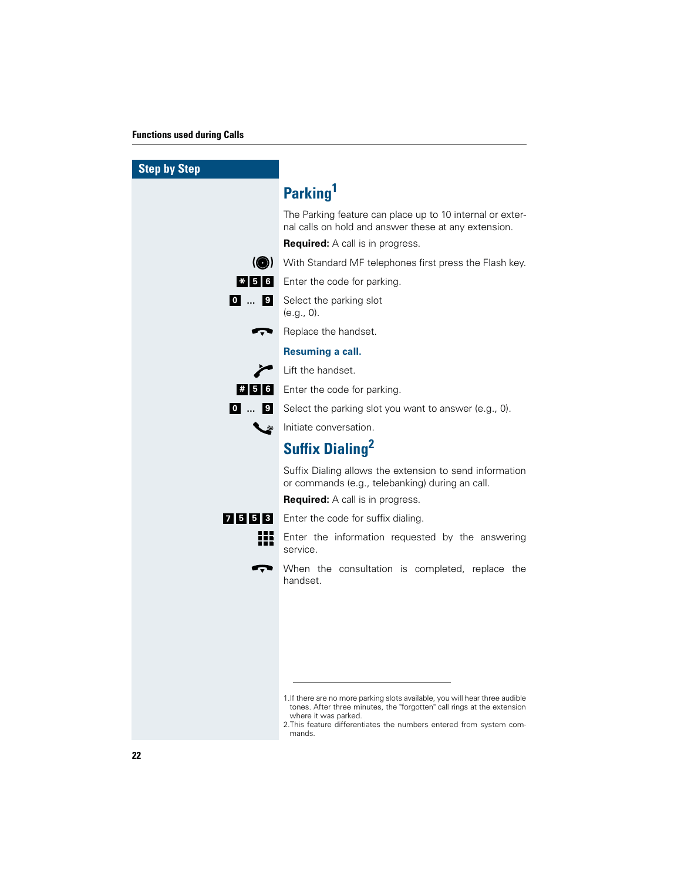## Step by Step

# Parking[1]

The Parking feature can place up to 10 internal or external calls on hold and answer these at any extension.

**Required:** A call is in progress.

With Standard MF telephones first press the Flash key.

* 5 6 — Enter the code for parking.

0 ... 9 — Select the parking slot (e.g., 0).

Replace the handset.

**Resuming a call.**

Lift the handset.

# 5 6 — Enter the code for parking.

0 ... 9 — Select the parking slot you want to answer (e.g., 0).

Initiate conversation.

# Suffix Dialing[2]

Suffix Dialing allows the extension to send information or commands (e.g., telebanking) during an call.

**Required:** A call is in progress.

7 5 5 3 — Enter the code for suffix dialing.

Enter the information requested by the answering service.

When the consultation is completed, replace the handset.

---

1. If there are no more parking slots available, you will hear three audible tones. After three minutes, the "forgotten" call rings at the extension where it was parked.
2. This feature differentiates the numbers entered from system commands.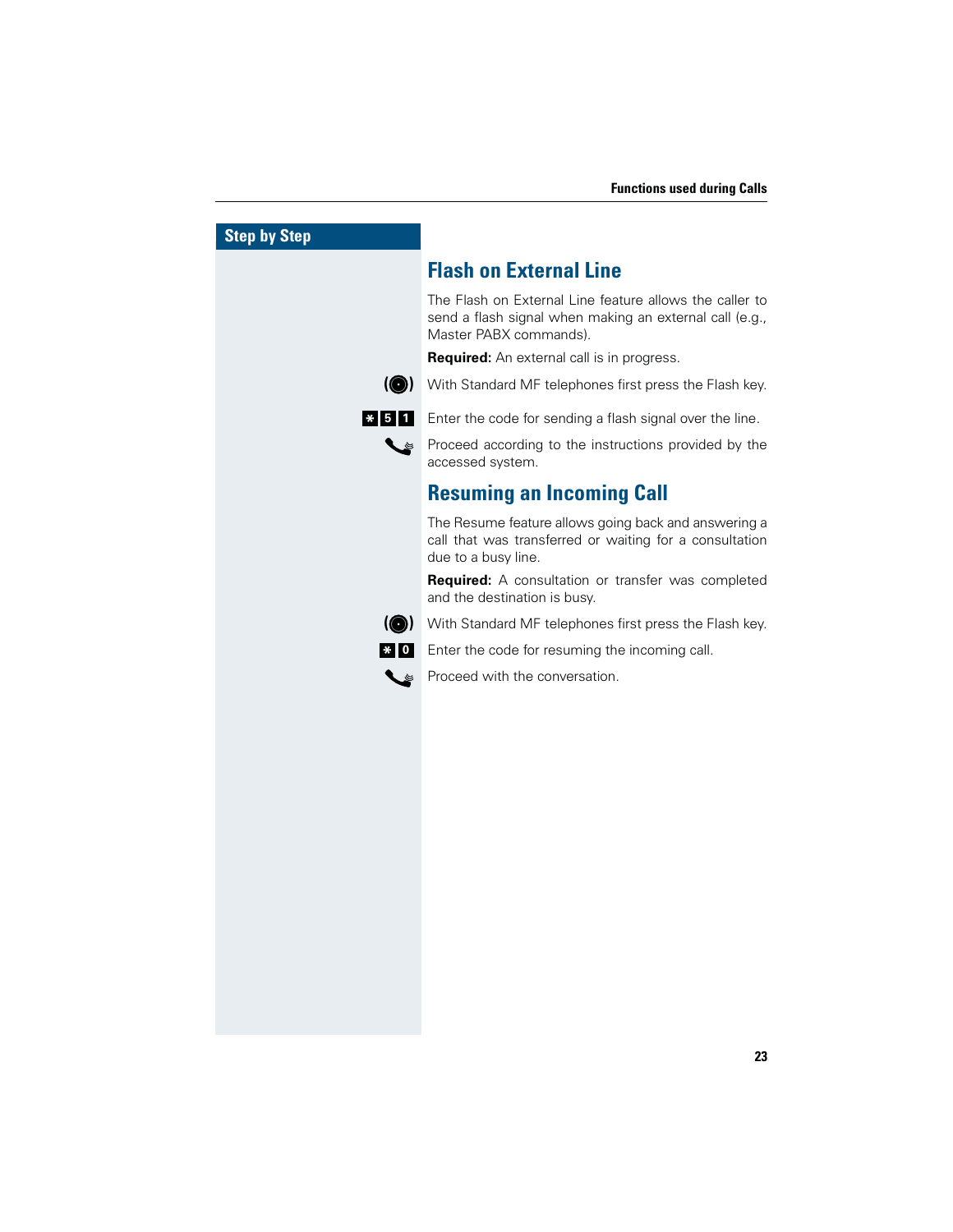Step by Step

## Flash on External Line

The Flash on External Line feature allows the caller to send a flash signal when making an external call (e.g., Master PABX commands).

**Required:** An external call is in progress.

With Standard MF telephones first press the Flash key.

* 5 1 Enter the code for sending a flash signal over the line.

Proceed according to the instructions provided by the accessed system.

## Resuming an Incoming Call

The Resume feature allows going back and answering a call that was transferred or waiting for a consultation due to a busy line.

**Required:** A consultation or transfer was completed and the destination is busy.

With Standard MF telephones first press the Flash key.

* 0 Enter the code for resuming the incoming call.

Proceed with the conversation.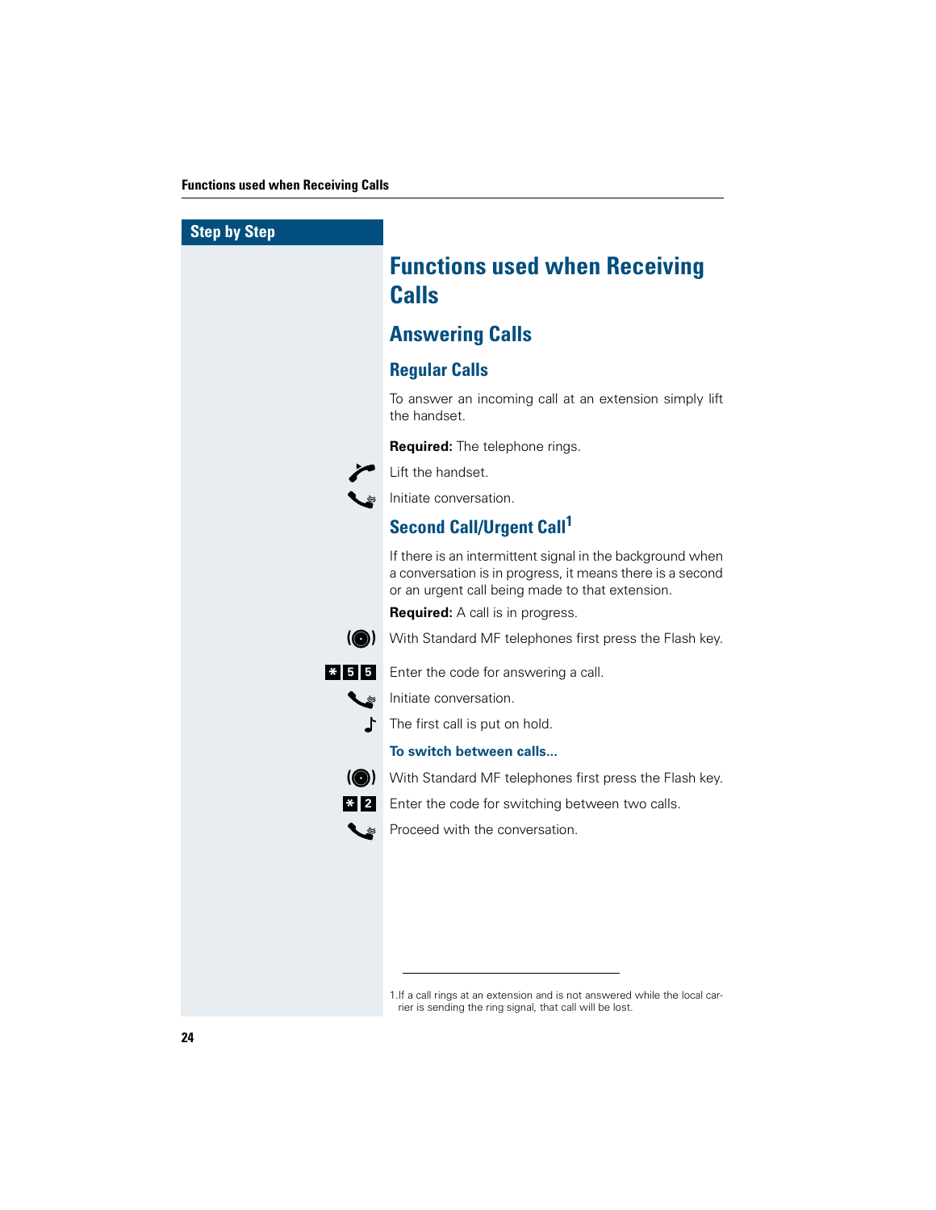Step by Step

# Functions used when Receiving Calls

## Answering Calls

### Regular Calls

To answer an incoming call at an extension simply lift the handset.

**Required:** The telephone rings.

Lift the handset.

Initiate conversation.

### Second Call/Urgent Call[1]

If there is an intermittent signal in the background when a conversation is in progress, it means there is a second or an urgent call being made to that extension.

**Required:** A call is in progress.

With Standard MF telephones first press the Flash key.

* 5 5 Enter the code for answering a call.

Initiate conversation.

The first call is put on hold.

**To switch between calls...**

With Standard MF telephones first press the Flash key.

* 2 Enter the code for switching between two calls.

Proceed with the conversation.

---

1. If a call rings at an extension and is not answered while the local carrier is sending the ring signal, that call will be lost.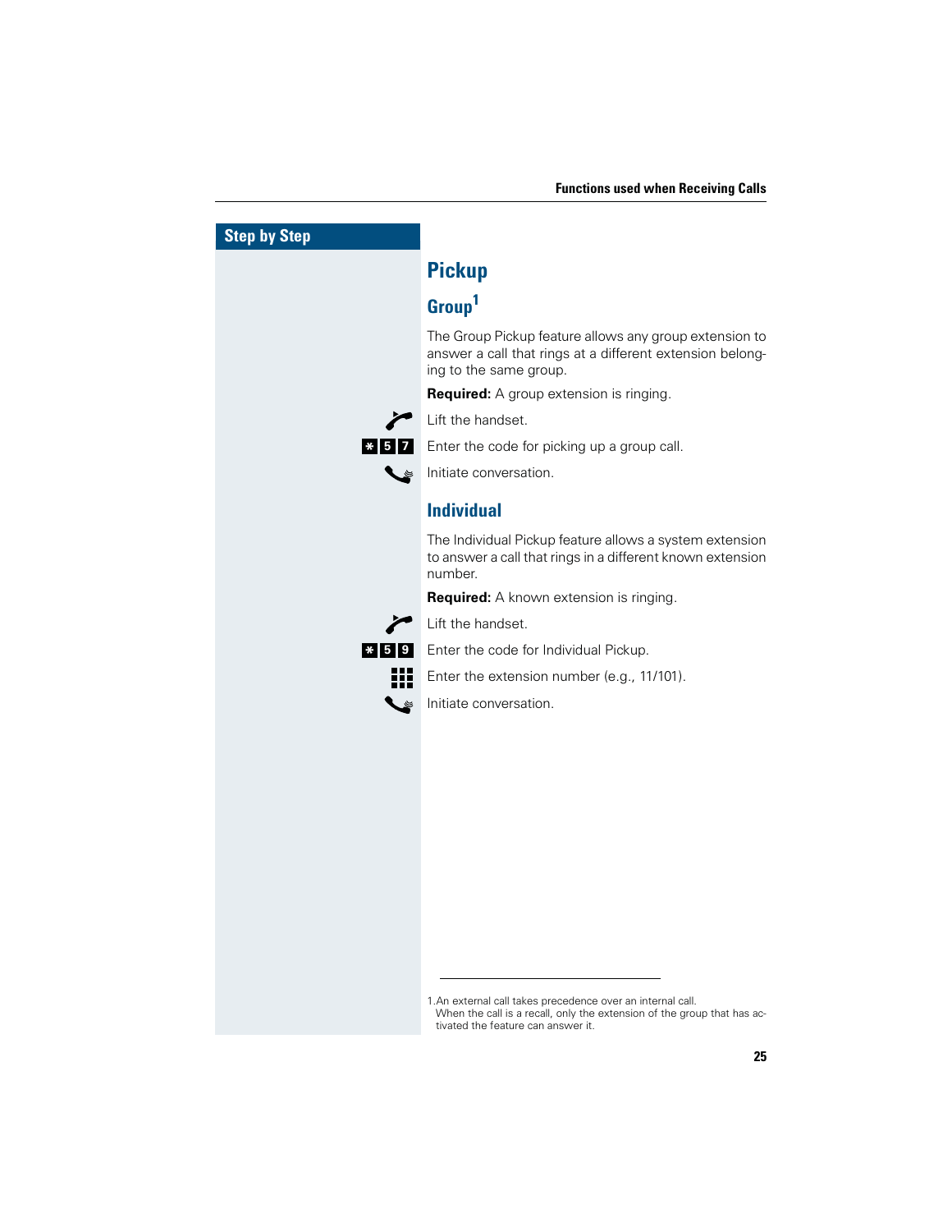Step by Step

# Pickup

## Group[1]

The Group Pickup feature allows any group extension to answer a call that rings at a different extension belonging to the same group.

**Required:** A group extension is ringing.

Lift the handset.

* 5 7 Enter the code for picking up a group call.

Initiate conversation.

## Individual

The Individual Pickup feature allows a system extension to answer a call that rings in a different known extension number.

**Required:** A known extension is ringing.

Lift the handset.

* 5 9 Enter the code for Individual Pickup.

Enter the extension number (e.g., 11/101).

Initiate conversation.

---

1. An external call takes precedence over an internal call. When the call is a recall, only the extension of the group that has activated the feature can answer it.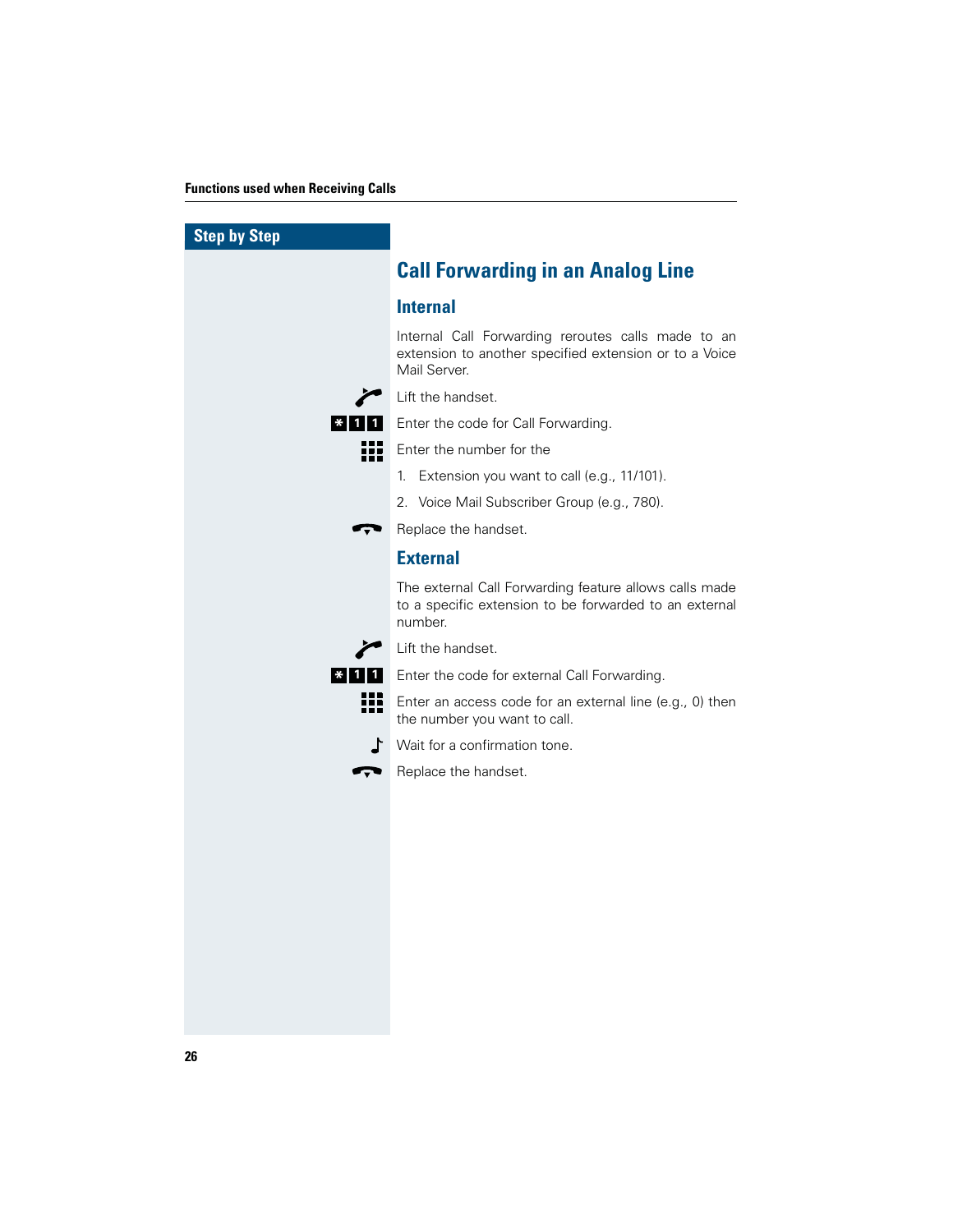Step by Step

# Call Forwarding in an Analog Line

## Internal

Internal Call Forwarding reroutes calls made to an extension to another specified extension or to a Voice Mail Server.

Lift the handset.

* 1 1 Enter the code for Call Forwarding.

Enter the number for the

1. Extension you want to call (e.g., 11/101).
2. Voice Mail Subscriber Group (e.g., 780).

Replace the handset.

## External

The external Call Forwarding feature allows calls made to a specific extension to be forwarded to an external number.

Lift the handset.

* 1 1 Enter the code for external Call Forwarding.

Enter an access code for an external line (e.g., 0) then the number you want to call.

Wait for a confirmation tone.

Replace the handset.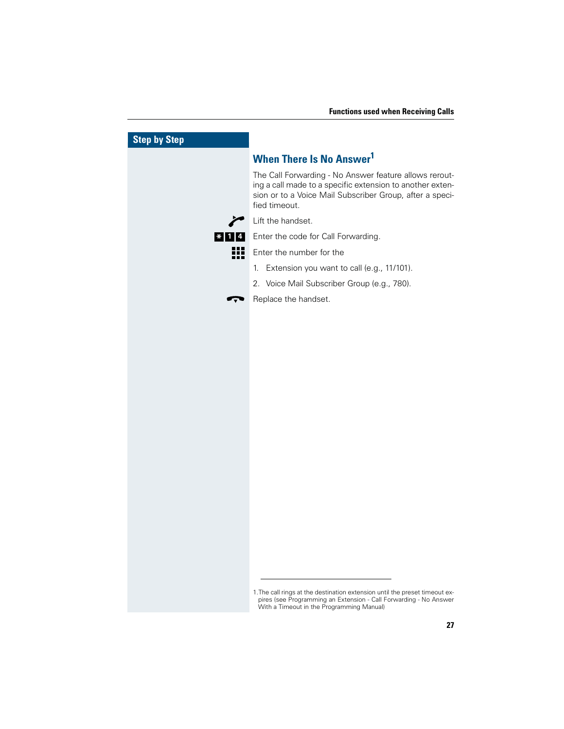Step by Step

## When There Is No Answer[1]

The Call Forwarding - No Answer feature allows rerouting a call made to a specific extension to another extension or to a Voice Mail Subscriber Group, after a specified timeout.

Lift the handset.

*14 Enter the code for Call Forwarding.

Enter the number for the

1. Extension you want to call (e.g., 11/101).
2. Voice Mail Subscriber Group (e.g., 780).

Replace the handset.

---

1. The call rings at the destination extension until the preset timeout expires (see Programming an Extension - Call Forwarding - No Answer With a Timeout in the Programming Manual)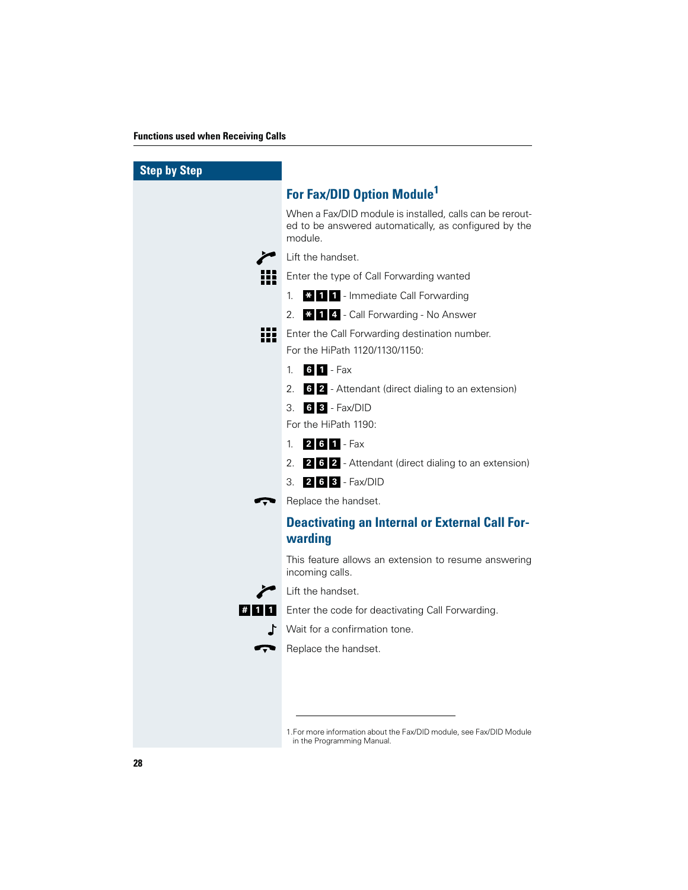Step by Step

## For Fax/DID Option Module[1]

When a Fax/DID module is installed, calls can be rerouted to be answered automatically, as configured by the module.

Lift the handset.

Enter the type of Call Forwarding wanted

1. * 1 1 - Immediate Call Forwarding
2. * 1 4 - Call Forwarding - No Answer

Enter the Call Forwarding destination number.

For the HiPath 1120/1130/1150:

1. 6 1 - Fax
2. 6 2 - Attendant (direct dialing to an extension)
3. 6 3 - Fax/DID

For the HiPath 1190:

1. 2 6 1 - Fax
2. 2 6 2 - Attendant (direct dialing to an extension)
3. 2 6 3 - Fax/DID

Replace the handset.

## Deactivating an Internal or External Call Forwarding

This feature allows an extension to resume answering incoming calls.

Lift the handset.

# 1 1 Enter the code for deactivating Call Forwarding.

Wait for a confirmation tone.

Replace the handset.

---

1. For more information about the Fax/DID module, see Fax/DID Module in the Programming Manual.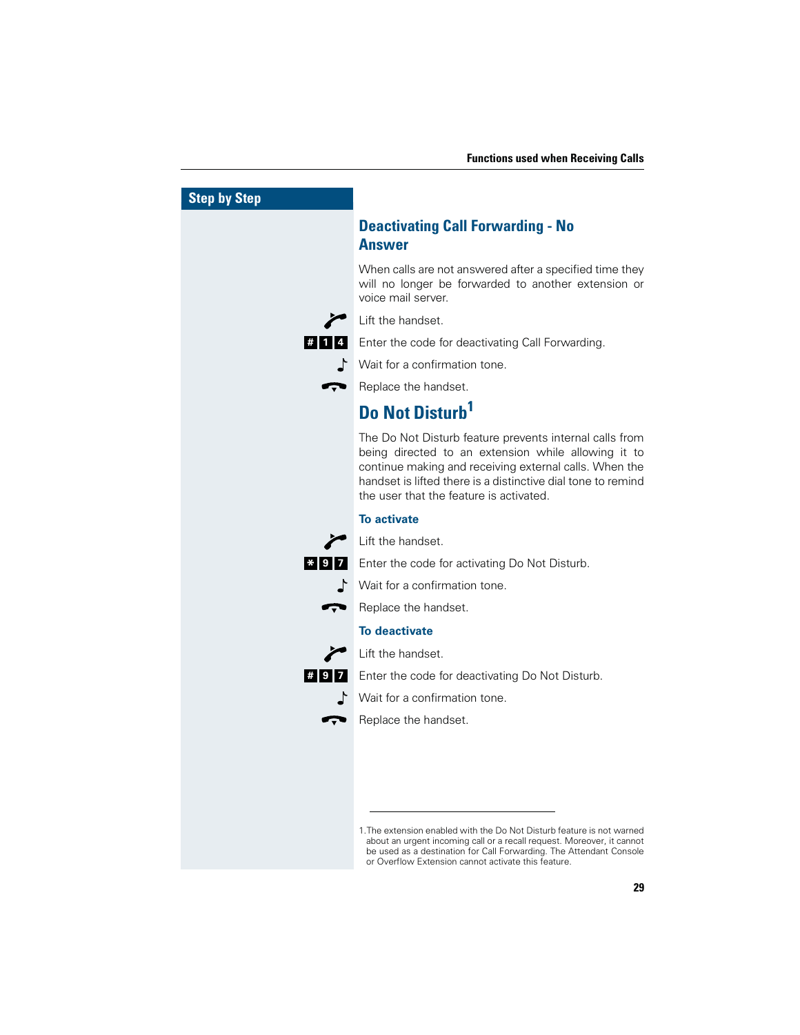Step by Step

## Deactivating Call Forwarding - No Answer

When calls are not answered after a specified time they will no longer be forwarded to another extension or voice mail server.

Lift the handset.

# 1 4 Enter the code for deactivating Call Forwarding.

Wait for a confirmation tone.

Replace the handset.

## Do Not Disturb[1]

The Do Not Disturb feature prevents internal calls from being directed to an extension while allowing it to continue making and receiving external calls. When the handset is lifted there is a distinctive dial tone to remind the user that the feature is activated.

### To activate

Lift the handset.

* 9 7 Enter the code for activating Do Not Disturb.

Wait for a confirmation tone.

Replace the handset.

### To deactivate

Lift the handset.

# 9 7 Enter the code for deactivating Do Not Disturb.

Wait for a confirmation tone.

Replace the handset.

---

1. The extension enabled with the Do Not Disturb feature is not warned about an urgent incoming call or a recall request. Moreover, it cannot be used as a destination for Call Forwarding. The Attendant Console or Overflow Extension cannot activate this feature.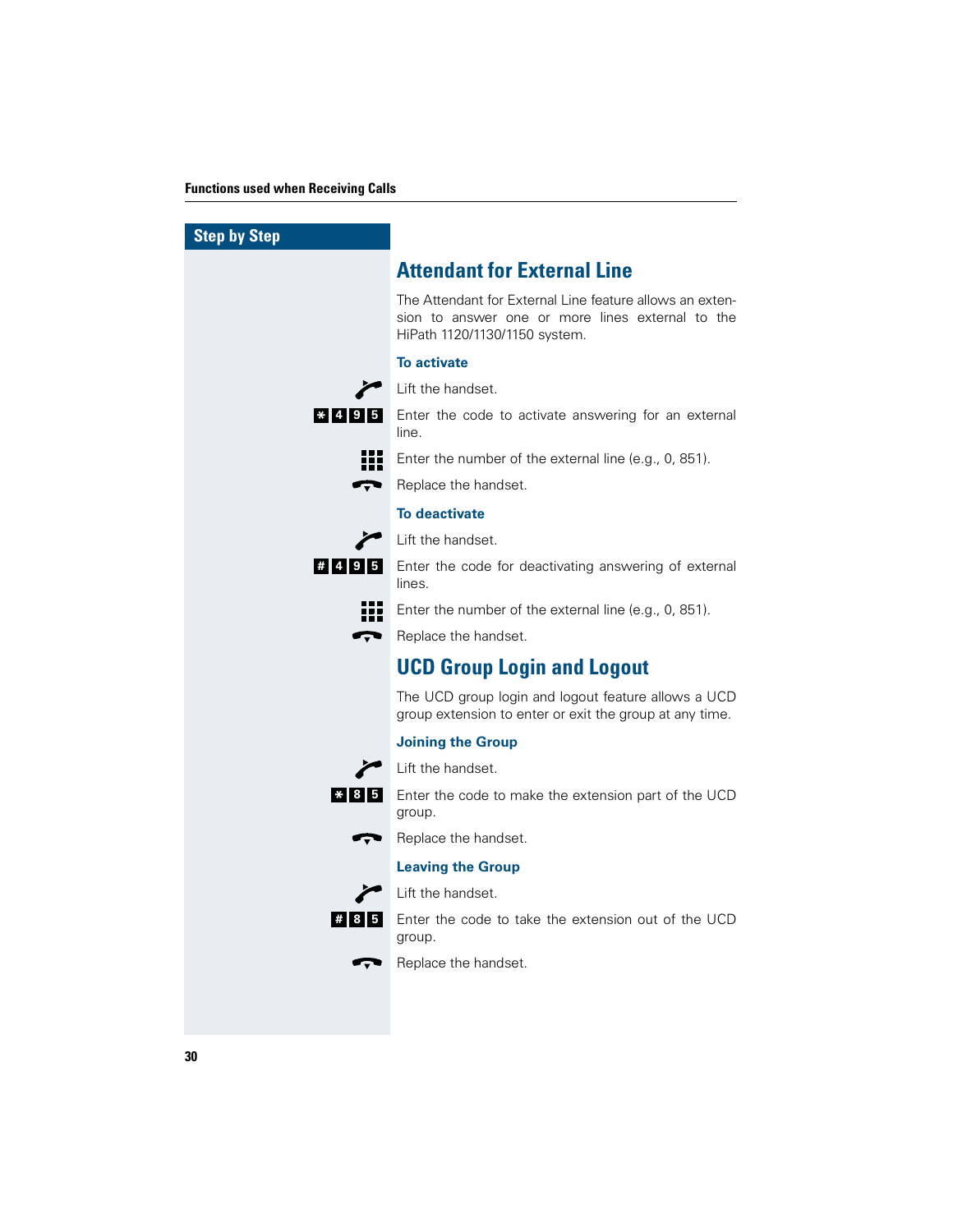## Step by Step

# Attendant for External Line

The Attendant for External Line feature allows an extension to answer one or more lines external to the HiPath 1120/1130/1150 system.

### To activate

Lift the handset.

*495 Enter the code to activate answering for an external line.

Enter the number of the external line (e.g., 0, 851).

Replace the handset.

### To deactivate

Lift the handset.

#495 Enter the code for deactivating answering of external lines.

Enter the number of the external line (e.g., 0, 851).

Replace the handset.

# UCD Group Login and Logout

The UCD group login and logout feature allows a UCD group extension to enter or exit the group at any time.

### Joining the Group

Lift the handset.

*85 Enter the code to make the extension part of the UCD group.

Replace the handset.

### Leaving the Group

Lift the handset.

#85 Enter the code to take the extension out of the UCD group.

Replace the handset.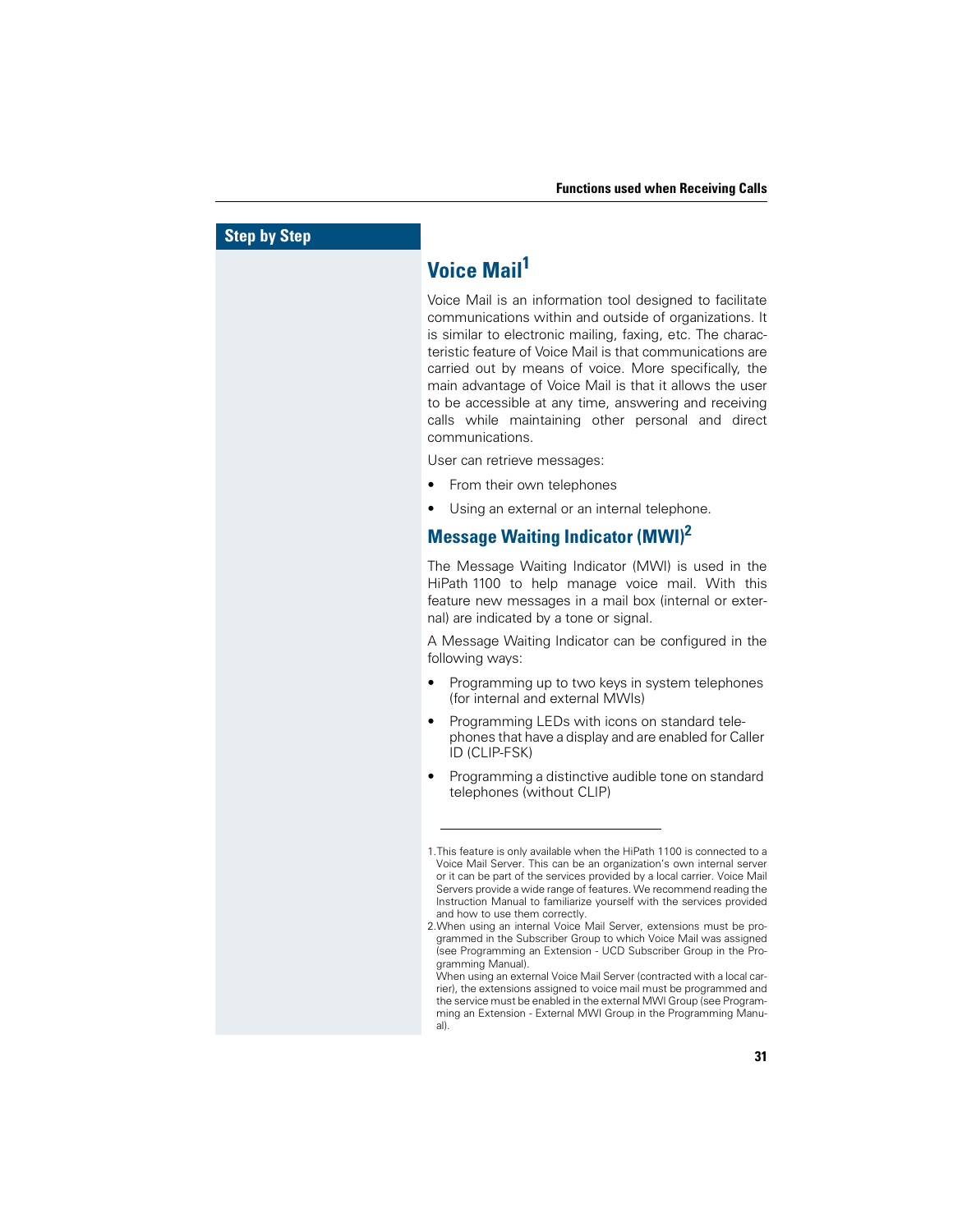**Step by Step**

## Voice Mail[1]

Voice Mail is an information tool designed to facilitate communications within and outside of organizations. It is similar to electronic mailing, faxing, etc. The characteristic feature of Voice Mail is that communications are carried out by means of voice. More specifically, the main advantage of Voice Mail is that it allows the user to be accessible at any time, answering and receiving calls while maintaining other personal and direct communications.

User can retrieve messages:

- From their own telephones
- Using an external or an internal telephone.

### Message Waiting Indicator (MWI)[2]

The Message Waiting Indicator (MWI) is used in the HiPath 1100 to help manage voice mail. With this feature new messages in a mail box (internal or external) are indicated by a tone or signal.

A Message Waiting Indicator can be configured in the following ways:

- Programming up to two keys in system telephones (for internal and external MWIs)
- Programming LEDs with icons on standard telephones that have a display and are enabled for Caller ID (CLIP-FSK)
- Programming a distinctive audible tone on standard telephones (without CLIP)

---

1. This feature is only available when the HiPath 1100 is connected to a Voice Mail Server. This can be an organization's own internal server or it can be part of the services provided by a local carrier. Voice Mail Servers provide a wide range of features. We recommend reading the Instruction Manual to familiarize yourself with the services provided and how to use them correctly.

2. When using an internal Voice Mail Server, extensions must be programmed in the Subscriber Group to which Voice Mail was assigned (see Programming an Extension - UCD Subscriber Group in the Programming Manual).
   When using an external Voice Mail Server (contracted with a local carrier), the extensions assigned to voice mail must be programmed and the service must be enabled in the external MWI Group (see Programming an Extension - External MWI Group in the Programming Manual).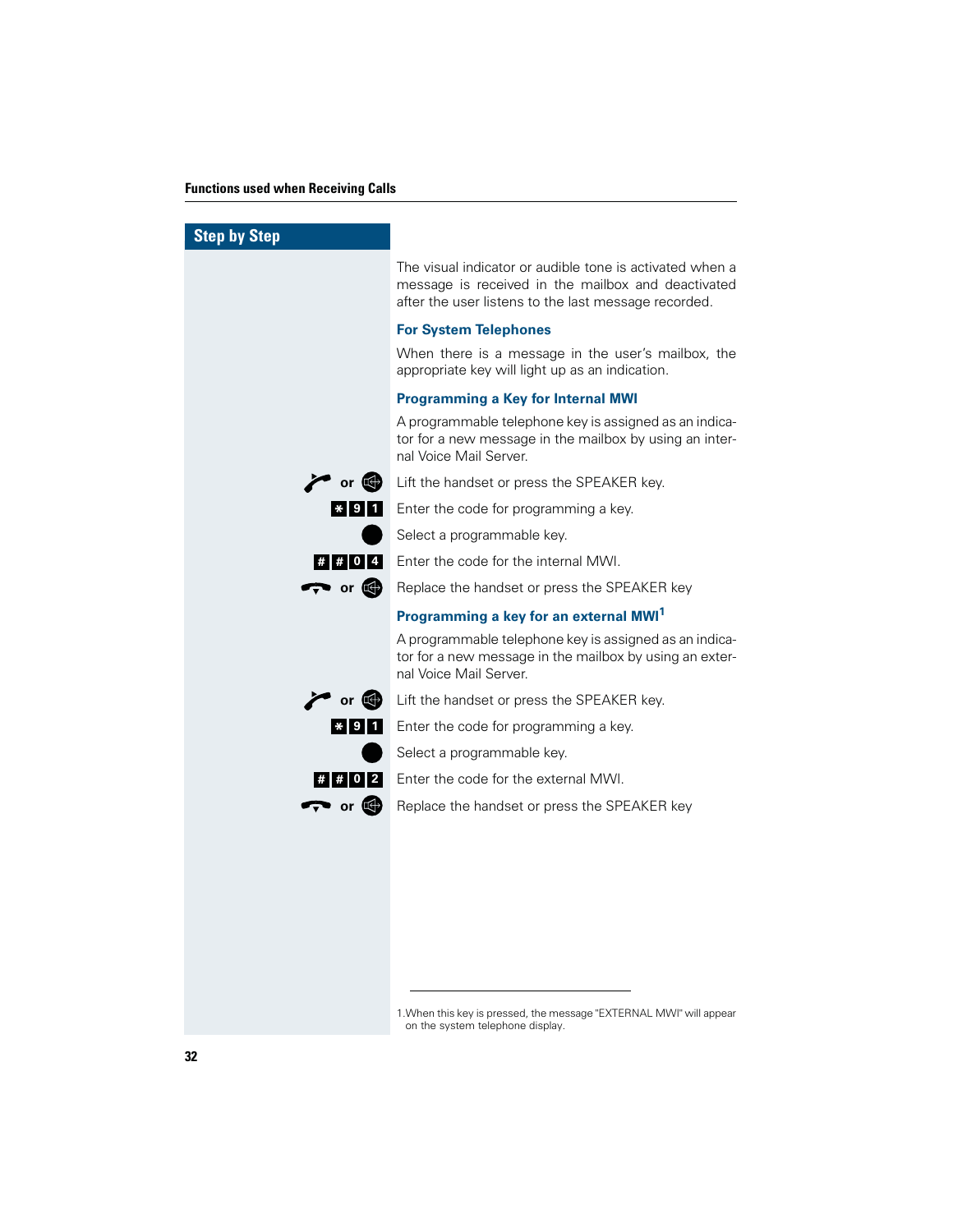## Step by Step

The visual indicator or audible tone is activated when a message is received in the mailbox and deactivated after the user listens to the last message recorded.

### For System Telephones

When there is a message in the user's mailbox, the appropriate key will light up as an indication.

### Programming a Key for Internal MWI

A programmable telephone key is assigned as an indicator for a new message in the mailbox by using an internal Voice Mail Server.

| | |
|---|---|
| Lift handset or SPEAKER key | Lift the handset or press the SPEAKER key. |
| * 9 1 | Enter the code for programming a key. |
| ● | Select a programmable key. |
| # # 0 4 | Enter the code for the internal MWI. |
| Replace handset or SPEAKER key | Replace the handset or press the SPEAKER key |

### Programming a key for an external MWI[1]

A programmable telephone key is assigned as an indicator for a new message in the mailbox by using an external Voice Mail Server.

| | |
|---|---|
| Lift handset or SPEAKER key | Lift the handset or press the SPEAKER key. |
| * 9 1 | Enter the code for programming a key. |
| ● | Select a programmable key. |
| # # 0 2 | Enter the code for the external MWI. |
| Replace handset or SPEAKER key | Replace the handset or press the SPEAKER key |

---

1. When this key is pressed, the message "EXTERNAL MWI" will appear on the system telephone display.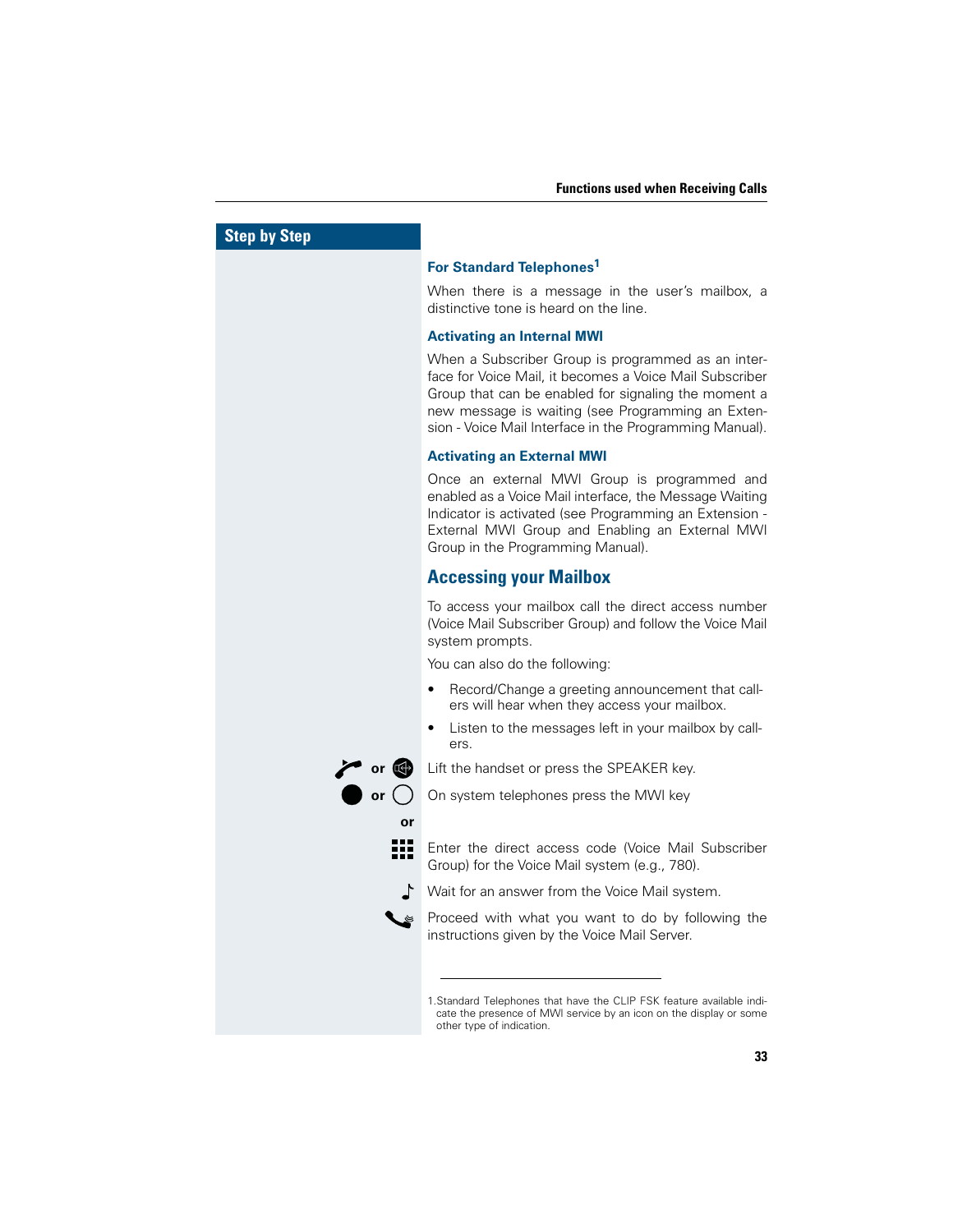**Step by Step**

### For Standard Telephones[1]

When there is a message in the user's mailbox, a distinctive tone is heard on the line.

### Activating an Internal MWI

When a Subscriber Group is programmed as an interface for Voice Mail, it becomes a Voice Mail Subscriber Group that can be enabled for signaling the moment a new message is waiting (see Programming an Extension - Voice Mail Interface in the Programming Manual).

### Activating an External MWI

Once an external MWI Group is programmed and enabled as a Voice Mail interface, the Message Waiting Indicator is activated (see Programming an Extension - External MWI Group and Enabling an External MWI Group in the Programming Manual).

## Accessing your Mailbox

To access your mailbox call the direct access number (Voice Mail Subscriber Group) and follow the Voice Mail system prompts.

You can also do the following:

- Record/Change a greeting announcement that callers will hear when they access your mailbox.
- Listen to the messages left in your mailbox by callers.

or — Lift the handset or press the SPEAKER key.

or — On system telephones press the MWI key

or

Enter the direct access code (Voice Mail Subscriber Group) for the Voice Mail system (e.g., 780).

Wait for an answer from the Voice Mail system.

Proceed with what you want to do by following the instructions given by the Voice Mail Server.

---

1. Standard Telephones that have the CLIP FSK feature available indicate the presence of MWI service by an icon on the display or some other type of indication.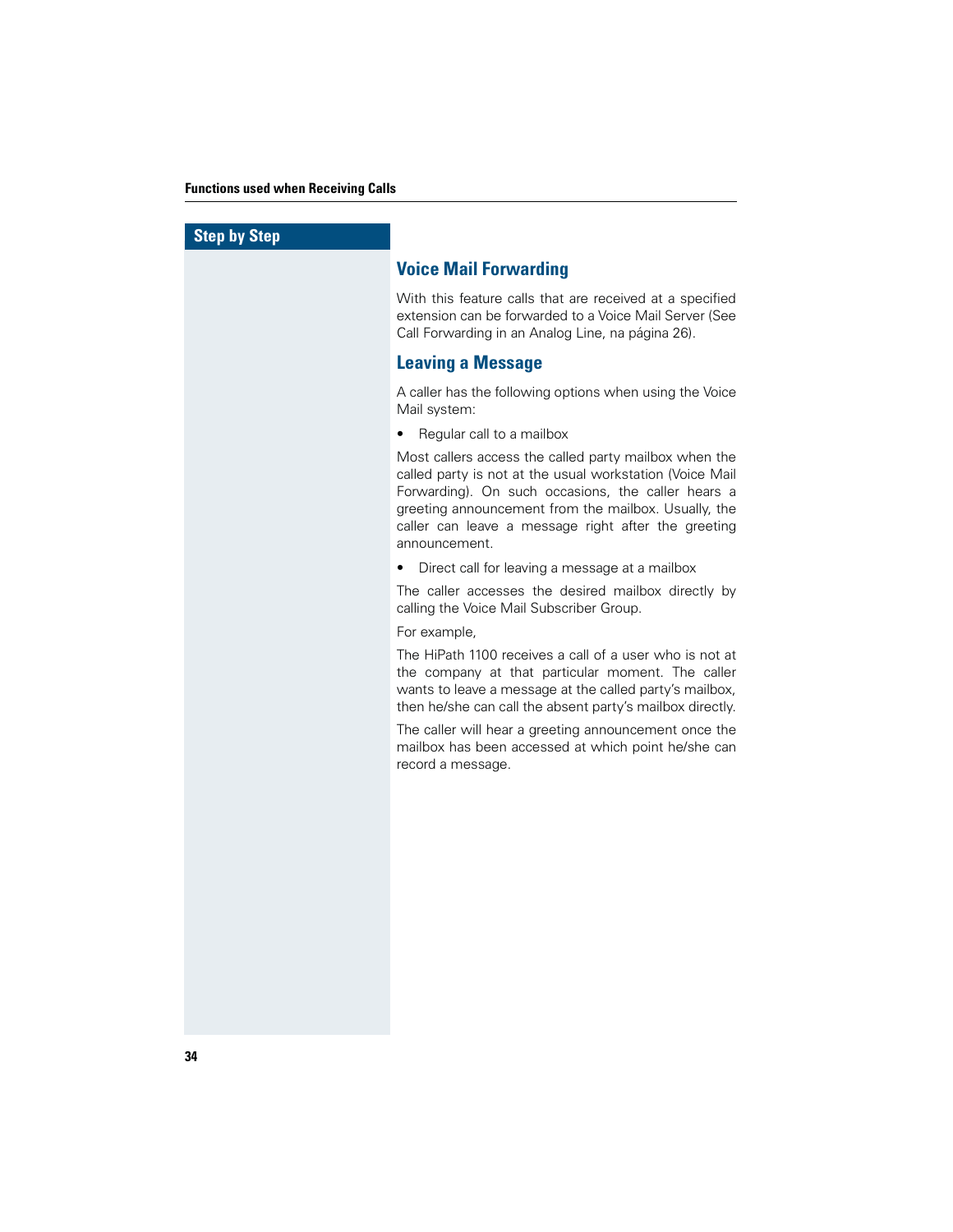## Voice Mail Forwarding

With this feature calls that are received at a specified extension can be forwarded to a Voice Mail Server (See Call Forwarding in an Analog Line, na página 26).

## Leaving a Message

A caller has the following options when using the Voice Mail system:

- Regular call to a mailbox

Most callers access the called party mailbox when the called party is not at the usual workstation (Voice Mail Forwarding). On such occasions, the caller hears a greeting announcement from the mailbox. Usually, the caller can leave a message right after the greeting announcement.

- Direct call for leaving a message at a mailbox

The caller accesses the desired mailbox directly by calling the Voice Mail Subscriber Group.

For example,

The HiPath 1100 receives a call of a user who is not at the company at that particular moment. The caller wants to leave a message at the called party's mailbox, then he/she can call the absent party's mailbox directly.

The caller will hear a greeting announcement once the mailbox has been accessed at which point he/she can record a message.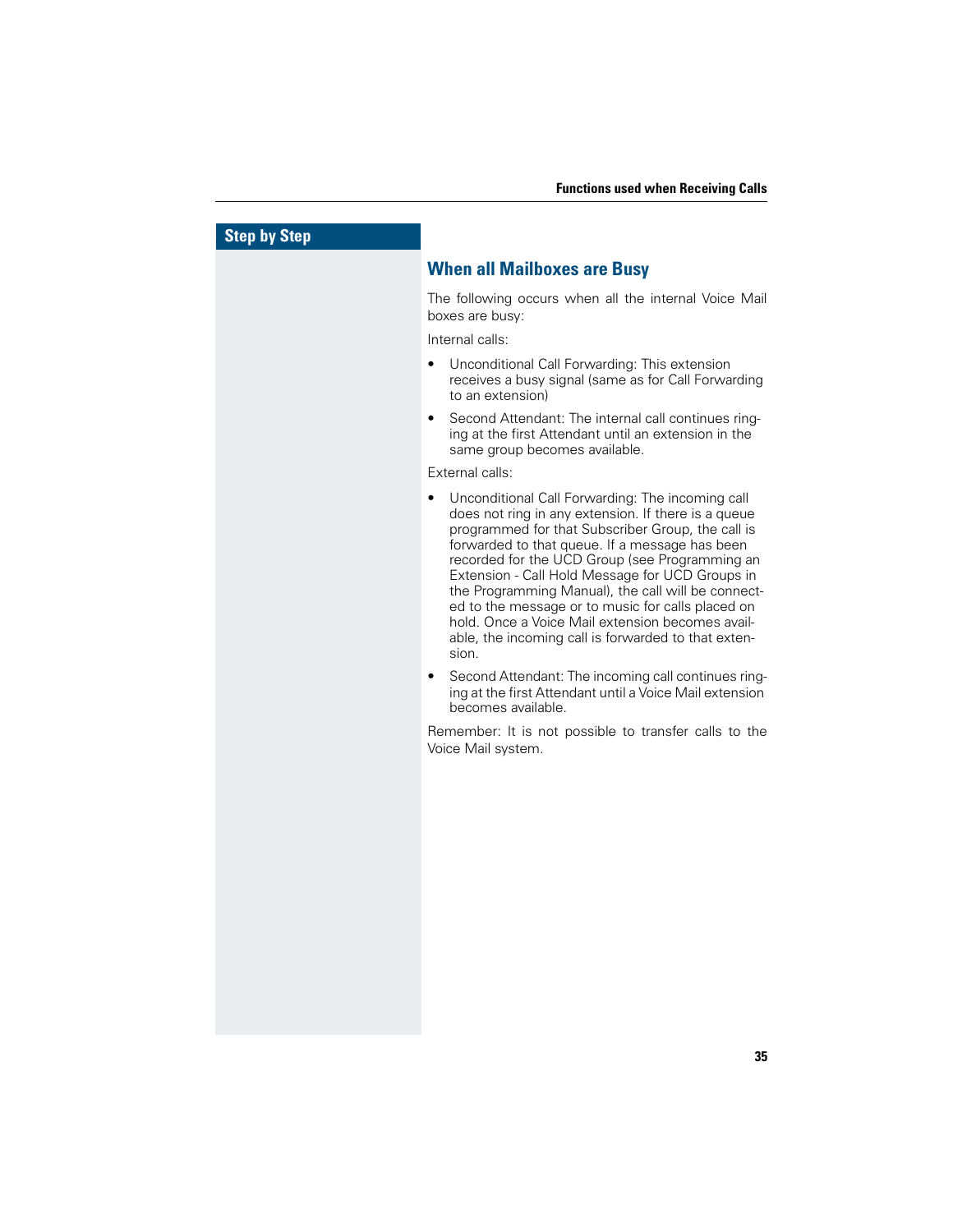## When all Mailboxes are Busy

The following occurs when all the internal Voice Mail boxes are busy:

Internal calls:

- Unconditional Call Forwarding: This extension receives a busy signal (same as for Call Forwarding to an extension)
- Second Attendant: The internal call continues ringing at the first Attendant until an extension in the same group becomes available.

External calls:

- Unconditional Call Forwarding: The incoming call does not ring in any extension. If there is a queue programmed for that Subscriber Group, the call is forwarded to that queue. If a message has been recorded for the UCD Group (see Programming an Extension - Call Hold Message for UCD Groups in the Programming Manual), the call will be connected to the message or to music for calls placed on hold. Once a Voice Mail extension becomes available, the incoming call is forwarded to that extension.
- Second Attendant: The incoming call continues ringing at the first Attendant until a Voice Mail extension becomes available.

Remember: It is not possible to transfer calls to the Voice Mail system.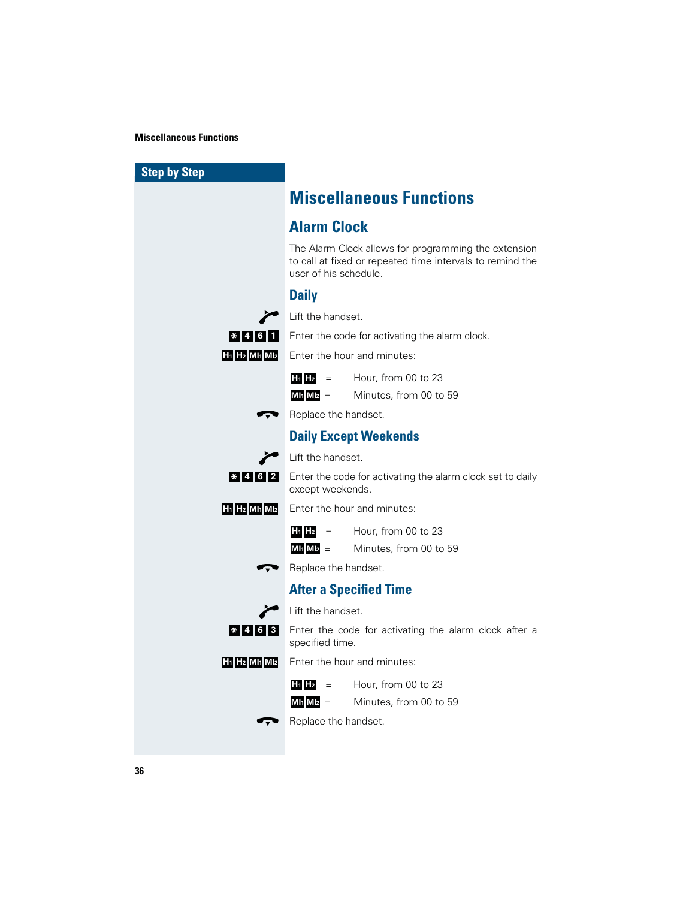Step by Step

# Miscellaneous Functions

## Alarm Clock

The Alarm Clock allows for programming the extension to call at fixed or repeated time intervals to remind the user of his schedule.

### Daily

Lift the handset.

* 4 6 1 — Enter the code for activating the alarm clock.

H1 H2 MI1 MI2 — Enter the hour and minutes:

H1 H2 = Hour, from 00 to 23

MI1 MI2 = Minutes, from 00 to 59

Replace the handset.

### Daily Except Weekends

Lift the handset.

* 4 6 2 — Enter the code for activating the alarm clock set to daily except weekends.

H1 H2 MI1 MI2 — Enter the hour and minutes:

H1 H2 = Hour, from 00 to 23

MI1 MI2 = Minutes, from 00 to 59

Replace the handset.

### After a Specified Time

Lift the handset.

* 4 6 3 — Enter the code for activating the alarm clock after a specified time.

H1 H2 MI1 MI2 — Enter the hour and minutes:

H1 H2 = Hour, from 00 to 23

MI1 MI2 = Minutes, from 00 to 59

Replace the handset.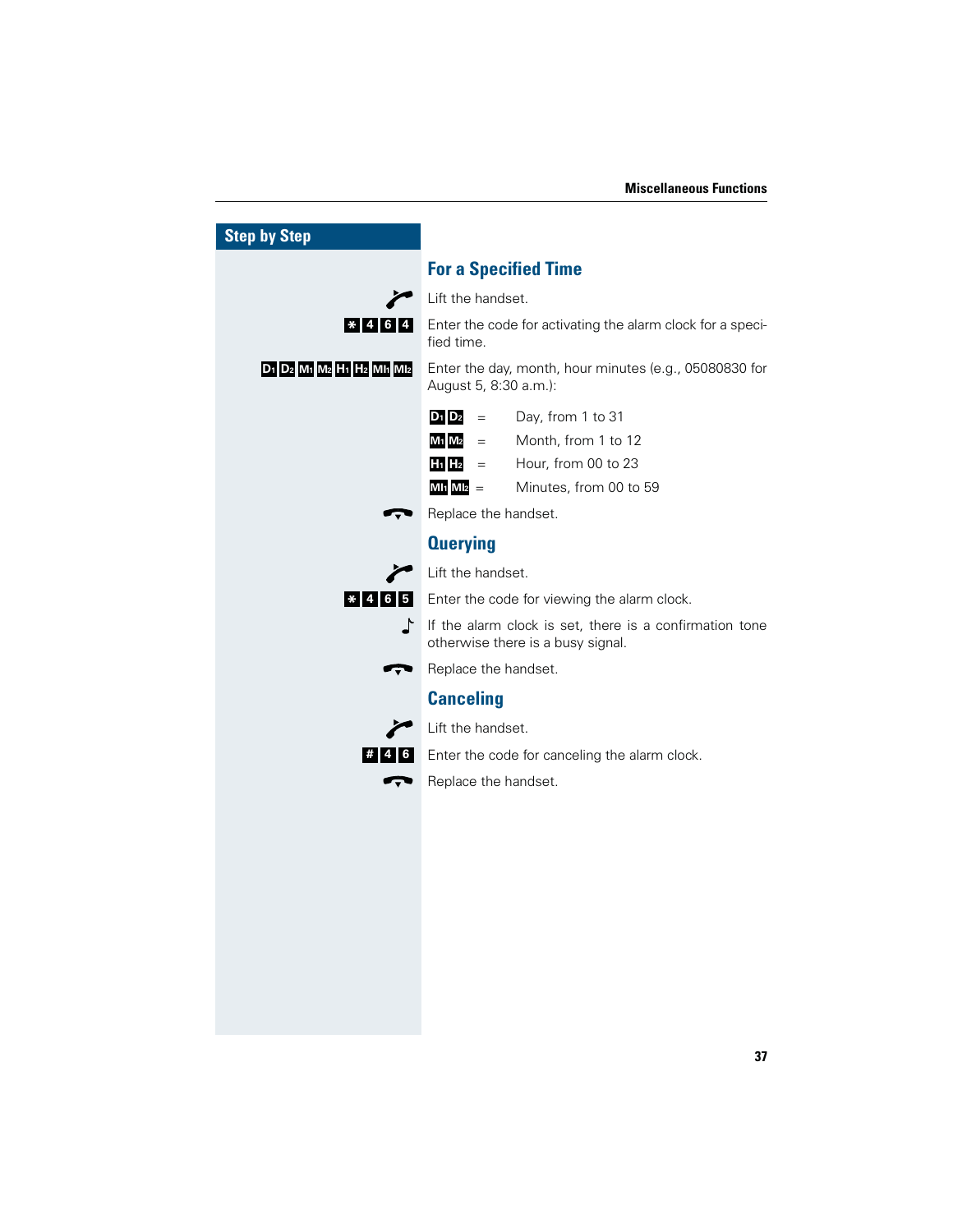**Step by Step**

## For a Specified Time

Lift the handset.

* 4 6 4 — Enter the code for activating the alarm clock for a specified time.

$D_1$ $D_2$ $M_1$ $M_2$ $H_1$ $H_2$ $MI_1$ $MI_2$ — Enter the day, month, hour minutes (e.g., 05080830 for August 5, 8:30 a.m.):

| | | |
|---|---|---|
| $D_1$ $D_2$ | = | Day, from 1 to 31 |
| $M_1$ $M_2$ | = | Month, from 1 to 12 |
| $H_1$ $H_2$ | = | Hour, from 00 to 23 |
| $MI_1$ $MI_2$ | = | Minutes, from 00 to 59 |

Replace the handset.

## Querying

Lift the handset.

* 4 6 5 — Enter the code for viewing the alarm clock.

If the alarm clock is set, there is a confirmation tone otherwise there is a busy signal.

Replace the handset.

## Canceling

Lift the handset.

# 4 6 — Enter the code for canceling the alarm clock.

Replace the handset.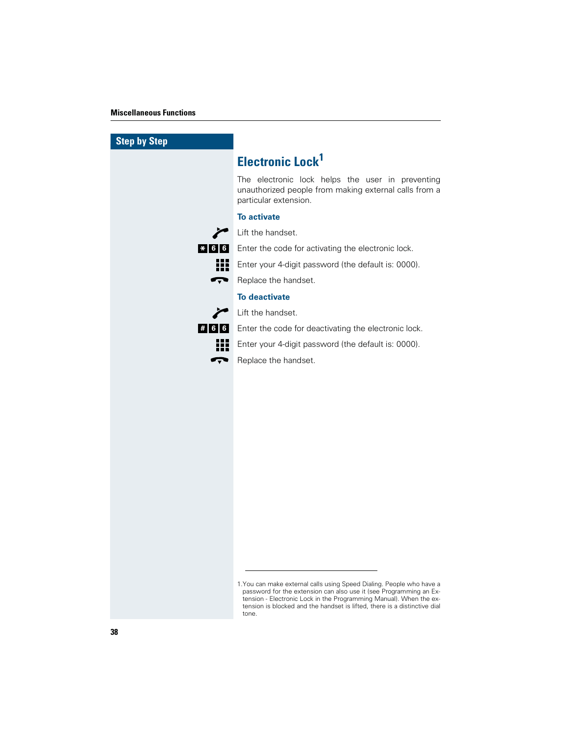## Step by Step

# Electronic Lock[1]

The electronic lock helps the user in preventing unauthorized people from making external calls from a particular extension.

### To activate

Lift the handset.

* 6 6 Enter the code for activating the electronic lock.

Enter your 4-digit password (the default is: 0000).

Replace the handset.

### To deactivate

Lift the handset.

# 6 6 Enter the code for deactivating the electronic lock.

Enter your 4-digit password (the default is: 0000).

Replace the handset.

---

1. You can make external calls using Speed Dialing. People who have a password for the extension can also use it (see Programming an Extension - Electronic Lock in the Programming Manual). When the extension is blocked and the handset is lifted, there is a distinctive dial tone.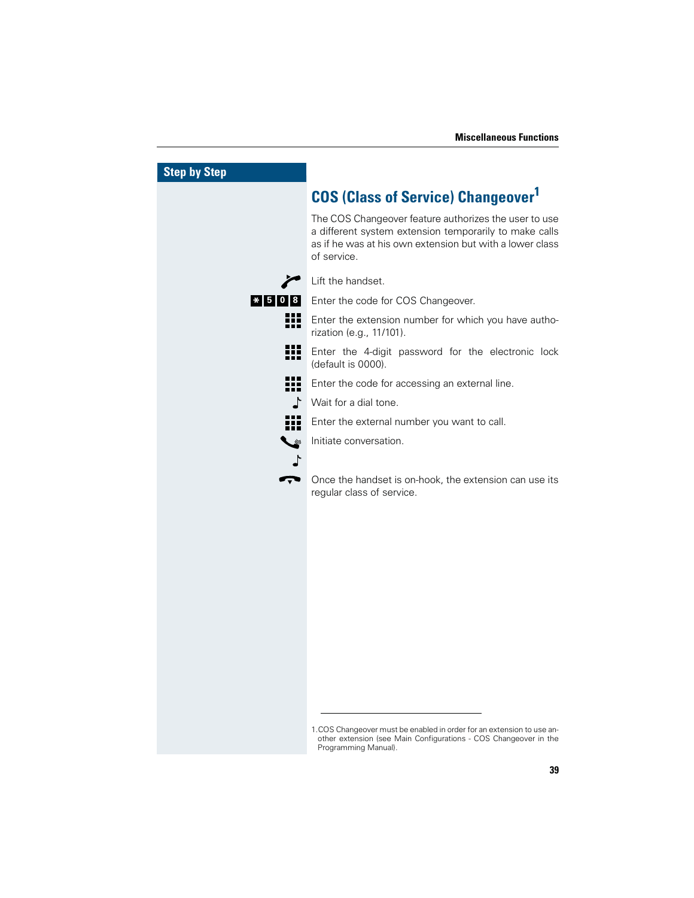## COS (Class of Service) Changeover[1]

The COS Changeover feature authorizes the user to use a different system extension temporarily to make calls as if he was at his own extension but with a lower class of service.

Lift the handset.

*508 Enter the code for COS Changeover.

Enter the extension number for which you have authorization (e.g., 11/101).

Enter the 4-digit password for the electronic lock (default is 0000).

Enter the code for accessing an external line.

Wait for a dial tone.

Enter the external number you want to call.

Initiate conversation.

Once the handset is on-hook, the extension can use its regular class of service.

---

1. COS Changeover must be enabled in order for an extension to use another extension (see Main Configurations - COS Changeover in the Programming Manual).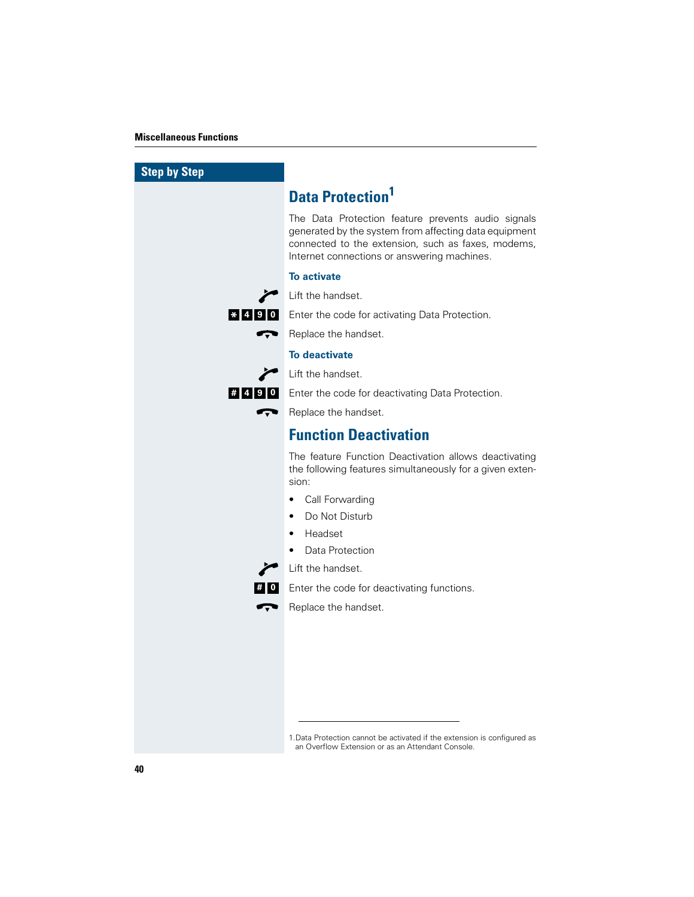Step by Step

## Data Protection[1]

The Data Protection feature prevents audio signals generated by the system from affecting data equipment connected to the extension, such as faxes, modems, Internet connections or answering machines.

### To activate

Lift the handset.

* 4 9 0 — Enter the code for activating Data Protection.

Replace the handset.

### To deactivate

Lift the handset.

# 4 9 0 — Enter the code for deactivating Data Protection.

Replace the handset.

## Function Deactivation

The feature Function Deactivation allows deactivating the following features simultaneously for a given extension:

- Call Forwarding
- Do Not Disturb
- Headset
- Data Protection

Lift the handset.

# 0 — Enter the code for deactivating functions.

Replace the handset.

---

1. Data Protection cannot be activated if the extension is configured as an Overflow Extension or as an Attendant Console.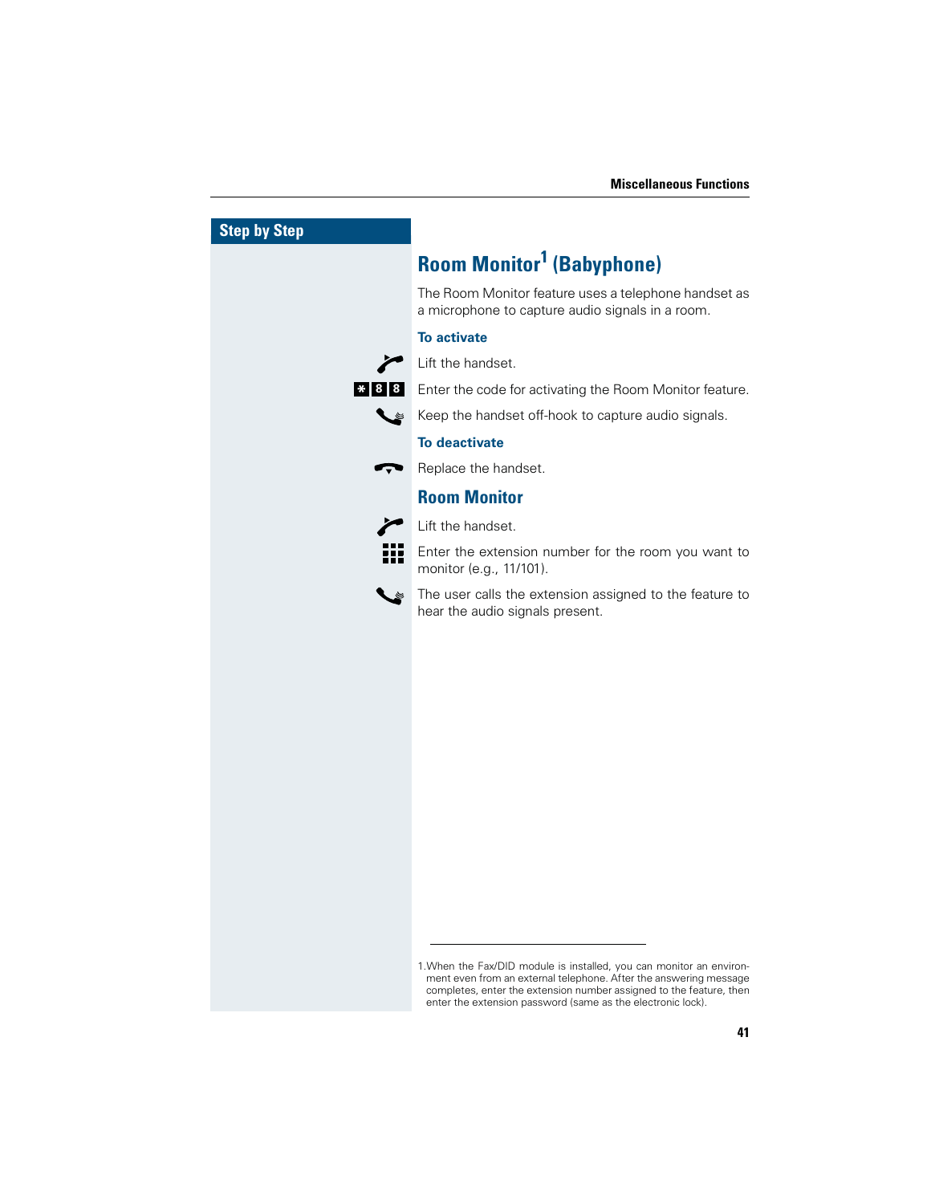Step by Step

# Room Monitor[1] (Babyphone)

The Room Monitor feature uses a telephone handset as a microphone to capture audio signals in a room.

### To activate

Lift the handset.

*88 — Enter the code for activating the Room Monitor feature.

Keep the handset off-hook to capture audio signals.

### To deactivate

Replace the handset.

## Room Monitor

Lift the handset.

Enter the extension number for the room you want to monitor (e.g., 11/101).

The user calls the extension assigned to the feature to hear the audio signals present.

---

1. When the Fax/DID module is installed, you can monitor an environment even from an external telephone. After the answering message completes, enter the extension number assigned to the feature, then enter the extension password (same as the electronic lock).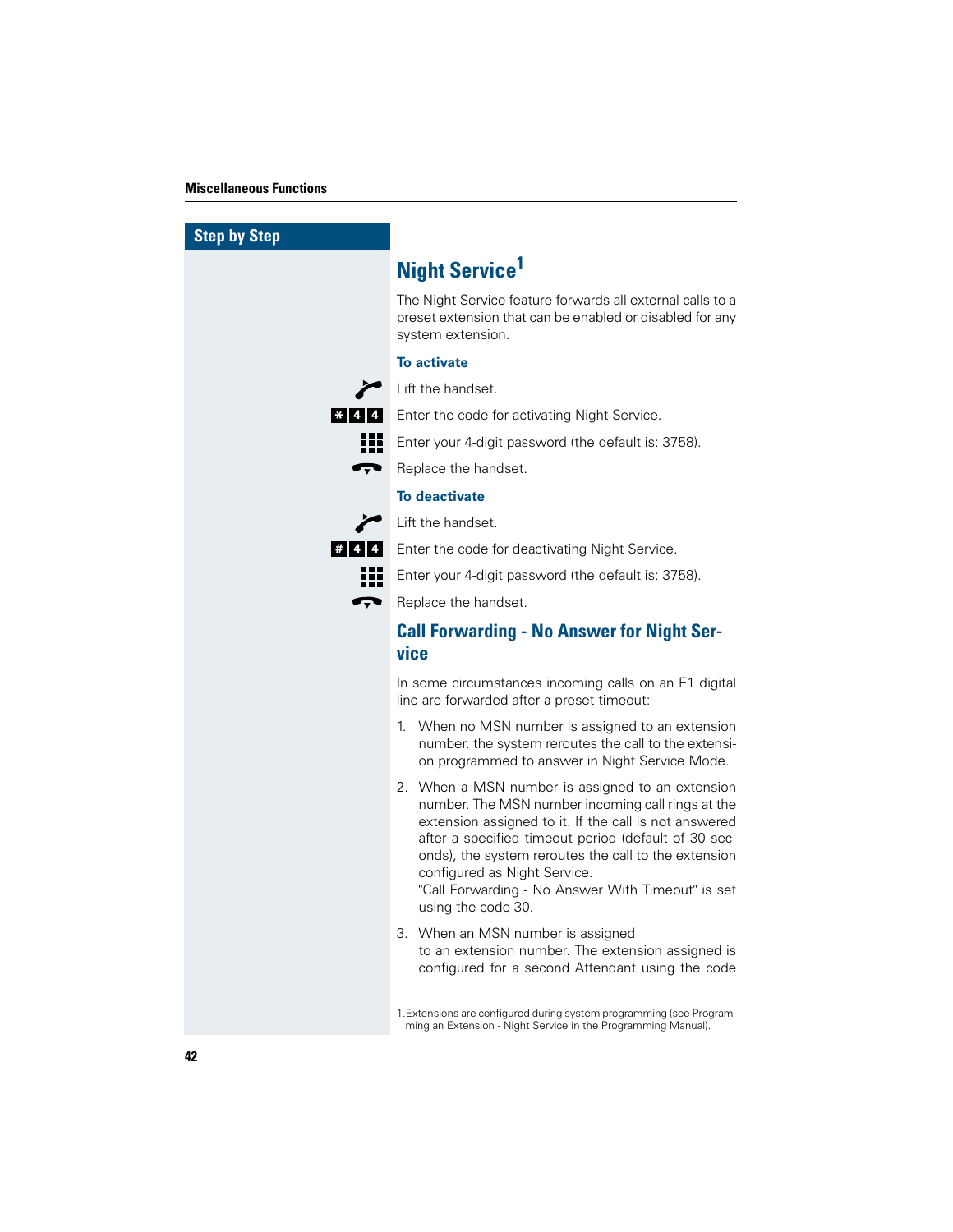Step by Step

## Night Service[1]

The Night Service feature forwards all external calls to a preset extension that can be enabled or disabled for any system extension.

### To activate

Lift the handset.

* 4 4 Enter the code for activating Night Service.

Enter your 4-digit password (the default is: 3758).

Replace the handset.

### To deactivate

Lift the handset.

# 4 4 Enter the code for deactivating Night Service.

Enter your 4-digit password (the default is: 3758).

Replace the handset.

## Call Forwarding - No Answer for Night Service

In some circumstances incoming calls on an E1 digital line are forwarded after a preset timeout:

1. When no MSN number is assigned to an extension number. the system reroutes the call to the extension programmed to answer in Night Service Mode.
2. When a MSN number is assigned to an extension number. The MSN number incoming call rings at the extension assigned to it. If the call is not answered after a specified timeout period (default of 30 seconds), the system reroutes the call to the extension configured as Night Service.
   "Call Forwarding - No Answer With Timeout" is set using the code 30.
3. When an MSN number is assigned
   to an extension number. The extension assigned is configured for a second Attendant using the code

---

1. Extensions are configured during system programming (see Programming an Extension - Night Service in the Programming Manual).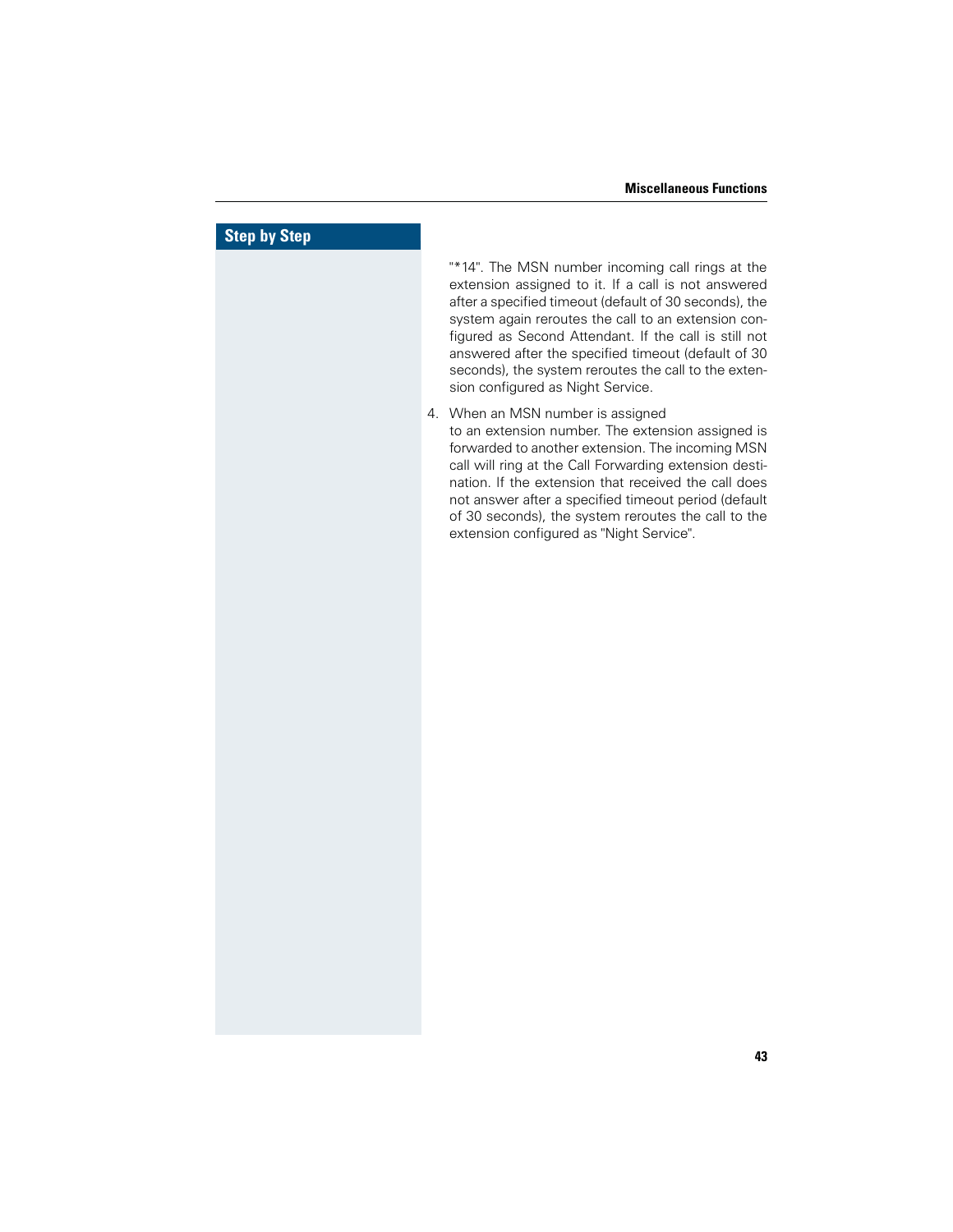## Step by Step

"*14". The MSN number incoming call rings at the extension assigned to it. If a call is not answered after a specified timeout (default of 30 seconds), the system again reroutes the call to an extension configured as Second Attendant. If the call is still not answered after the specified timeout (default of 30 seconds), the system reroutes the call to the extension configured as Night Service.

4. When an MSN number is assigned to an extension number. The extension assigned is forwarded to another extension. The incoming MSN call will ring at the Call Forwarding extension destination. If the extension that received the call does not answer after a specified timeout period (default of 30 seconds), the system reroutes the call to the extension configured as "Night Service".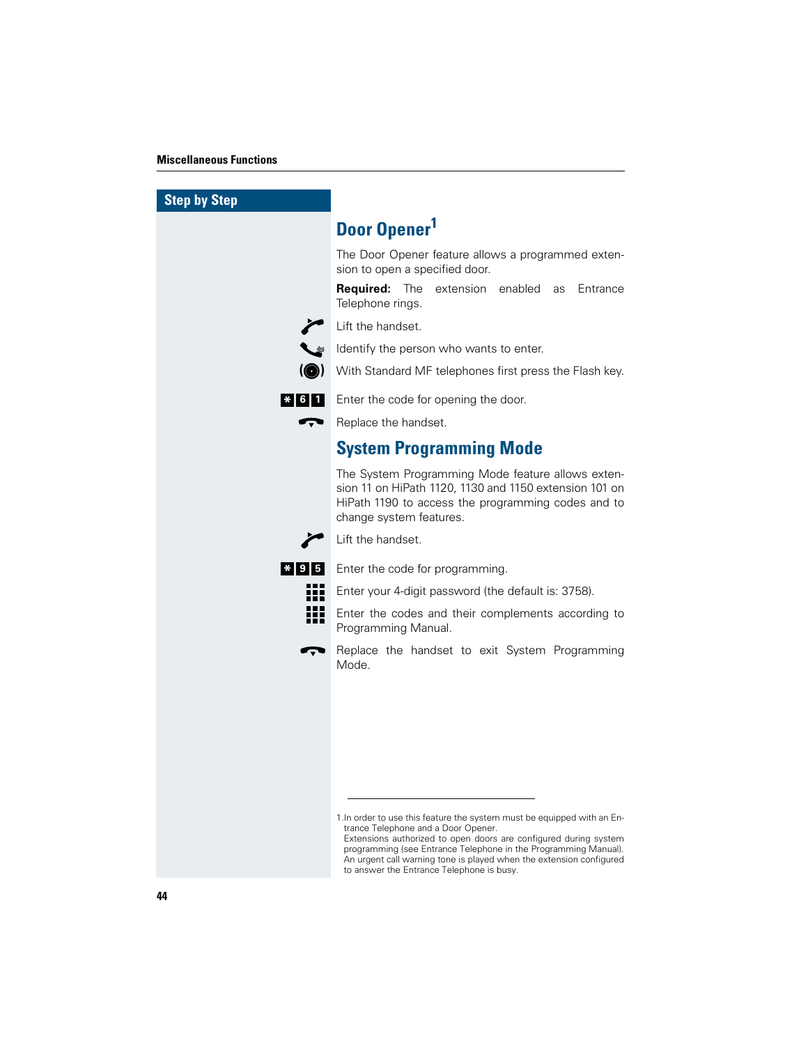Step by Step

## Door Opener[1]

The Door Opener feature allows a programmed extension to open a specified door.

**Required:** The extension enabled as Entrance Telephone rings.

Lift the handset.

Identify the person who wants to enter.

With Standard MF telephones first press the Flash key.

* 6 1 Enter the code for opening the door.

Replace the handset.

## System Programming Mode

The System Programming Mode feature allows extension 11 on HiPath 1120, 1130 and 1150 extension 101 on HiPath 1190 to access the programming codes and to change system features.

Lift the handset.

* 9 5 Enter the code for programming.

Enter your 4-digit password (the default is: 3758).

Enter the codes and their complements according to Programming Manual.

Replace the handset to exit System Programming Mode.

---

1. In order to use this feature the system must be equipped with an Entrance Telephone and a Door Opener.
Extensions authorized to open doors are configured during system programming (see Entrance Telephone in the Programming Manual).
An urgent call warning tone is played when the extension configured to answer the Entrance Telephone is busy.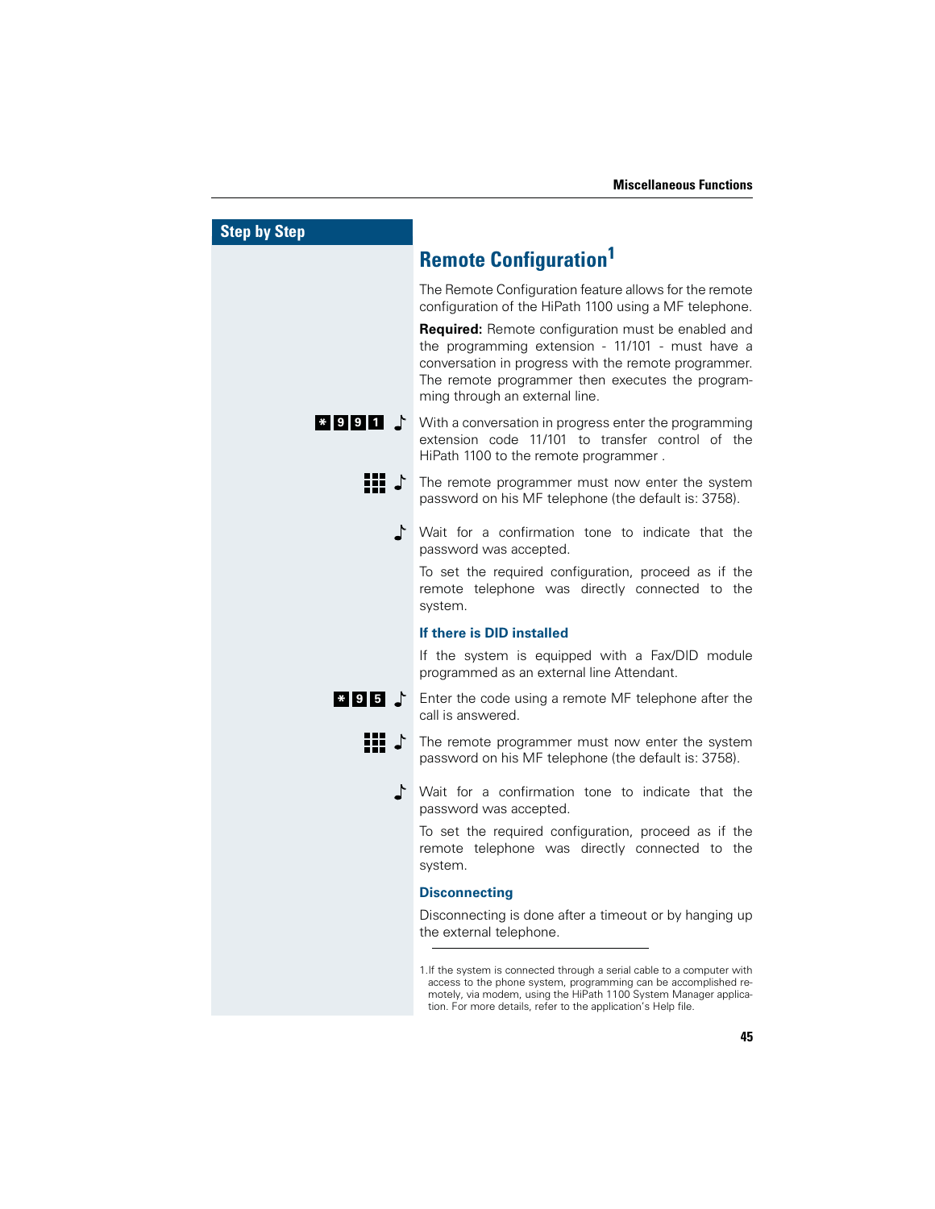## Step by Step

# Remote Configuration[1]

The Remote Configuration feature allows for the remote configuration of the HiPath 1100 using a MF telephone.

**Required:** Remote configuration must be enabled and the programming extension - 11/101 - must have a conversation in progress with the remote programmer. The remote programmer then executes the programming through an external line.

* 9 9 1 — With a conversation in progress enter the programming extension code 11/101 to transfer control of the HiPath 1100 to the remote programmer .

The remote programmer must now enter the system password on his MF telephone (the default is: 3758).

Wait for a confirmation tone to indicate that the password was accepted.

To set the required configuration, proceed as if the remote telephone was directly connected to the system.

### If there is DID installed

If the system is equipped with a Fax/DID module programmed as an external line Attendant.

* 9 5 — Enter the code using a remote MF telephone after the call is answered.

The remote programmer must now enter the system password on his MF telephone (the default is: 3758).

Wait for a confirmation tone to indicate that the password was accepted.

To set the required configuration, proceed as if the remote telephone was directly connected to the system.

### Disconnecting

Disconnecting is done after a timeout or by hanging up the external telephone.

---

1.If the system is connected through a serial cable to a computer with access to the phone system, programming can be accomplished remotely, via modem, using the HiPath 1100 System Manager application. For more details, refer to the application's Help file.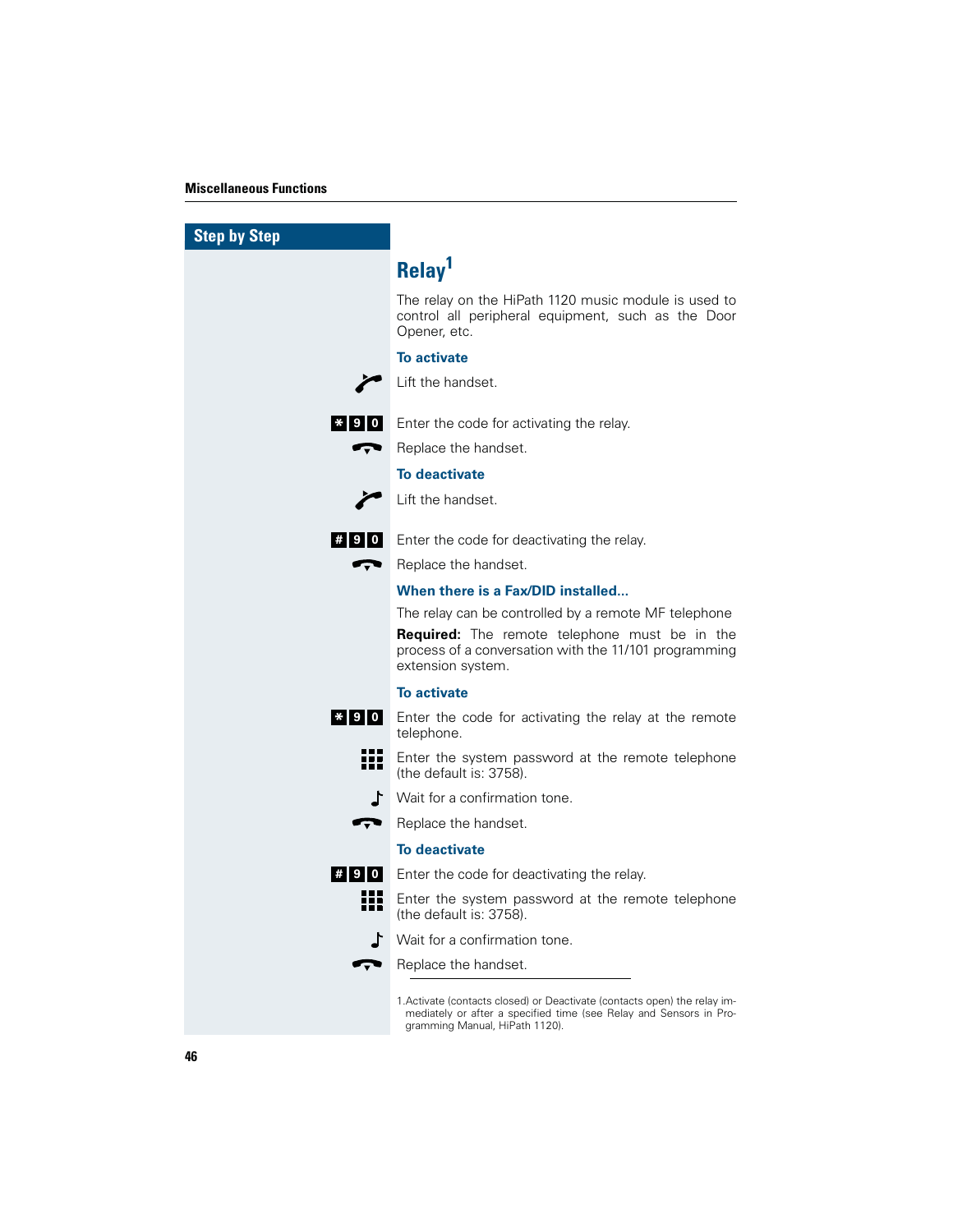## Step by Step

# Relay[1]

The relay on the HiPath 1120 music module is used to control all peripheral equipment, such as the Door Opener, etc.

### To activate

Lift the handset.

* 9 0 — Enter the code for activating the relay.

Replace the handset.

### To deactivate

Lift the handset.

# 9 0 — Enter the code for deactivating the relay.

Replace the handset.

### When there is a Fax/DID installed...

The relay can be controlled by a remote MF telephone

**Required:** The remote telephone must be in the process of a conversation with the 11/101 programming extension system.

### To activate

* 9 0 — Enter the code for activating the relay at the remote telephone.

Enter the system password at the remote telephone (the default is: 3758).

Wait for a confirmation tone.

Replace the handset.

### To deactivate

# 9 0 — Enter the code for deactivating the relay.

Enter the system password at the remote telephone (the default is: 3758).

Wait for a confirmation tone.

Replace the handset.

---

1. Activate (contacts closed) or Deactivate (contacts open) the relay immediately or after a specified time (see Relay and Sensors in Programming Manual, HiPath 1120).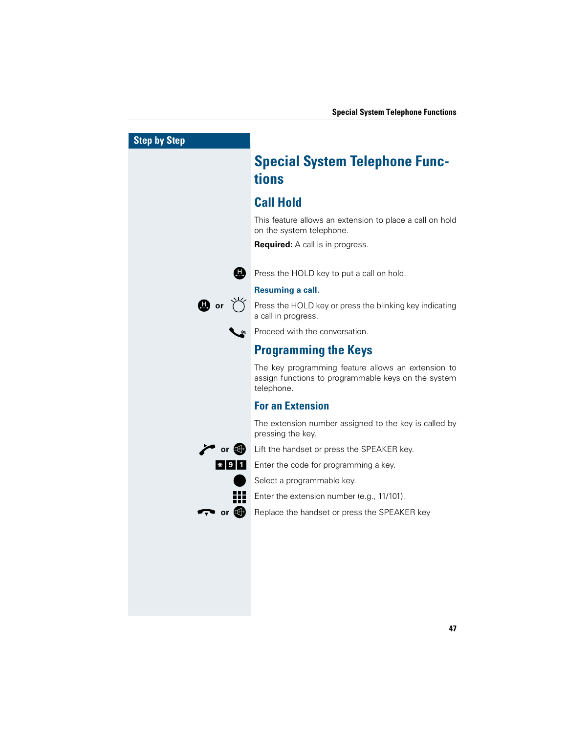Step by Step

# Special System Telephone Functions

## Call Hold

This feature allows an extension to place a call on hold on the system telephone.

**Required:** A call is in progress.

Press the HOLD key to put a call on hold.

**Resuming a call.**

or Press the HOLD key or press the blinking key indicating a call in progress.

Proceed with the conversation.

## Programming the Keys

The key programming feature allows an extension to assign functions to programmable keys on the system telephone.

### For an Extension

The extension number assigned to the key is called by pressing the key.

or Lift the handset or press the SPEAKER key.

* 9 1 Enter the code for programming a key.

Select a programmable key.

Enter the extension number (e.g., 11/101).

or Replace the handset or press the SPEAKER key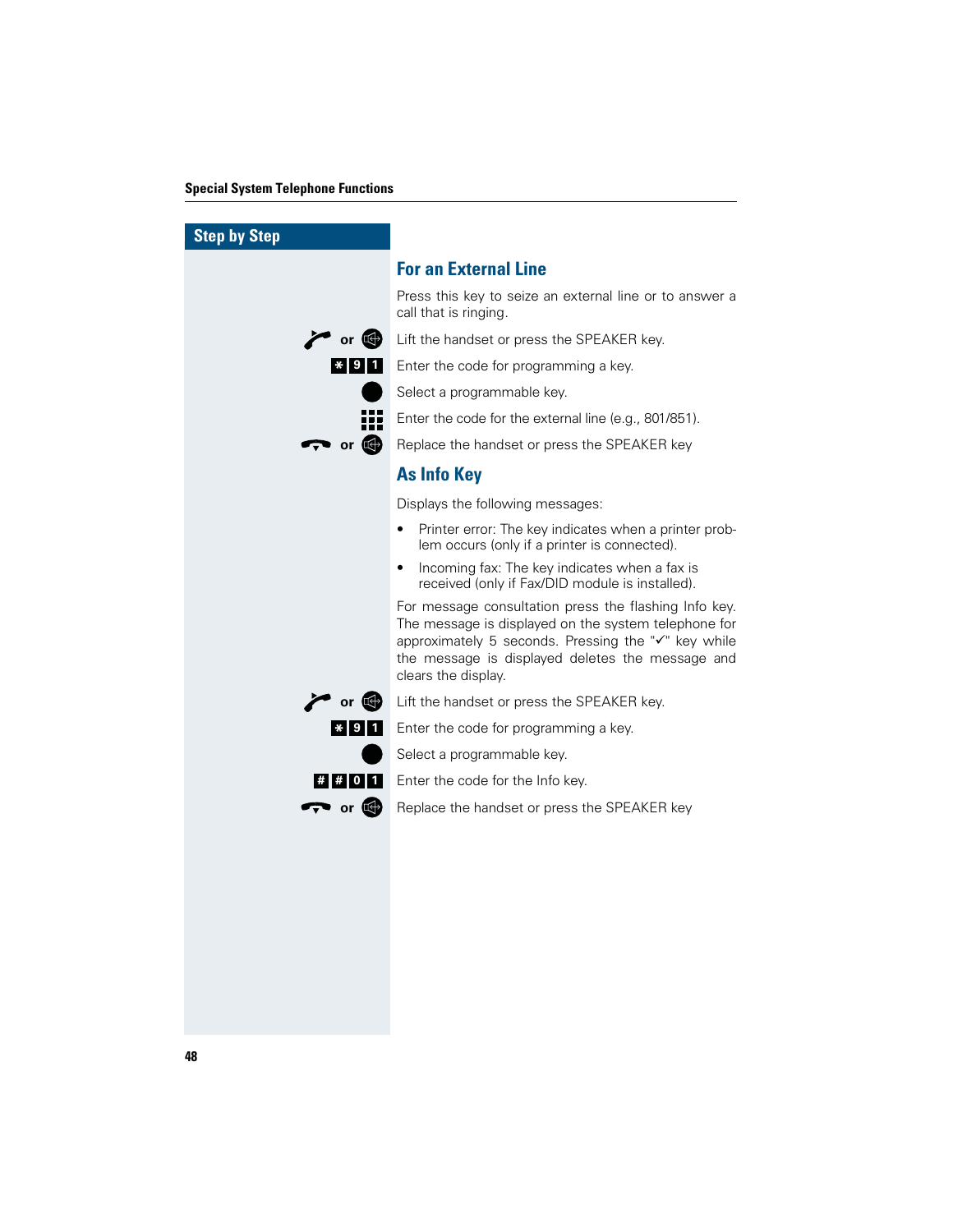## Step by Step

### For an External Line

Press this key to seize an external line or to answer a call that is ringing.

or | Lift the handset or press the SPEAKER key.

* 9 1 | Enter the code for programming a key.

Select a programmable key.

Enter the code for the external line (e.g., 801/851).

or | Replace the handset or press the SPEAKER key

### As Info Key

Displays the following messages:

- Printer error: The key indicates when a printer problem occurs (only if a printer is connected).
- Incoming fax: The key indicates when a fax is received (only if Fax/DID module is installed).

For message consultation press the flashing Info key. The message is displayed on the system telephone for approximately 5 seconds. Pressing the "✓" key while the message is displayed deletes the message and clears the display.

or | Lift the handset or press the SPEAKER key.

* 9 1 | Enter the code for programming a key.

Select a programmable key.

# # 0 1 | Enter the code for the Info key.

or | Replace the handset or press the SPEAKER key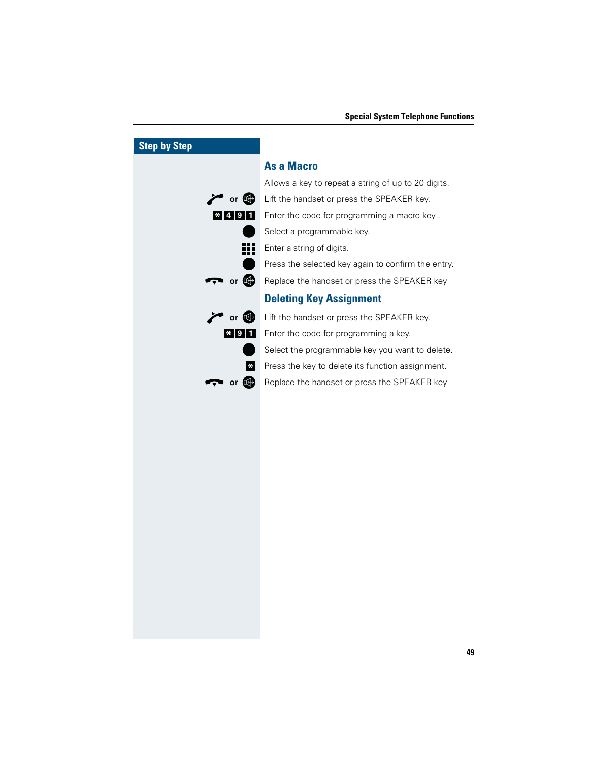## Step by Step

### As a Macro

Allows a key to repeat a string of up to 20 digits.

| | |
|---|---|
| or | Lift the handset or press the SPEAKER key. |
| * 4 9 1 | Enter the code for programming a macro key . |
| | Select a programmable key. |
| | Enter a string of digits. |
| | Press the selected key again to confirm the entry. |
| or | Replace the handset or press the SPEAKER key |

### Deleting Key Assignment

| | |
|---|---|
| or | Lift the handset or press the SPEAKER key. |
| * 9 1 | Enter the code for programming a key. |
| | Select the programmable key you want to delete. |
| * | Press the key to delete its function assignment. |
| or | Replace the handset or press the SPEAKER key |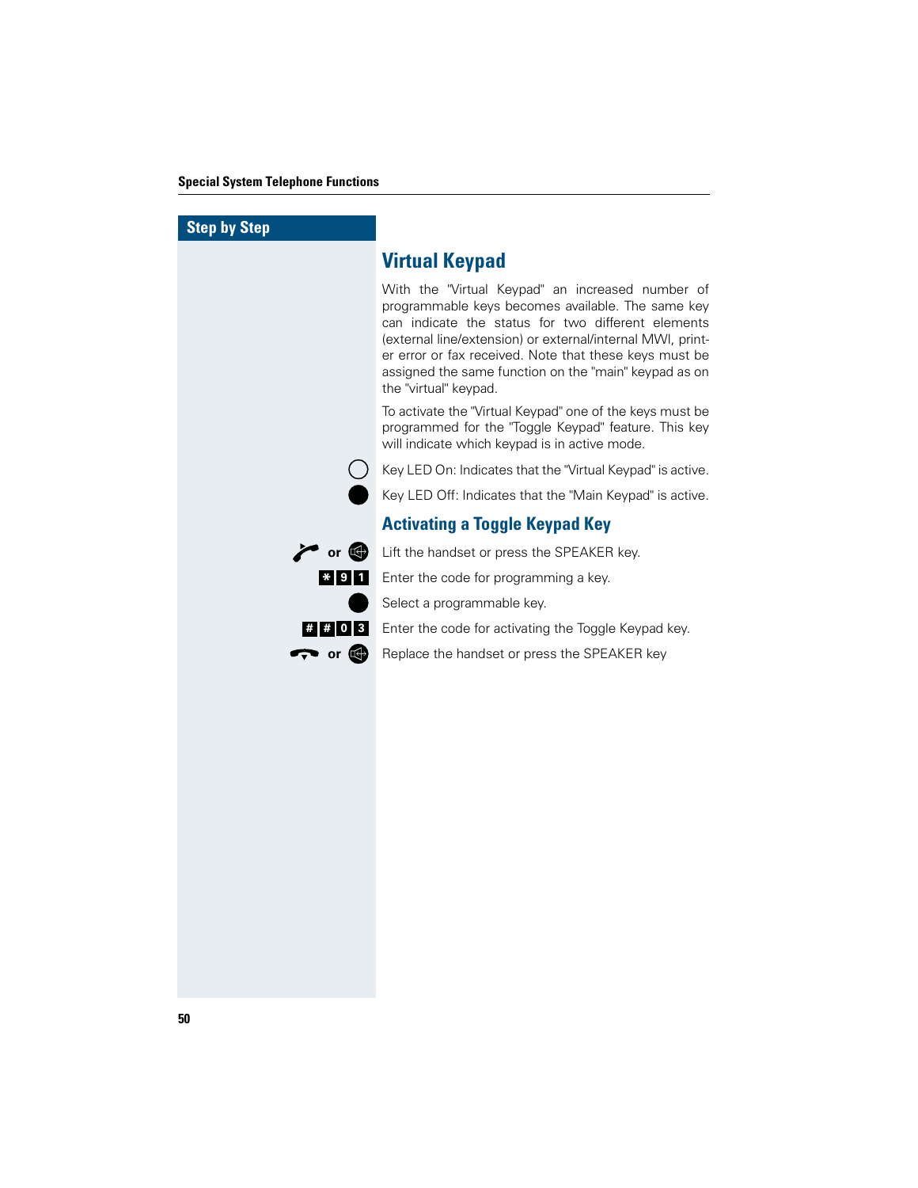Step by Step

## Virtual Keypad

With the "Virtual Keypad" an increased number of programmable keys becomes available. The same key can indicate the status for two different elements (external line/extension) or external/internal MWI, printer error or fax received. Note that these keys must be assigned the same function on the "main" keypad as on the "virtual" keypad.

To activate the "Virtual Keypad" one of the keys must be programmed for the "Toggle Keypad" feature. This key will indicate which keypad is in active mode.

Key LED On: Indicates that the "Virtual Keypad" is active.

Key LED Off: Indicates that the "Main Keypad" is active.

### Activating a Toggle Keypad Key

| | |
|---|---|
| or | Lift the handset or press the SPEAKER key. |
| * 9 1 | Enter the code for programming a key. |
| | Select a programmable key. |
| # # 0 3 | Enter the code for activating the Toggle Keypad key. |
| or | Replace the handset or press the SPEAKER key |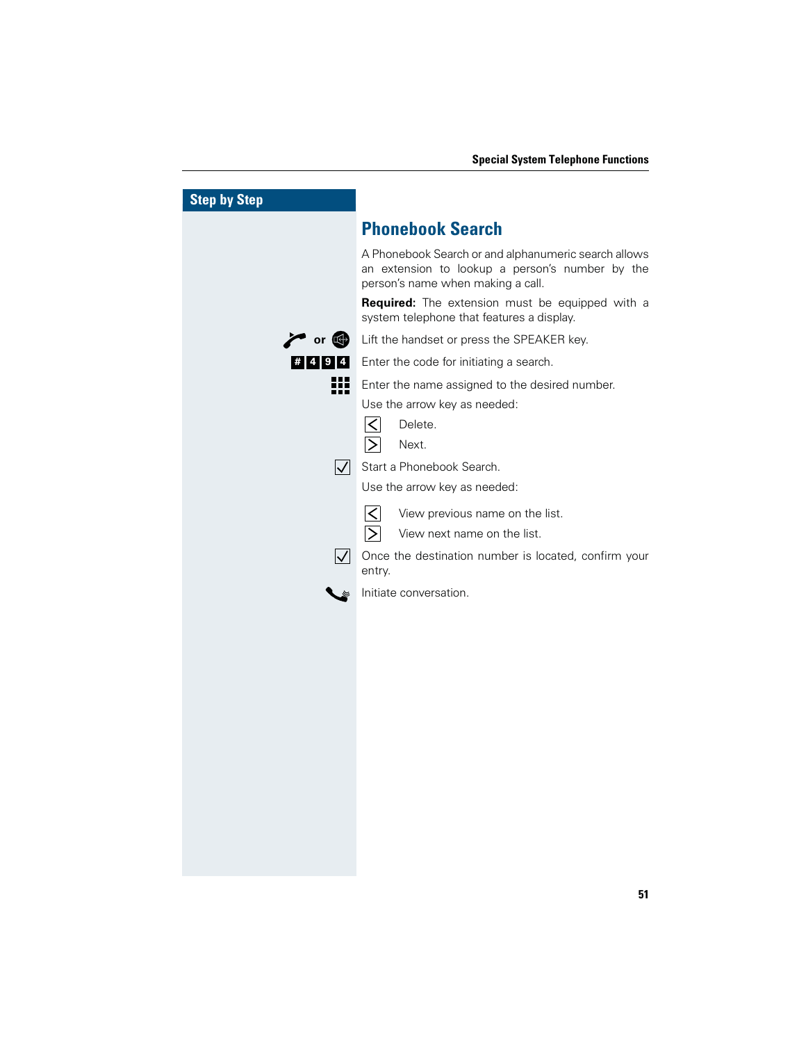## Step by Step

# Phonebook Search

A Phonebook Search or and alphanumeric search allows an extension to lookup a person's number by the person's name when making a call.

**Required:** The extension must be equipped with a system telephone that features a display.

or — Lift the handset or press the SPEAKER key.

# 4 9 4 — Enter the code for initiating a search.

Enter the name assigned to the desired number.

Use the arrow key as needed:

- < Delete.
- > Next.

✓ Start a Phonebook Search.

Use the arrow key as needed:

- < View previous name on the list.
- > View next name on the list.

✓ Once the destination number is located, confirm your entry.

Initiate conversation.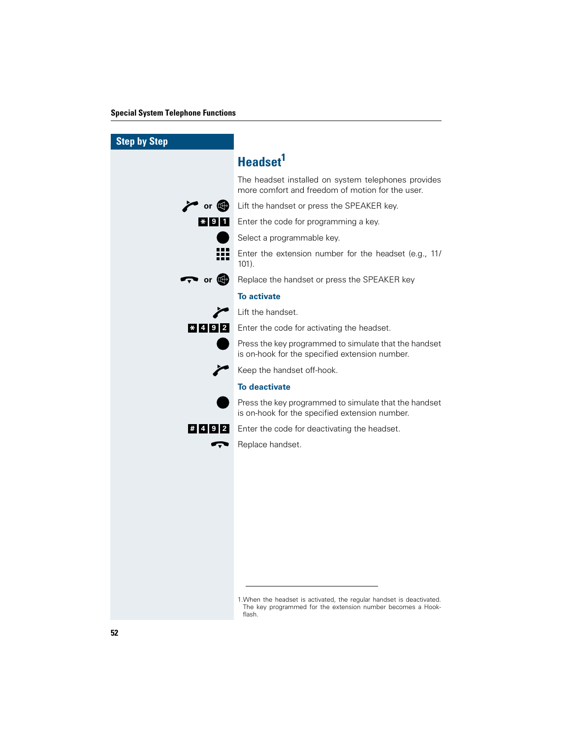## Step by Step

# Headset[1]

The headset installed on system telephones provides more comfort and freedom of motion for the user.

| Step | Action |
|---|---|
| Lift handset or SPEAKER key | Lift the handset or press the SPEAKER key. |
| * 9 1 | Enter the code for programming a key. |
| Key | Select a programmable key. |
| Keypad | Enter the extension number for the headset (e.g., 11/101). |
| Replace handset or SPEAKER key | Replace the handset or press the SPEAKER key |

### To activate

| Step | Action |
|---|---|
| Lift handset | Lift the handset. |
| * 4 9 2 | Enter the code for activating the headset. |
| Key | Press the key programmed to simulate that the handset is on-hook for the specified extension number. |
| Handset off-hook | Keep the handset off-hook. |

### To deactivate

| Step | Action |
|---|---|
| Key | Press the key programmed to simulate that the handset is on-hook for the specified extension number. |
| # 4 9 2 | Enter the code for deactivating the headset. |
| Replace handset | Replace handset. |

---

1. When the headset is activated, the regular handset is deactivated. The key programmed for the extension number becomes a Hook-flash.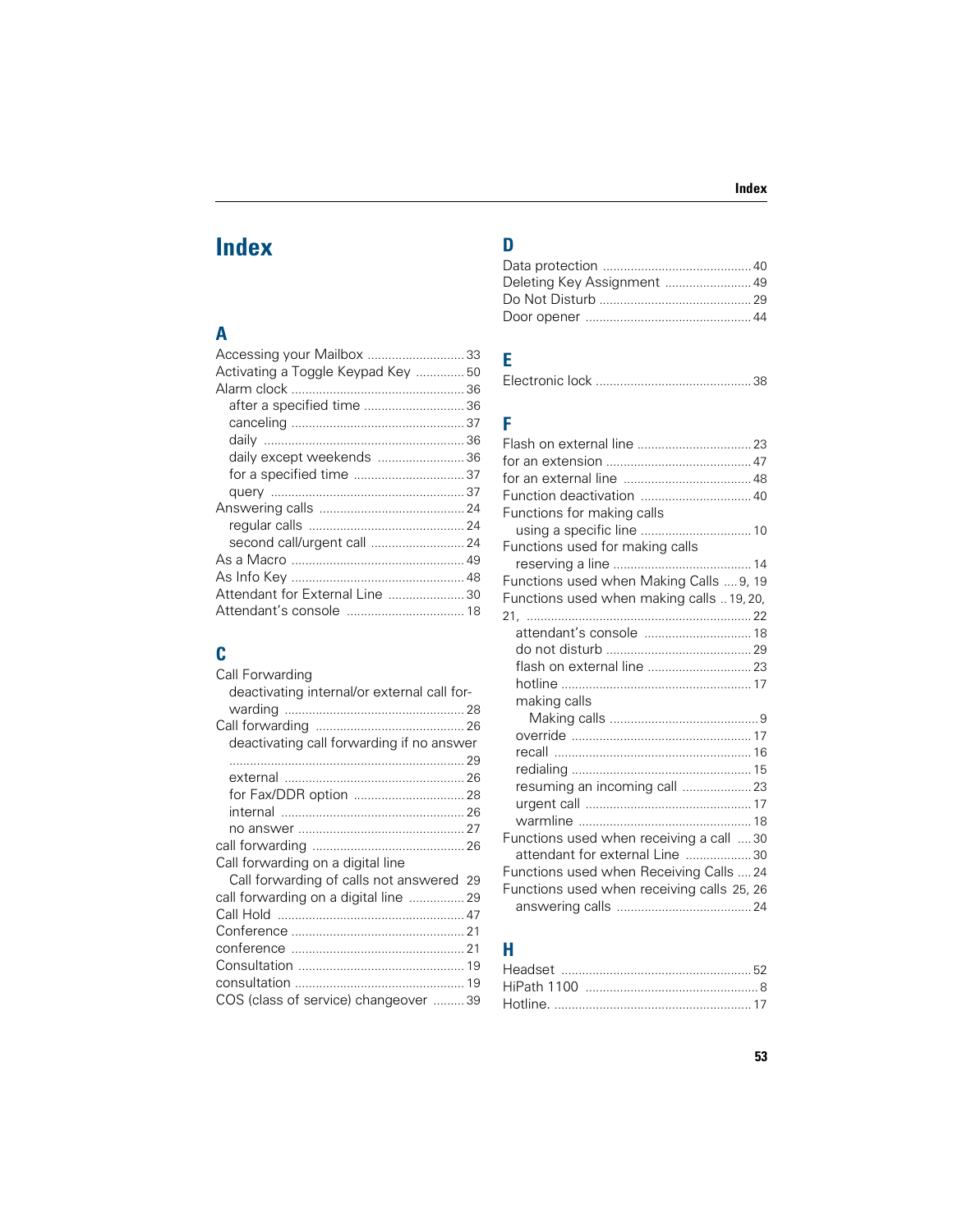# Index

## A

Accessing your Mailbox ........ 33
Activating a Toggle Keypad Key ........ 50
Alarm clock ........ 36
- after a specified time ........ 36
- canceling ........ 37
- daily ........ 36
- daily except weekends ........ 36
- for a specified time ........ 37
- query ........ 37

Answering calls ........ 24
- regular calls ........ 24
- second call/urgent call ........ 24

As a Macro ........ 49
As Info Key ........ 48
Attendant for External Line ........ 30
Attendant's console ........ 18

## C

Call Forwarding
- deactivating internal/or external call forwarding ........ 28

Call forwarding ........ 26
- deactivating call forwarding if no answer ........ 29
- external ........ 26
- for Fax/DDR option ........ 28
- internal ........ 26
- no answer ........ 27

call forwarding ........ 26
Call forwarding on a digital line
- Call forwarding of calls not answered 29

call forwarding on a digital line ........ 29
Call Hold ........ 47
Conference ........ 21
conference ........ 21
Consultation ........ 19
consultation ........ 19
COS (class of service) changeover ........ 39

## D

Data protection ........ 40
Deleting Key Assignment ........ 49
Do Not Disturb ........ 29
Door opener ........ 44

## E

Electronic lock ........ 38

## F

Flash on external line ........ 23
for an extension ........ 47
for an external line ........ 48
Function deactivation ........ 40
Functions for making calls
- using a specific line ........ 10

Functions used for making calls
- reserving a line ........ 14

Functions used when Making Calls ....9, 19
Functions used when making calls ..19, 20, 21, ........ 22
- attendant's console ........ 18
- do not disturb ........ 29
- flash on external line ........ 23
- hotline ........ 17
- making calls
  - Making calls ........ 9
- override ........ 17
- recall ........ 16
- redialing ........ 15
- resuming an incoming call ........ 23
- urgent call ........ 17
- warmline ........ 18

Functions used when receiving a call ....30
- attendant for external Line ........ 30

Functions used when Receiving Calls ....24
Functions used when receiving calls 25, 26
- answering calls ........ 24

## H

Headset ........ 52
HiPath 1100 ........ 8
Hotline. ........ 17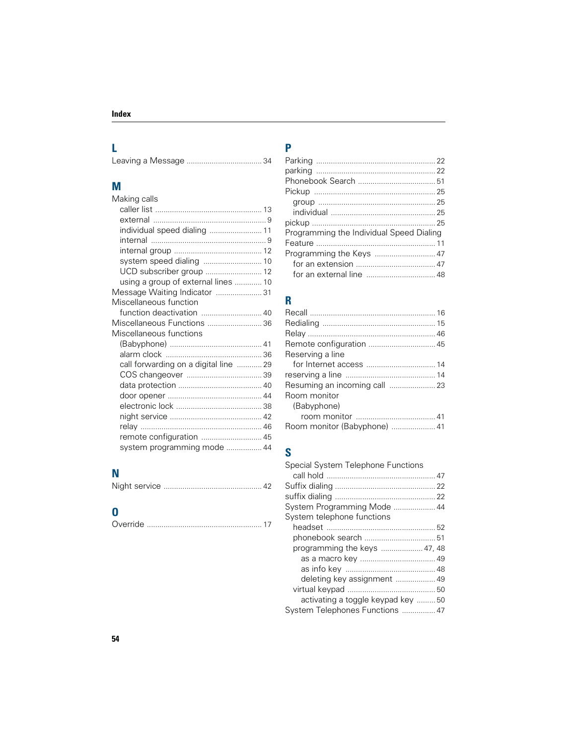# Index

## L

Leaving a Message .................................... 34

## M

Making calls
- caller list ................................................. 13
- external ...................................................... 9
- individual speed dialing ......................... 11
- internal ....................................................... 9
- internal group .......................................... 12
- system speed dialing ............................. 10
- UCD subscriber group ........................... 12
- using a group of external lines ............. 10

Message Waiting Indicator ...................... 31

Miscellaneous function
- function deactivation ............................. 40

Miscellaneous Functions .......................... 36

Miscellaneous functions
- (Babyphone) ............................................ 41
- alarm clock .............................................. 36
- call forwarding on a digital line ............ 29
- COS changeover .................................... 39
- data protection ........................................ 40
- door opener ............................................. 44
- electronic lock ......................................... 38
- night service ............................................ 42
- relay .......................................................... 46
- remote configuration ............................. 45
- system programming mode ................. 44

## N

Night service ............................................... 42

## O

Override ....................................................... 17

## P

Parking ......................................................... 22

parking ......................................................... 22

Phonebook Search ..................................... 51

Pickup .......................................................... 25
- group ........................................................ 25
- individual ................................................. 25

pickup .......................................................... 25

Programming the Individual Speed Dialing Feature ........................................................ 11

Programming the Keys ............................. 47
- for an extension ..................................... 47
- for an external line ................................ 48

## R

Recall ........................................................... 16

Redialing ..................................................... 15

Relay ............................................................ 46

Remote configuration ................................ 45

Reserving a line
- for Internet access ................................. 14

reserving a line ........................................... 14

Resuming an incoming call ...................... 23

Room monitor
- (Babyphone)
  - room monitor ...................................... 41

Room monitor (Babyphone) ..................... 41

## S

Special System Telephone Functions
- call hold .................................................... 47

Suffix dialing ................................................ 22

suffix dialing ................................................ 22

System Programming Mode .................... 44

System telephone functions
- headset .................................................... 52
- phonebook search ................................. 51
- programming the keys .................... 47, 48
  - as a macro key .................................... 49
  - as info key ........................................... 48
  - deleting key assignment ................... 49
- virtual keypad ......................................... 50
  - activating a toggle keypad key ......... 50

System Telephones Functions ................ 47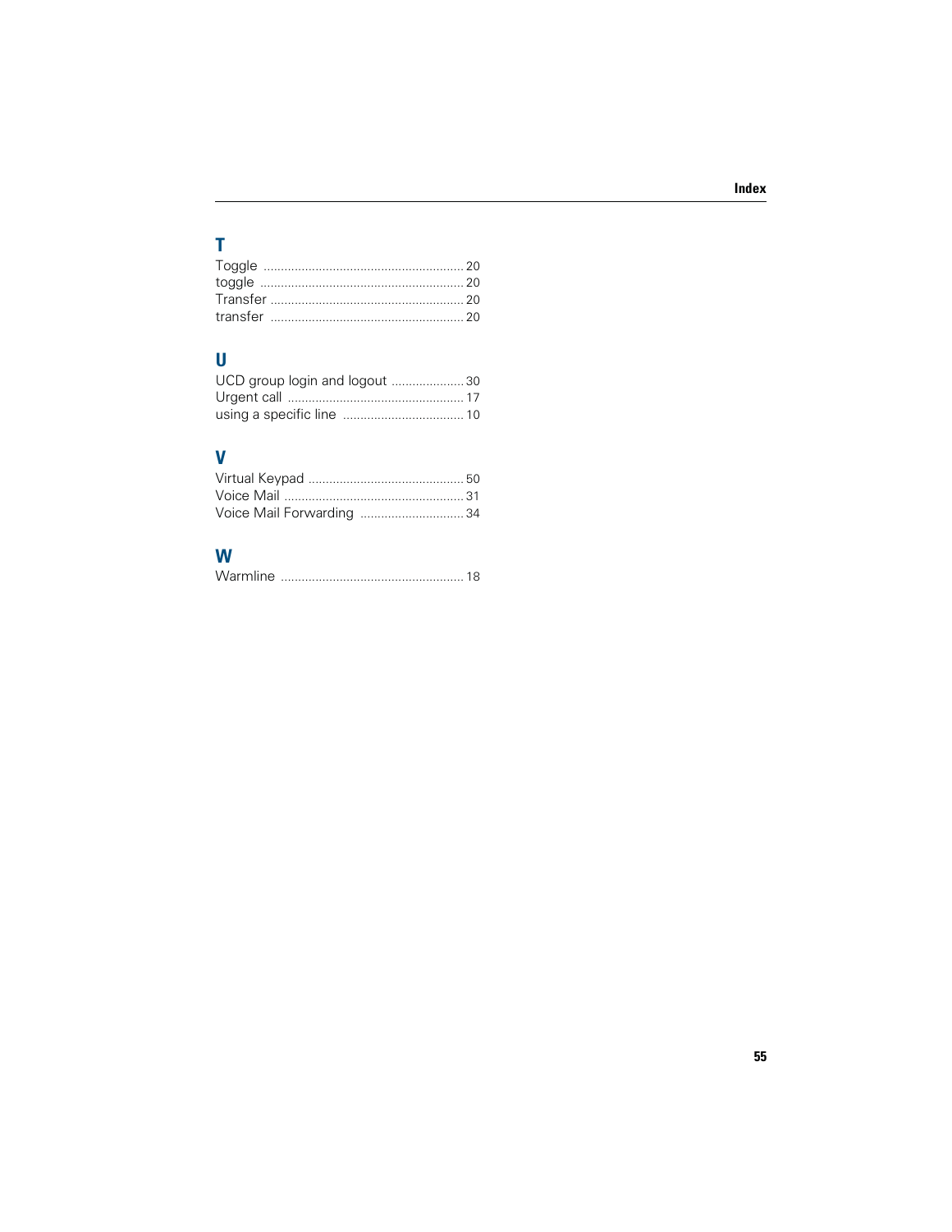## T

Toggle ........................................................ 20
toggle ........................................................ 20
Transfer ..................................................... 20
transfer ..................................................... 20

## U

UCD group login and logout .................... 30
Urgent call ................................................. 17
using a specific line ................................. 10

## V

Virtual Keypad ........................................... 50
Voice Mail .................................................. 31
Voice Mail Forwarding ............................. 34

## W

Warmline ................................................... 18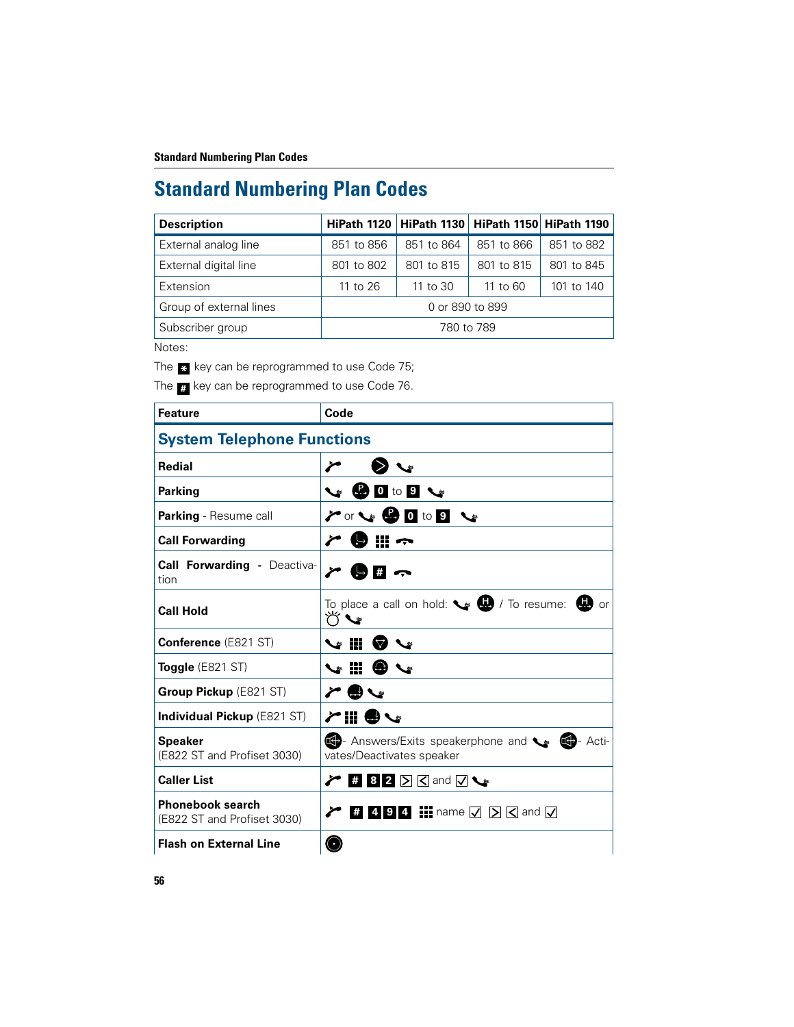# Standard Numbering Plan Codes

| Description | HiPath 1120 | HiPath 1130 | HiPath 1150 | HiPath 1190 |
|---|---|---|---|---|
| External analog line | 851 to 856 | 851 to 864 | 851 to 866 | 851 to 882 |
| External digital line | 801 to 802 | 801 to 815 | 801 to 815 | 801 to 845 |
| Extension | 11 to 26 | 11 to 30 | 11 to 60 | 101 to 140 |
| Group of external lines | 0 or 890 to 899 | | | |
| Subscriber group | 780 to 789 | | | |

Notes:

The * key can be reprogrammed to use Code 75;

The # key can be reprogrammed to use Code 76.

| Feature | Code |
|---|---|
| **System Telephone Functions** | |
| **Redial** | |
| **Parking** | 0 to 9 |
| **Parking** - Resume call | or 0 to 9 |
| **Call Forwarding** | |
| **Call Forwarding - Deactivation** | # |
| **Call Hold** | To place a call on hold: / To resume: or |
| **Conference** (E821 ST) | |
| **Toggle** (E821 ST) | |
| **Group Pickup** (E821 ST) | |
| **Individual Pickup** (E821 ST) | |
| **Speaker** (E822 ST and Profiset 3030) | - Answers/Exits speakerphone and - Activates/Deactivates speaker |
| **Caller List** | # 8 2 and |
| **Phonebook search** (E822 ST and Profiset 3030) | # 4 9 4 name and |
| **Flash on External Line** | |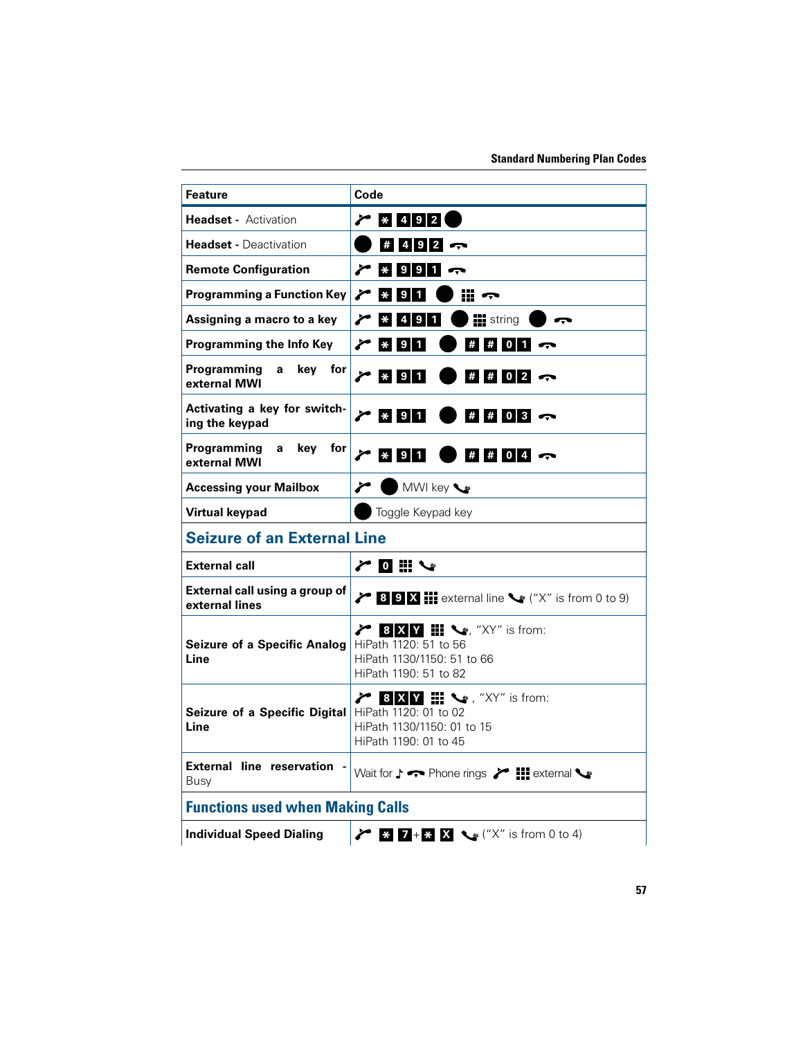| Feature | Code |
| --- | --- |
| **Headset -** Activation | * 4 9 2 |
| **Headset -** Deactivation | # 4 9 2 |
| **Remote Configuration** | * 9 9 1 |
| **Programming a Function Key** | * 9 1 |
| **Assigning a macro to a key** | * 4 9 1 string |
| **Programming the Info Key** | * 9 1 # # 0 1 |
| **Programming a key for external MWI** | * 9 1 # # 0 2 |
| **Activating a key for switching the keypad** | * 9 1 # # 0 3 |
| **Programming a key for external MWI** | * 9 1 # # 0 4 |
| **Accessing your Mailbox** | MWI key |
| **Virtual keypad** | Toggle Keypad key |
| **Seizure of an External Line** | |
| **External call** | 0 |
| **External call using a group of external lines** | 8 9 X external line ("X" is from 0 to 9) |
| **Seizure of a Specific Analog Line** | 8 X Y , "XY" is from:<br>HiPath 1120: 51 to 56<br>HiPath 1130/1150: 51 to 66<br>HiPath 1190: 51 to 82 |
| **Seizure of a Specific Digital Line** | 8 X Y , "XY" is from:<br>HiPath 1120: 01 to 02<br>HiPath 1130/1150: 01 to 15<br>HiPath 1190: 01 to 45 |
| **External line reservation -** Busy | Wait for ♪ Phone rings external |
| **Functions used when Making Calls** | |
| **Individual Speed Dialing** | * 7 + * X ("X" is from 0 to 4) |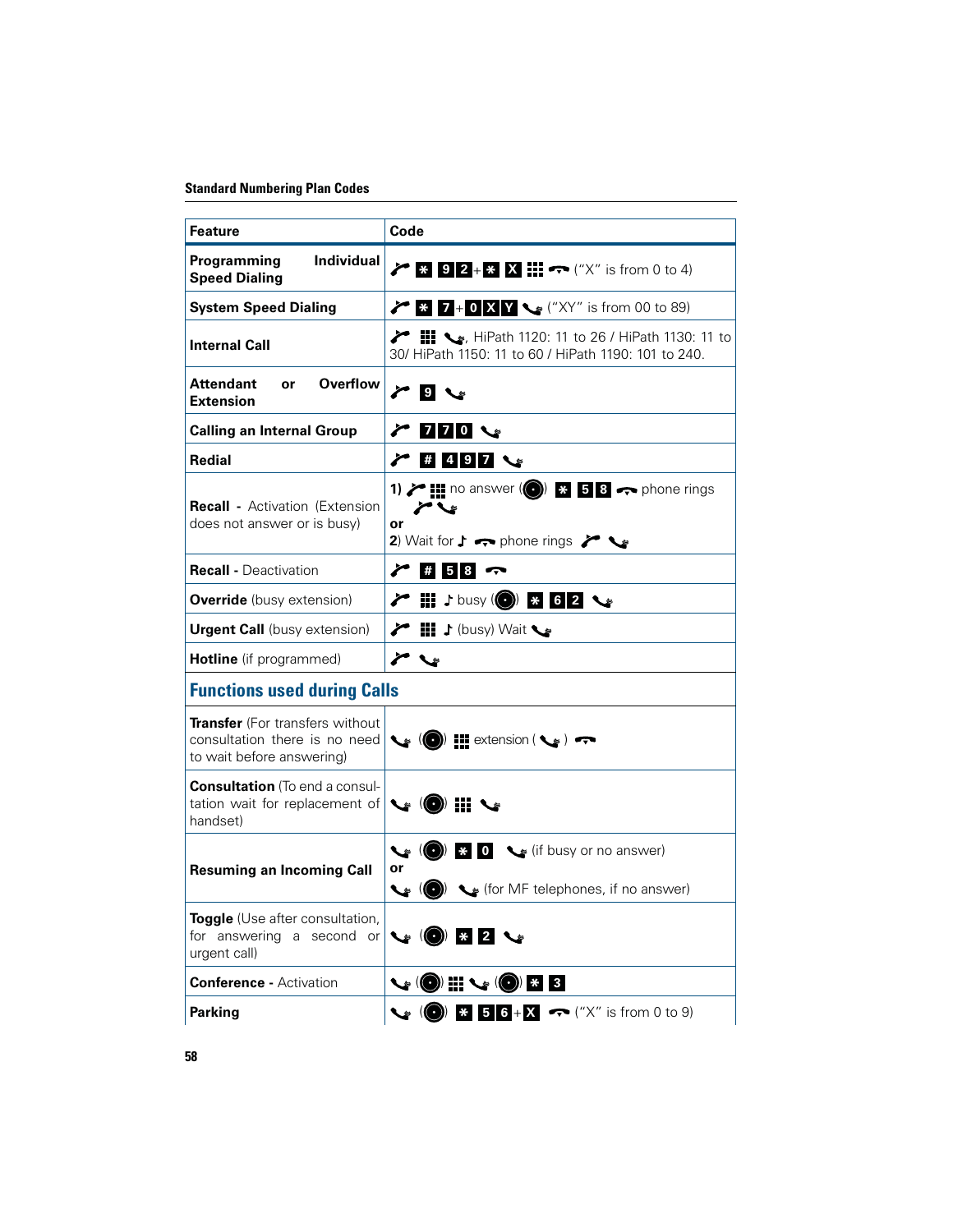## Standard Numbering Plan Codes

| Feature | Code |
|---|---|
| **Programming Individual Speed Dialing** | * 9 2 + * X ("X" is from 0 to 4) |
| **System Speed Dialing** | * 7 + 0 X Y ("XY" is from 00 to 89) |
| **Internal Call** | , HiPath 1120: 11 to 26 / HiPath 1130: 11 to 30/ HiPath 1150: 11 to 60 / HiPath 1190: 101 to 240. |
| **Attendant or Overflow Extension** | 9 |
| **Calling an Internal Group** | 7 7 0 |
| **Redial** | # 4 9 7 |
| **Recall** - Activation (Extension does not answer or is busy) | 1) no answer ( ) * 5 8 phone rings<br>or<br>2) Wait for phone rings |
| **Recall** - Deactivation | # 5 8 |
| **Override** (busy extension) | busy ( ) * 6 2 |
| **Urgent Call** (busy extension) | (busy) Wait |
| **Hotline** (if programmed) | |
| **Functions used during Calls** | |
| **Transfer** (For transfers without consultation there is no need to wait before answering) | ( ) extension ( ) |
| **Consultation** (To end a consultation wait for replacement of handset) | ( ) |
| **Resuming an Incoming Call** | ( ) * 0 (if busy or no answer)<br>or<br>( ) (for MF telephones, if no answer) |
| **Toggle** (Use after consultation, for answering a second or urgent call) | ( ) * 2 |
| **Conference** - Activation | ( ) ( ) * 3 |
| **Parking** | ( ) * 5 6 + X ("X" is from 0 to 9) |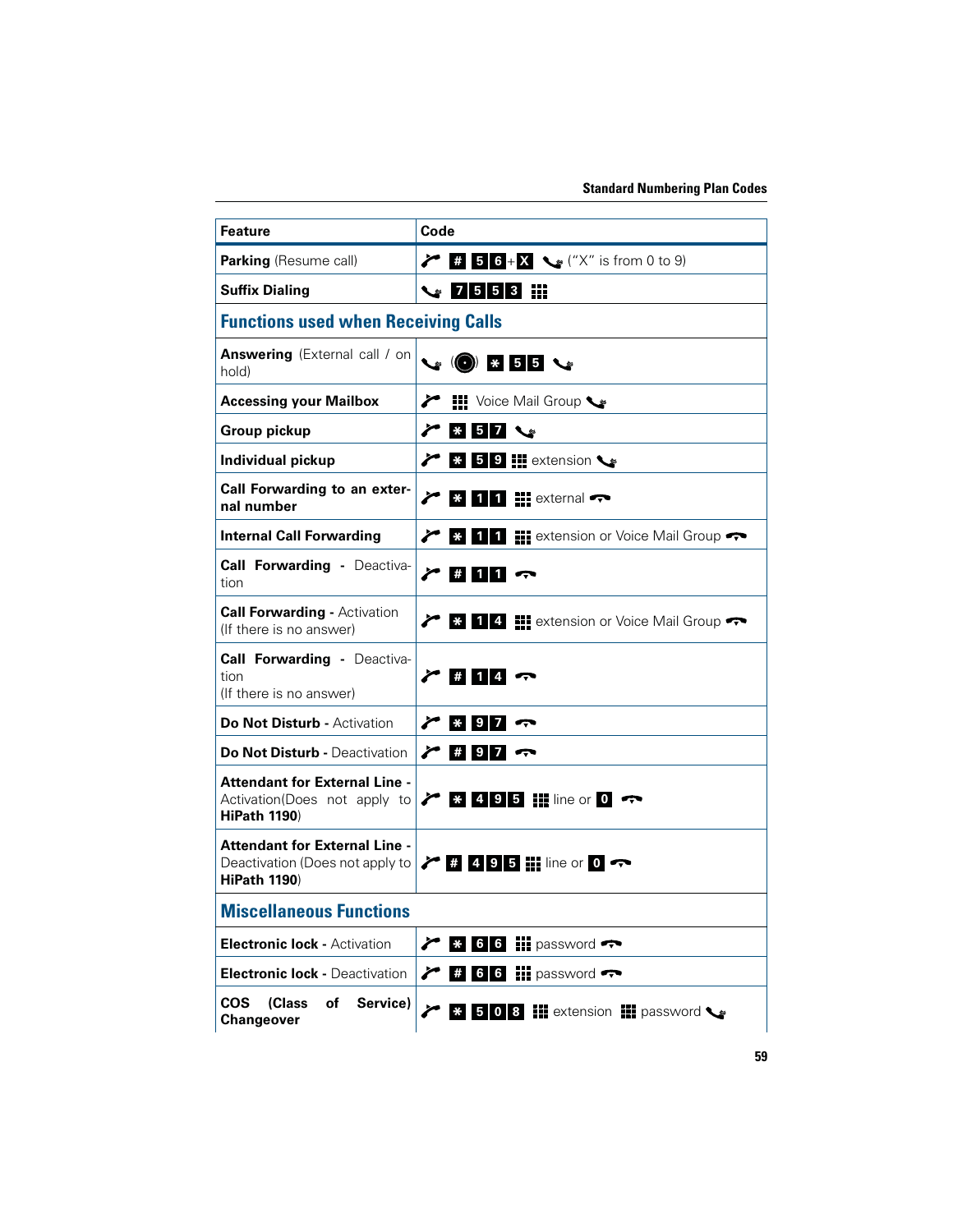| Feature | Code |
|---|---|
| **Parking** (Resume call) | # 5 6 + X ("X" is from 0 to 9) |
| **Suffix Dialing** | 7 5 5 3 |
| **Functions used when Receiving Calls** | |
| **Answering** (External call / on hold) | * 5 5 |
| **Accessing your Mailbox** | Voice Mail Group |
| **Group pickup** | * 5 7 |
| **Individual pickup** | * 5 9 extension |
| **Call Forwarding to an external number** | * 1 1 external |
| **Internal Call Forwarding** | * 1 1 extension or Voice Mail Group |
| **Call Forwarding** - Deactivation | # 1 1 |
| **Call Forwarding** - Activation (If there is no answer) | * 1 4 extension or Voice Mail Group |
| **Call Forwarding** - Deactivation (If there is no answer) | # 1 4 |
| **Do Not Disturb** - Activation | * 9 7 |
| **Do Not Disturb** - Deactivation | # 9 7 |
| **Attendant for External Line** - Activation(Does not apply to **HiPath 1190**) | * 4 9 5 line or 0 |
| **Attendant for External Line** - Deactivation (Does not apply to **HiPath 1190**) | # 4 9 5 line or 0 |
| **Miscellaneous Functions** | |
| **Electronic lock** - Activation | * 6 6 password |
| **Electronic lock** - Deactivation | # 6 6 password |
| **COS (Class of Service) Changeover** | * 5 0 8 extension password |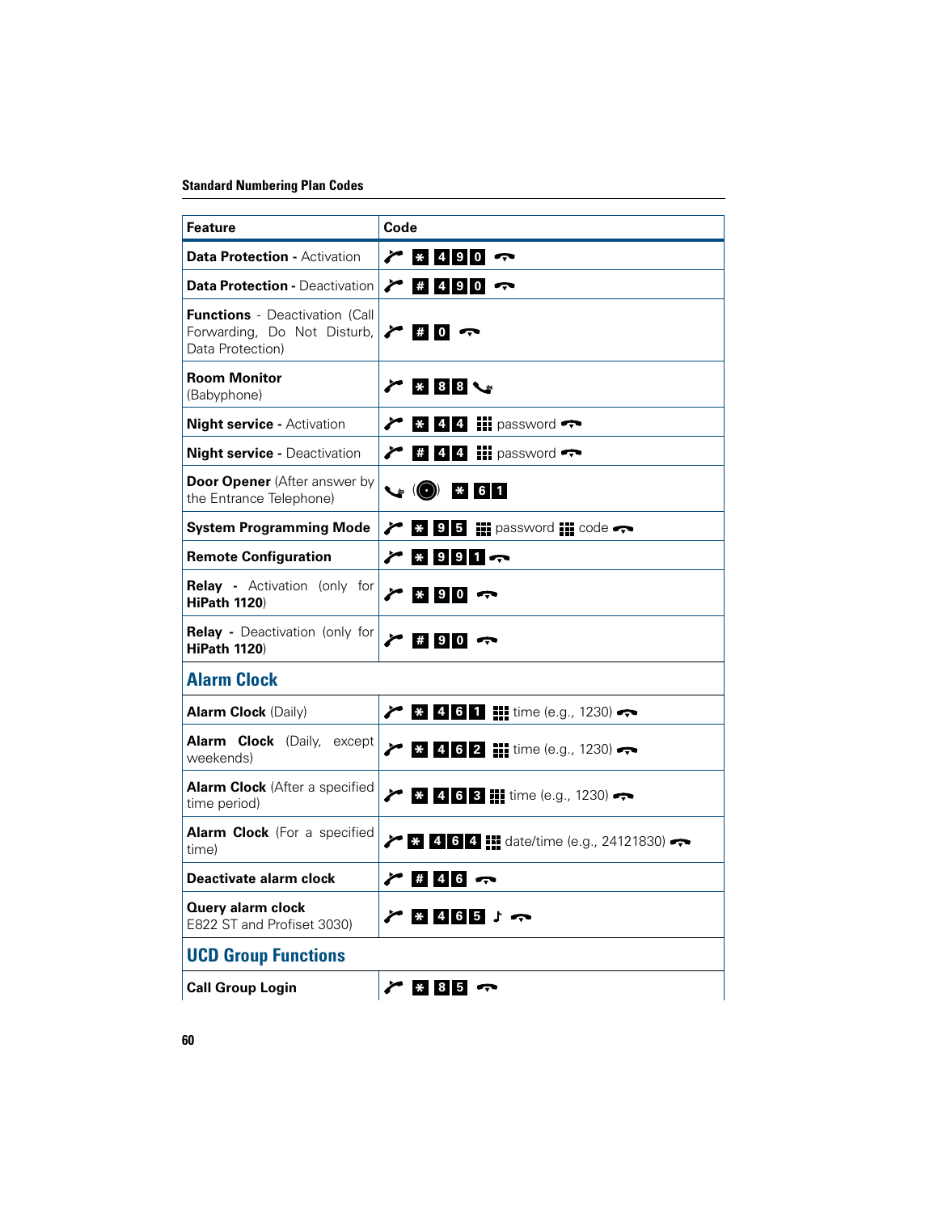## Standard Numbering Plan Codes

| Feature | Code |
|---|---|
| **Data Protection** - Activation | * 4 9 0 |
| **Data Protection** - Deactivation | # 4 9 0 |
| **Functions** - Deactivation (Call Forwarding, Do Not Disturb, Data Protection) | # 0 |
| **Room Monitor** (Babyphone) | * 8 8 |
| **Night service** - Activation | * 4 4 password |
| **Night service** - Deactivation | # 4 4 password |
| **Door Opener** (After answer by the Entrance Telephone) | * 6 1 |
| **System Programming Mode** | * 9 5 password code |
| **Remote Configuration** | * 9 9 1 |
| **Relay** - Activation (only for **HiPath 1120**) | * 9 0 |
| **Relay** - Deactivation (only for **HiPath 1120**) | # 9 0 |
| **Alarm Clock** | |
| **Alarm Clock** (Daily) | * 4 6 1 time (e.g., 1230) |
| **Alarm Clock** (Daily, except weekends) | * 4 6 2 time (e.g., 1230) |
| **Alarm Clock** (After a specified time period) | * 4 6 3 time (e.g., 1230) |
| **Alarm Clock** (For a specified time) | * 4 6 4 date/time (e.g., 24121830) |
| **Deactivate alarm clock** | # 4 6 |
| **Query alarm clock** E822 ST and Profiset 3030) | * 4 6 5 ♪ |
| **UCD Group Functions** | |
| **Call Group Login** | * 8 5 |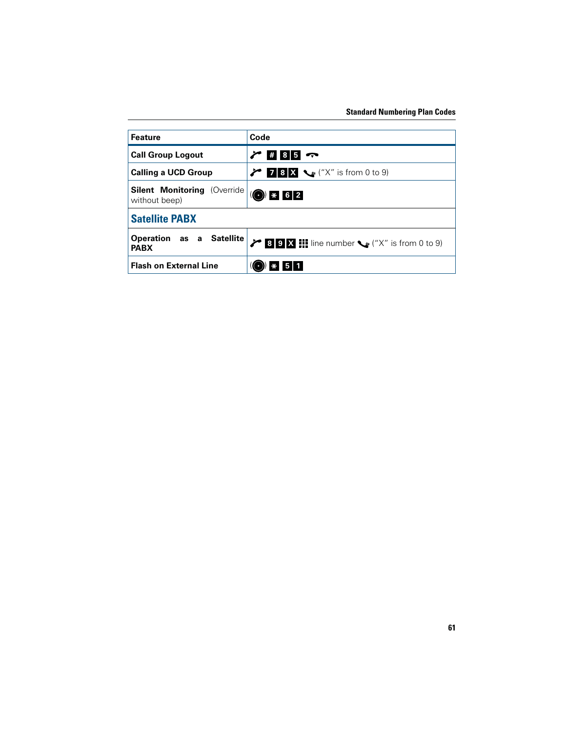| Feature | Code |
|---|---|
| **Call Group Logout** | # 8 5 |
| **Calling a UCD Group** | 7 8 X ("X" is from 0 to 9) |
| **Silent Monitoring** (Override without beep) | () * 6 2 |
| **Satellite PABX** | |
| **Operation as a Satellite PABX** | 8 9 X line number ("X" is from 0 to 9) |
| **Flash on External Line** | () * 5 1 |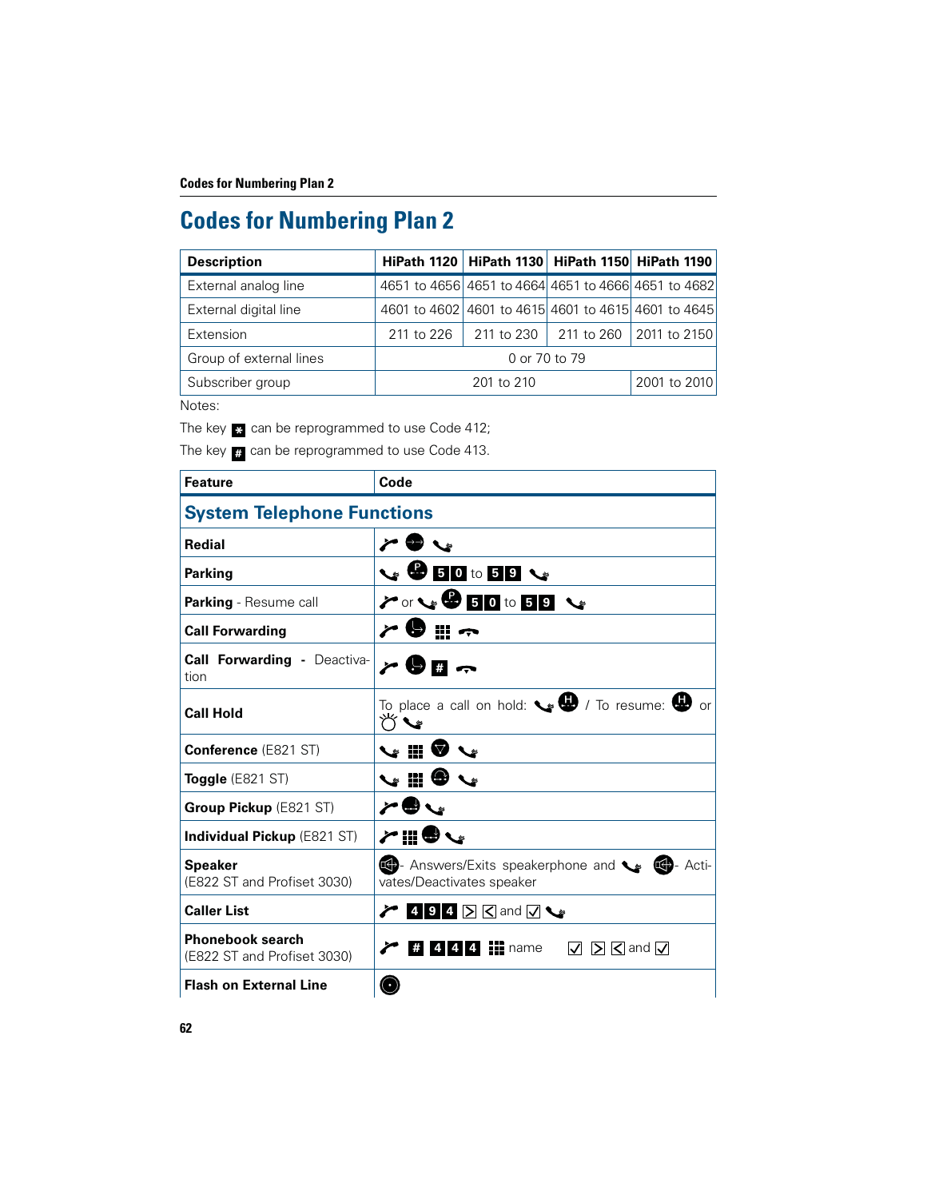# Codes for Numbering Plan 2

| Description | HiPath 1120 | HiPath 1130 | HiPath 1150 | HiPath 1190 |
|---|---|---|---|---|
| External analog line | 4651 to 4656 | 4651 to 4664 | 4651 to 4666 | 4651 to 4682 |
| External digital line | 4601 to 4602 | 4601 to 4615 | 4601 to 4615 | 4601 to 4645 |
| Extension | 211 to 226 | 211 to 230 | 211 to 260 | 2011 to 2150 |
| Group of external lines | 0 or 70 to 79 | | | |
| Subscriber group | 201 to 210 | | | 2001 to 2010 |

Notes:

The key * can be reprogrammed to use Code 412;

The key # can be reprogrammed to use Code 413.

| Feature | Code |
|---|---|
| **System Telephone Functions** | |
| **Redial** | |
| **Parking** | 5 0 to 5 9 |
| **Parking** - Resume call | or 5 0 to 5 9 |
| **Call Forwarding** | |
| **Call Forwarding - Deactivation** | # |
| **Call Hold** | To place a call on hold: / To resume: or |
| **Conference** (E821 ST) | |
| **Toggle** (E821 ST) | |
| **Group Pickup** (E821 ST) | |
| **Individual Pickup** (E821 ST) | |
| **Speaker** (E822 ST and Profiset 3030) | - Answers/Exits speakerphone and - Activates/Deactivates speaker |
| **Caller List** | 4 9 4 and |
| **Phonebook search** (E822 ST and Profiset 3030) | # 4 4 4 name and |
| **Flash on External Line** | |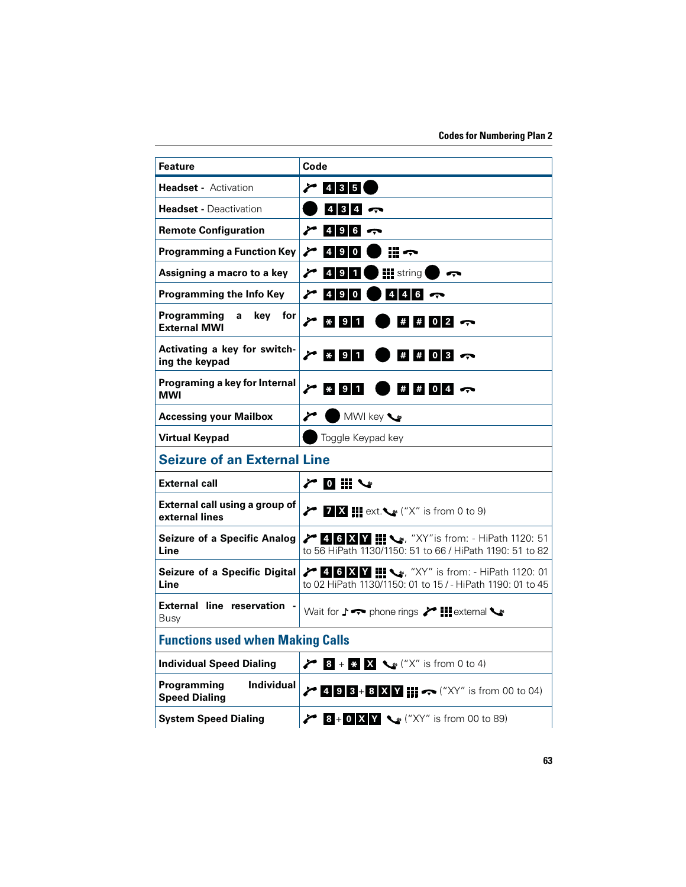| Feature | Code |
|---|---|
| **Headset -** Activation | 4 3 5 |
| **Headset -** Deactivation | 4 3 4 |
| **Remote Configuration** | 4 9 6 |
| **Programming a Function Key** | 4 9 0 |
| **Assigning a macro to a key** | 4 9 1 string |
| **Programming the Info Key** | 4 9 0 4 4 6 |
| **Programming a key for External MWI** | * 9 1 # # 0 2 |
| **Activating a key for switching the keypad** | * 9 1 # # 0 3 |
| **Programing a key for Internal MWI** | * 9 1 # # 0 4 |
| **Accessing your Mailbox** | MWI key |
| **Virtual Keypad** | Toggle Keypad key |
| **Seizure of an External Line** | |
| **External call** | 0 |
| **External call using a group of external lines** | 7 X ext. ("X" is from 0 to 9) |
| **Seizure of a Specific Analog Line** | 4 6 X Y , "XY"is from: - HiPath 1120: 51 to 56 HiPath 1130/1150: 51 to 66 / HiPath 1190: 51 to 82 |
| **Seizure of a Specific Digital Line** | 4 6 X Y , "XY" is from: - HiPath 1120: 01 to 02 HiPath 1130/1150: 01 to 15 / - HiPath 1190: 01 to 45 |
| **External line reservation -** Busy | Wait for phone rings external |
| **Functions used when Making Calls** | |
| **Individual Speed Dialing** | 8 + * X ("X" is from 0 to 4) |
| **Programming Individual Speed Dialing** | 4 9 3 + 8 X Y ("XY" is from 00 to 04) |
| **System Speed Dialing** | 8 + 0 X Y ("XY" is from 00 to 89) |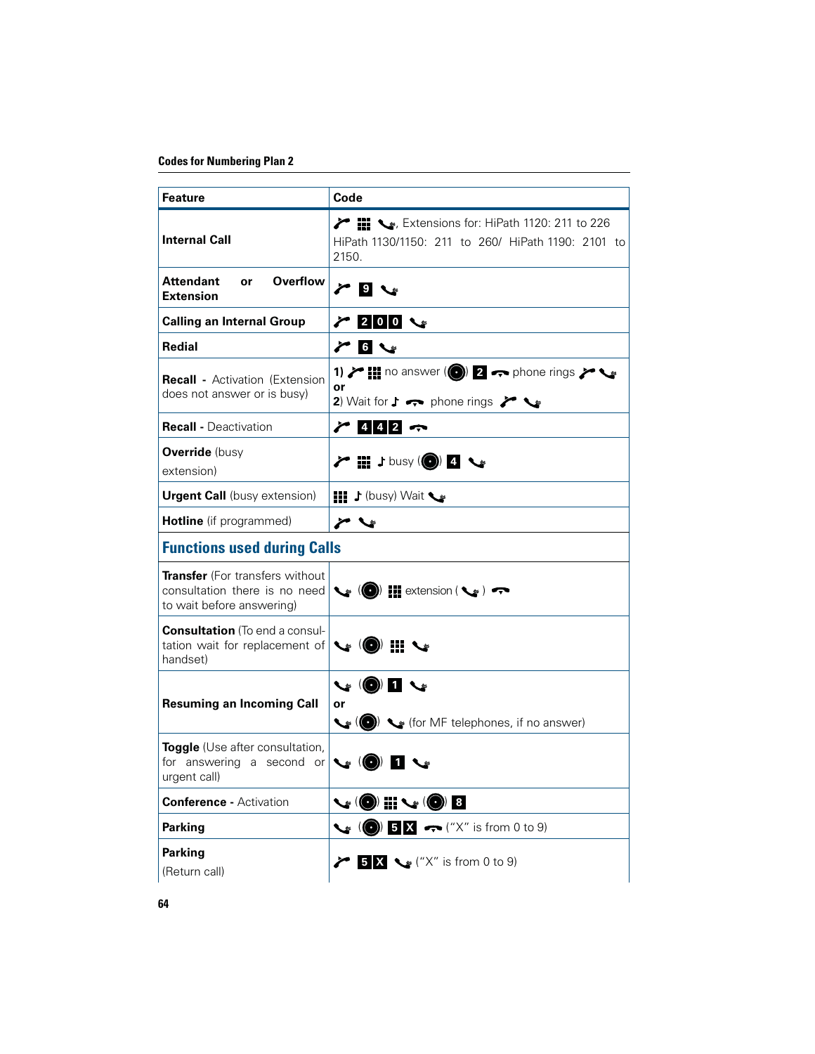## Codes for Numbering Plan 2

| Feature | Code |
|---|---|
| **Internal Call** | , Extensions for: HiPath 1120: 211 to 226 HiPath 1130/1150: 211 to 260/ HiPath 1190: 2101 to 2150. |
| **Attendant or Overflow Extension** | 9 |
| **Calling an Internal Group** | 2 0 0 |
| **Redial** | 6 |
| **Recall** - Activation (Extension does not answer or is busy) | **1)** no answer ( ) 2 phone rings<br>**or**<br>2) Wait for phone rings |
| **Recall** - Deactivation | 4 4 2 |
| **Override** (busy extension) | busy ( ) 4 |
| **Urgent Call** (busy extension) | (busy) Wait |
| **Hotline** (if programmed) | |
| **Functions used during Calls** | |
| **Transfer** (For transfers without consultation there is no need to wait before answering) | ( ) extension ( ) |
| **Consultation** (To end a consultation wait for replacement of handset) | ( ) |
| **Resuming an Incoming Call** | ( ) 1<br>**or**<br>( ) (for MF telephones, if no answer) |
| **Toggle** (Use after consultation, for answering a second or urgent call) | ( ) 1 |
| **Conference** - Activation | ( ) ( ) 8 |
| **Parking** | ( ) 5 X ("X" is from 0 to 9) |
| **Parking** (Return call) | 5 X ("X" is from 0 to 9) |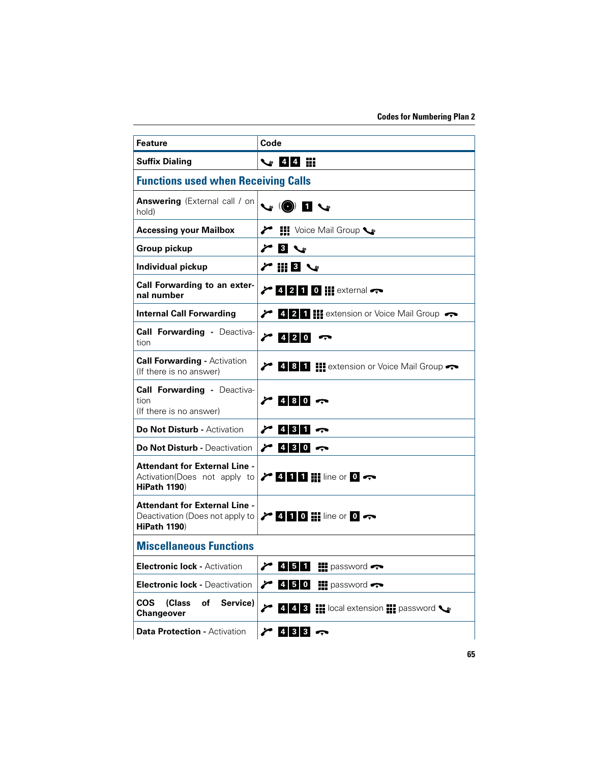| Feature | Code |
|---|---|
| **Suffix Dialing** | 4 4 |
| **Functions used when Receiving Calls** | |
| **Answering** (External call / on hold) | ( ) 1 |
| **Accessing your Mailbox** | Voice Mail Group |
| **Group pickup** | 3 |
| **Individual pickup** | 3 |
| **Call Forwarding to an external number** | 4 2 1 0 external |
| **Internal Call Forwarding** | 4 2 1 extension or Voice Mail Group |
| **Call Forwarding** - Deactivation | 4 2 0 |
| **Call Forwarding** - Activation (If there is no answer) | 4 8 1 extension or Voice Mail Group |
| **Call Forwarding** - Deactivation (If there is no answer) | 4 8 0 |
| **Do Not Disturb** - Activation | 4 3 1 |
| **Do Not Disturb** - Deactivation | 4 3 0 |
| **Attendant for External Line** - Activation(Does not apply to **HiPath 1190**) | 4 1 1 line or 0 |
| **Attendant for External Line** - Deactivation (Does not apply to **HiPath 1190**) | 4 1 0 line or 0 |
| **Miscellaneous Functions** | |
| **Electronic lock** - Activation | 4 5 1 password |
| **Electronic lock** - Deactivation | 4 5 0 password |
| **COS (Class of Service) Changeover** | 4 4 3 local extension password |
| **Data Protection** - Activation | 4 3 3 |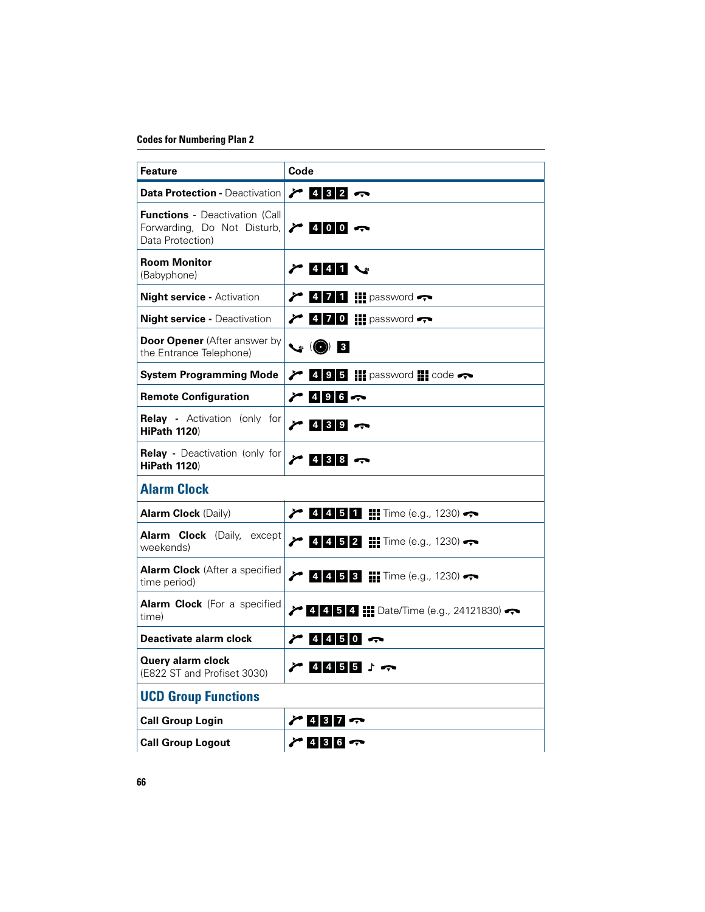## Codes for Numbering Plan 2

| Feature | Code |
|---|---|
| **Data Protection** - Deactivation | 4 3 2 |
| **Functions** - Deactivation (Call Forwarding, Do Not Disturb, Data Protection) | 4 0 0 |
| **Room Monitor** (Babyphone) | 4 4 1 |
| **Night service** - Activation | 4 7 1 password |
| **Night service** - Deactivation | 4 7 0 password |
| **Door Opener** (After answer by the Entrance Telephone) | ( ) 3 |
| **System Programming Mode** | 4 9 5 password code |
| **Remote Configuration** | 4 9 6 |
| **Relay** - Activation (only for **HiPath 1120**) | 4 3 9 |
| **Relay** - Deactivation (only for **HiPath 1120**) | 4 3 8 |
| **Alarm Clock** | |
| **Alarm Clock** (Daily) | 4 4 5 1 Time (e.g., 1230) |
| **Alarm Clock** (Daily, except weekends) | 4 4 5 2 Time (e.g., 1230) |
| **Alarm Clock** (After a specified time period) | 4 4 5 3 Time (e.g., 1230) |
| **Alarm Clock** (For a specified time) | 4 4 5 4 Date/Time (e.g., 24121830) |
| **Deactivate alarm clock** | 4 4 5 0 |
| **Query alarm clock** (E822 ST and Profiset 3030) | 4 4 5 5 ♪ |
| **UCD Group Functions** | |
| **Call Group Login** | 4 3 7 |
| **Call Group Logout** | 4 3 6 |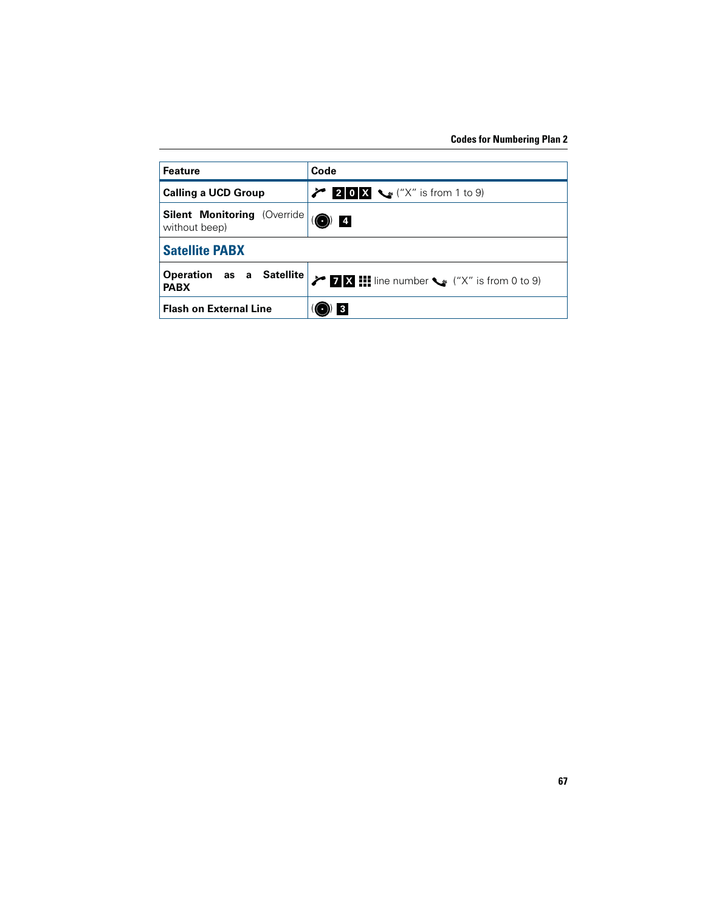| Feature | Code |
|---|---|
| **Calling a UCD Group** | 2 0 X ("X" is from 1 to 9) |
| **Silent Monitoring** (Override without beep) | ( ) 4 |
| **Satellite PABX** | |
| **Operation as a Satellite PABX** | 7 X line number ("X" is from 0 to 9) |
| **Flash on External Line** | ( ) 3 |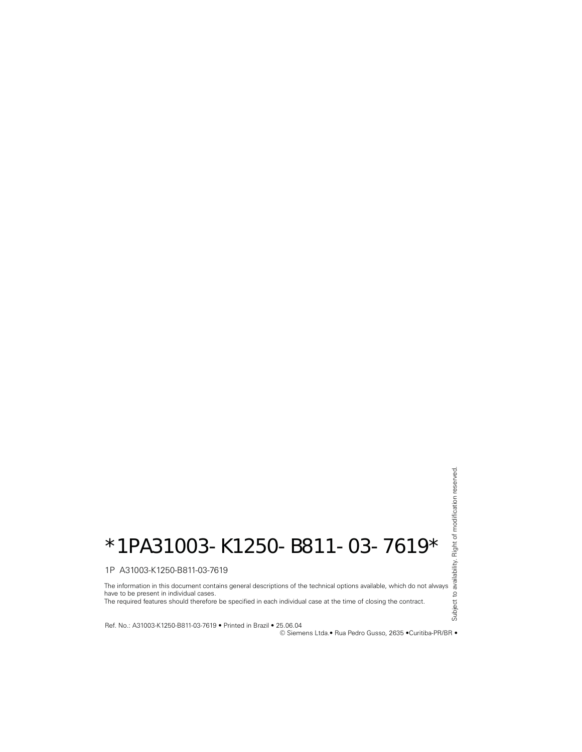*1PA31003-K1250-B811-03-7619*

1P A31003-K1250-B811-03-7619

The information in this document contains general descriptions of the technical options available, which do not always have to be present in individual cases.
The required features should therefore be specified in each individual case at the time of closing the contract.

Subject to availability. Right of modification reserved.

Ref. No.: A31003-K1250-B811-03-7619 • Printed in Brazil • 25.06.04
© Siemens Ltda.• Rua Pedro Gusso, 2635 •Curitiba-PR/BR •